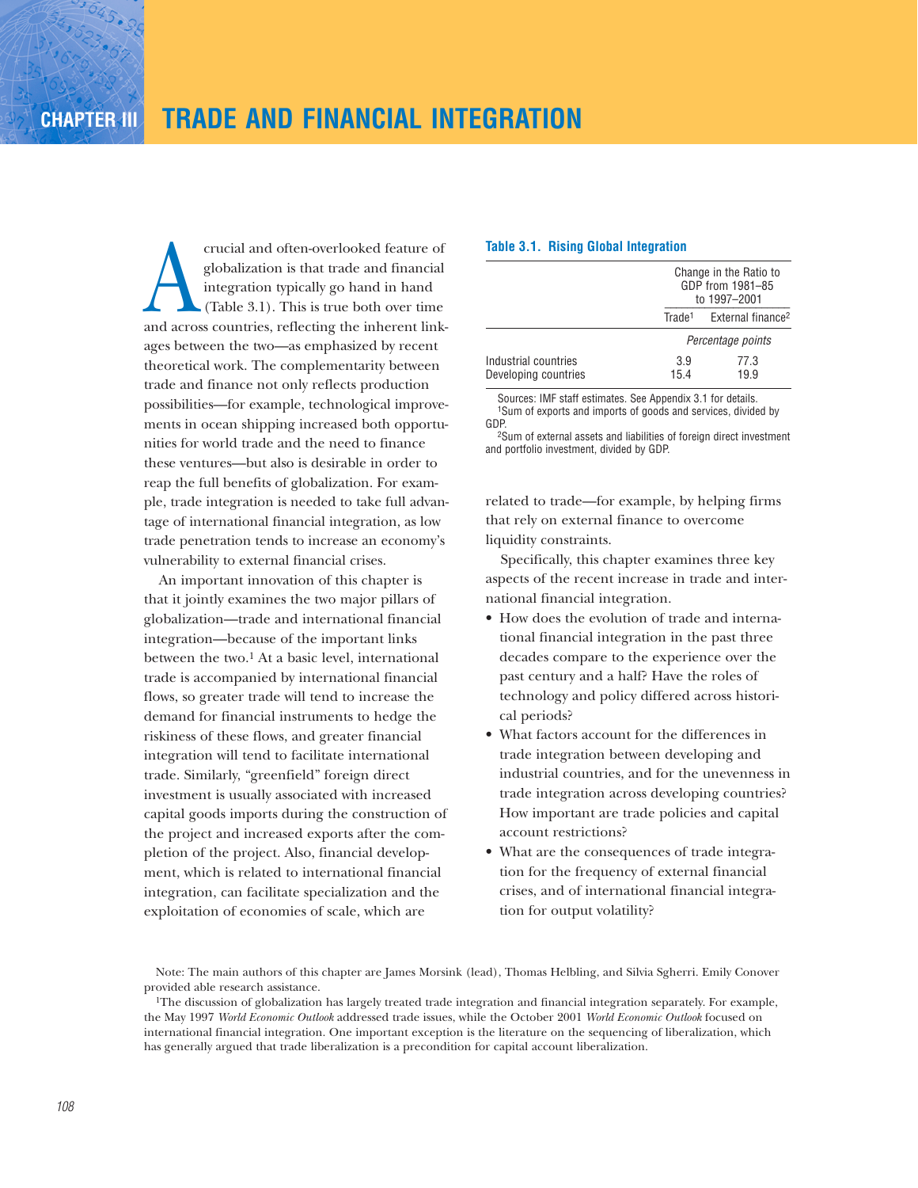# CHAPTER III TRADE AND FINANCIAL INTEGRATION

A crucial and often-overlooked feature of globalization is that trade and financial integration typically go hand in hand (Table 3.1). This is true both over time and across countries, reflecting the inherent linkages between the two—as emphasized by recent theoretical work. The complementarity between trade and finance not only reflects production possibilities—for example, technological improvements in ocean shipping increased both opportunities for world trade and the need to finance these ventures—but also is desirable in order to reap the full benefits of globalization. For example, trade integration is needed to take full advantage of international financial integration, as low trade penetration tends to increase an economy's vulnerability to external financial crises.

An important innovation of this chapter is that it jointly examines the two major pillars of globalization—trade and international financial integration—because of the important links between the two.[1] At a basic level, international trade is accompanied by international financial flows, so greater trade will tend to increase the demand for financial instruments to hedge the riskiness of these flows, and greater financial integration will tend to facilitate international trade. Similarly, "greenfield" foreign direct investment is usually associated with increased capital goods imports during the construction of the project and increased exports after the completion of the project. Also, financial development, which is related to international financial integration, can facilitate specialization and the exploitation of economies of scale, which are related to trade—for example, by helping firms that rely on external finance to overcome liquidity constraints.

**Table 3.1. Rising Global Integration**

| | Change in the Ratio to GDP from 1981–85 to 1997–2001 | |
|---|---|---|
| | Trade[1] | External finance[2] |
| | *Percentage points* | |
| Industrial countries | 3.9 | 77.3 |
| Developing countries | 15.4 | 19.9 |

Sources: IMF staff estimates. See Appendix 3.1 for details.
[1]Sum of exports and imports of goods and services, divided by GDP.
[2]Sum of external assets and liabilities of foreign direct investment and portfolio investment, divided by GDP.

Specifically, this chapter examines three key aspects of the recent increase in trade and international financial integration.

- How does the evolution of trade and international financial integration in the past three decades compare to the experience over the past century and a half? Have the roles of technology and policy differed across historical periods?
- What factors account for the differences in trade integration between developing and industrial countries, and for the unevenness in trade integration across developing countries? How important are trade policies and capital account restrictions?
- What are the consequences of trade integration for the frequency of external financial crises, and of international financial integration for output volatility?

Note: The main authors of this chapter are James Morsink (lead), Thomas Helbling, and Silvia Sgherri. Emily Conover provided able research assistance.

[1]The discussion of globalization has largely treated trade integration and financial integration separately. For example, the May 1997 *World Economic Outlook* addressed trade issues, while the October 2001 *World Economic Outlook* focused on international financial integration. One important exception is the literature on the sequencing of liberalization, which has generally argued that trade liberalization is a precondition for capital account liberalization.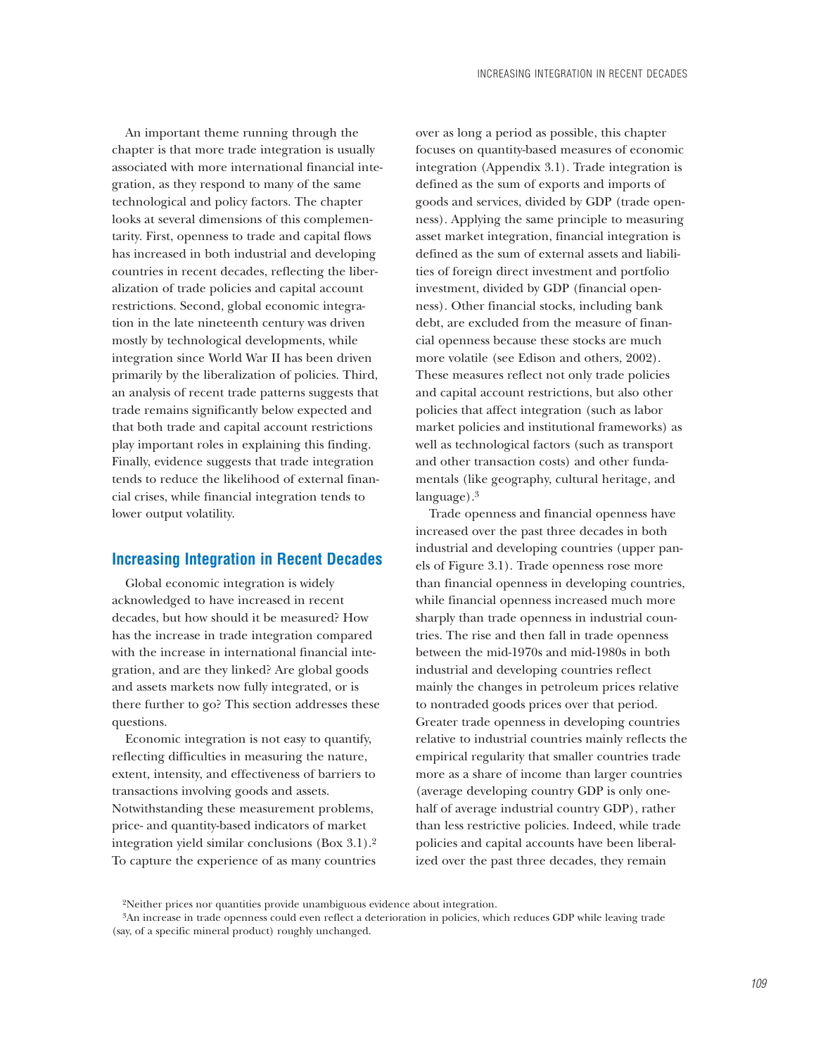An important theme running through the chapter is that more trade integration is usually associated with more international financial integration, as they respond to many of the same technological and policy factors. The chapter looks at several dimensions of this complementarity. First, openness to trade and capital flows has increased in both industrial and developing countries in recent decades, reflecting the liberalization of trade policies and capital account restrictions. Second, global economic integration in the late nineteenth century was driven mostly by technological developments, while integration since World War II has been driven primarily by the liberalization of policies. Third, an analysis of recent trade patterns suggests that trade remains significantly below expected and that both trade and capital account restrictions play important roles in explaining this finding. Finally, evidence suggests that trade integration tends to reduce the likelihood of external financial crises, while financial integration tends to lower output volatility.

## Increasing Integration in Recent Decades

Global economic integration is widely acknowledged to have increased in recent decades, but how should it be measured? How has the increase in trade integration compared with the increase in international financial integration, and are they linked? Are global goods and assets markets now fully integrated, or is there further to go? This section addresses these questions.

Economic integration is not easy to quantify, reflecting difficulties in measuring the nature, extent, intensity, and effectiveness of barriers to transactions involving goods and assets. Notwithstanding these measurement problems, price- and quantity-based indicators of market integration yield similar conclusions (Box 3.1).[2] To capture the experience of as many countries over as long a period as possible, this chapter focuses on quantity-based measures of economic integration (Appendix 3.1). Trade integration is defined as the sum of exports and imports of goods and services, divided by GDP (trade openness). Applying the same principle to measuring asset market integration, financial integration is defined as the sum of external assets and liabilities of foreign direct investment and portfolio investment, divided by GDP (financial openness). Other financial stocks, including bank debt, are excluded from the measure of financial openness because these stocks are much more volatile (see Edison and others, 2002). These measures reflect not only trade policies and capital account restrictions, but also other policies that affect integration (such as labor market policies and institutional frameworks) as well as technological factors (such as transport and other transaction costs) and other fundamentals (like geography, cultural heritage, and language).[3]

Trade openness and financial openness have increased over the past three decades in both industrial and developing countries (upper panels of Figure 3.1). Trade openness rose more than financial openness in developing countries, while financial openness increased much more sharply than trade openness in industrial countries. The rise and then fall in trade openness between the mid-1970s and mid-1980s in both industrial and developing countries reflect mainly the changes in petroleum prices relative to nontraded goods prices over that period. Greater trade openness in developing countries relative to industrial countries mainly reflects the empirical regularity that smaller countries trade more as a share of income than larger countries (average developing country GDP is only one-half of average industrial country GDP), rather than less restrictive policies. Indeed, while trade policies and capital accounts have been liberalized over the past three decades, they remain

[2]Neither prices nor quantities provide unambiguous evidence about integration.

[3]An increase in trade openness could even reflect a deterioration in policies, which reduces GDP while leaving trade (say, of a specific mineral product) roughly unchanged.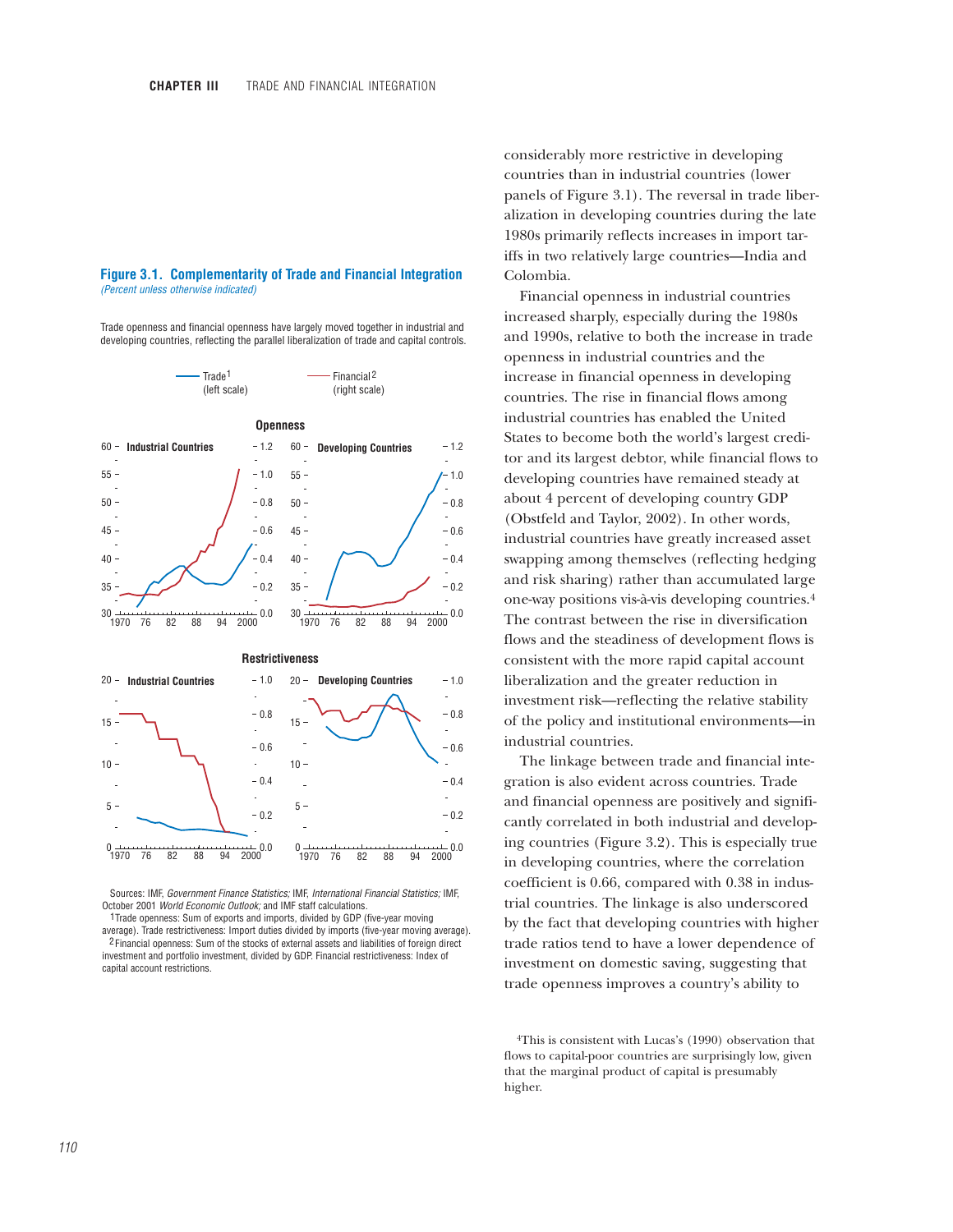**Figure 3.1. Complementarity of Trade and Financial Integration**
*(Percent unless otherwise indicated)*

Trade openness and financial openness have largely moved together in industrial and developing countries, reflecting the parallel liberalization of trade and capital controls.

Sources: IMF, *Government Finance Statistics;* IMF, *International Financial Statistics;* IMF, October 2001 *World Economic Outlook;* and IMF staff calculations.

[1] Trade openness: Sum of exports and imports, divided by GDP (five-year moving average). Trade restrictiveness: Import duties divided by imports (five-year moving average).

[2] Financial openness: Sum of the stocks of external assets and liabilities of foreign direct investment and portfolio investment, divided by GDP. Financial restrictiveness: Index of capital account restrictions.

considerably more restrictive in developing countries than in industrial countries (lower panels of Figure 3.1). The reversal in trade liberalization in developing countries during the late 1980s primarily reflects increases in import tariffs in two relatively large countries—India and Colombia.

Financial openness in industrial countries increased sharply, especially during the 1980s and 1990s, relative to both the increase in trade openness in industrial countries and the increase in financial openness in developing countries. The rise in financial flows among industrial countries has enabled the United States to become both the world's largest creditor and its largest debtor, while financial flows to developing countries have remained steady at about 4 percent of developing country GDP (Obstfeld and Taylor, 2002). In other words, industrial countries have greatly increased asset swapping among themselves (reflecting hedging and risk sharing) rather than accumulated large one-way positions vis-à-vis developing countries.[4] The contrast between the rise in diversification flows and the steadiness of development flows is consistent with the more rapid capital account liberalization and the greater reduction in investment risk—reflecting the relative stability of the policy and institutional environments—in industrial countries.

The linkage between trade and financial integration is also evident across countries. Trade and financial openness are positively and significantly correlated in both industrial and developing countries (Figure 3.2). This is especially true in developing countries, where the correlation coefficient is 0.66, compared with 0.38 in industrial countries. The linkage is also underscored by the fact that developing countries with higher trade ratios tend to have a lower dependence of investment on domestic saving, suggesting that trade openness improves a country's ability to

[4] This is consistent with Lucas's (1990) observation that flows to capital-poor countries are surprisingly low, given that the marginal product of capital is presumably higher.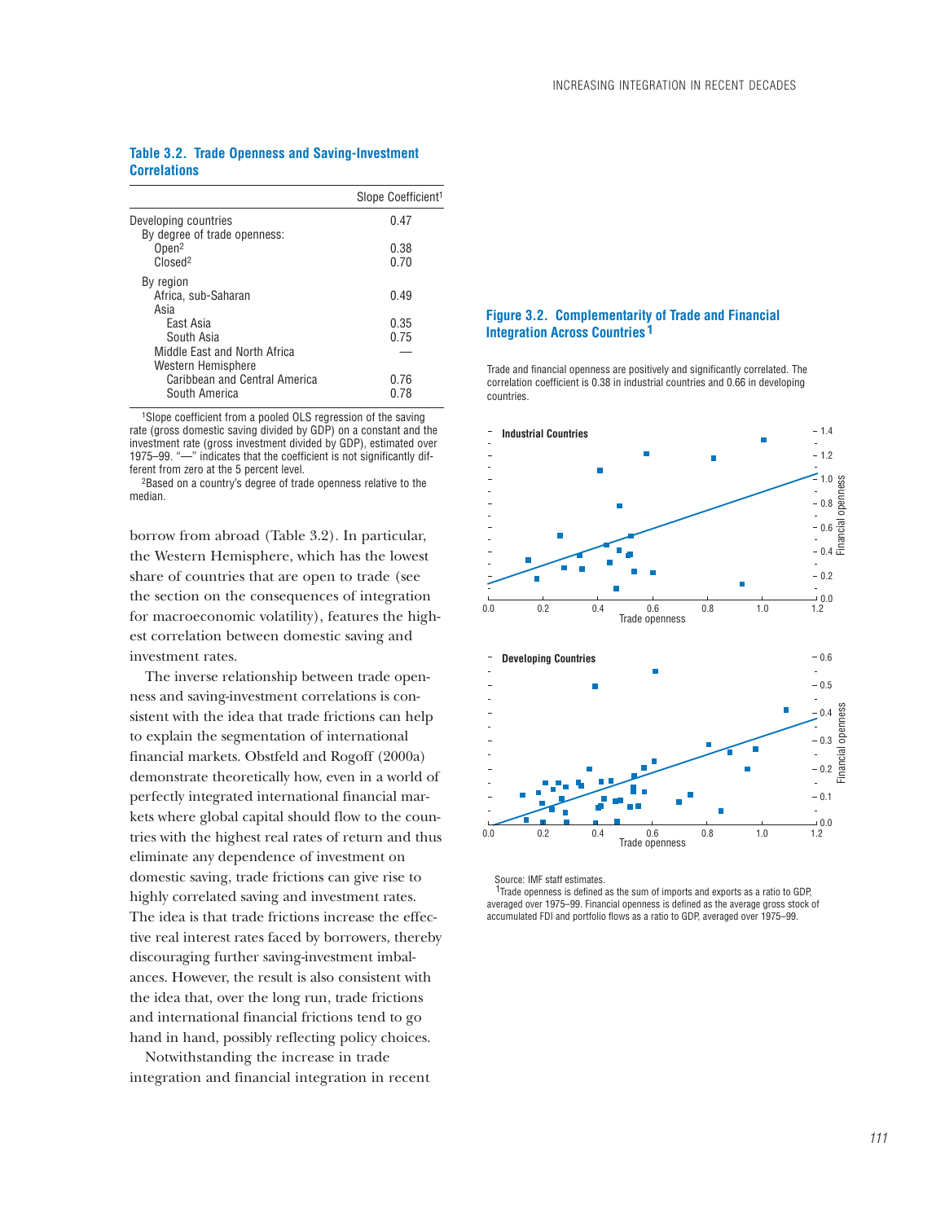### Table 3.2. Trade Openness and Saving-Investment Correlations

| | Slope Coefficient[1] |
|---|---|
| Developing countries | 0.47 |
| By degree of trade openness: | |
| Open[2] | 0.38 |
| Closed[2] | 0.70 |
| By region | |
| Africa, sub-Saharan | 0.49 |
| Asia | |
| East Asia | 0.35 |
| South Asia | 0.75 |
| Middle East and North Africa | — |
| Western Hemisphere | |
| Caribbean and Central America | 0.76 |
| South America | 0.78 |

[1]Slope coefficient from a pooled OLS regression of the saving rate (gross domestic saving divided by GDP) on a constant and the investment rate (gross investment divided by GDP), estimated over 1975–99. "—" indicates that the coefficient is not significantly different from zero at the 5 percent level.

[2]Based on a country's degree of trade openness relative to the median.

borrow from abroad (Table 3.2). In particular, the Western Hemisphere, which has the lowest share of countries that are open to trade (see the section on the consequences of integration for macroeconomic volatility), features the highest correlation between domestic saving and investment rates.

The inverse relationship between trade openness and saving-investment correlations is consistent with the idea that trade frictions can help to explain the segmentation of international financial markets. Obstfeld and Rogoff (2000a) demonstrate theoretically how, even in a world of perfectly integrated international financial markets where global capital should flow to the countries with the highest real rates of return and thus eliminate any dependence of investment on domestic saving, trade frictions can give rise to highly correlated saving and investment rates. The idea is that trade frictions increase the effective real interest rates faced by borrowers, thereby discouraging further saving-investment imbalances. However, the result is also consistent with the idea that, over the long run, trade frictions and international financial frictions tend to go hand in hand, possibly reflecting policy choices.

Notwithstanding the increase in trade integration and financial integration in recent

### Figure 3.2. Complementarity of Trade and Financial Integration Across Countries[1]

Trade and financial openness are positively and significantly correlated. The correlation coefficient is 0.38 in industrial countries and 0.66 in developing countries.

Source: IMF staff estimates.

[1]Trade openness is defined as the sum of imports and exports as a ratio to GDP, averaged over 1975–99. Financial openness is defined as the average gross stock of accumulated FDI and portfolio flows as a ratio to GDP, averaged over 1975–99.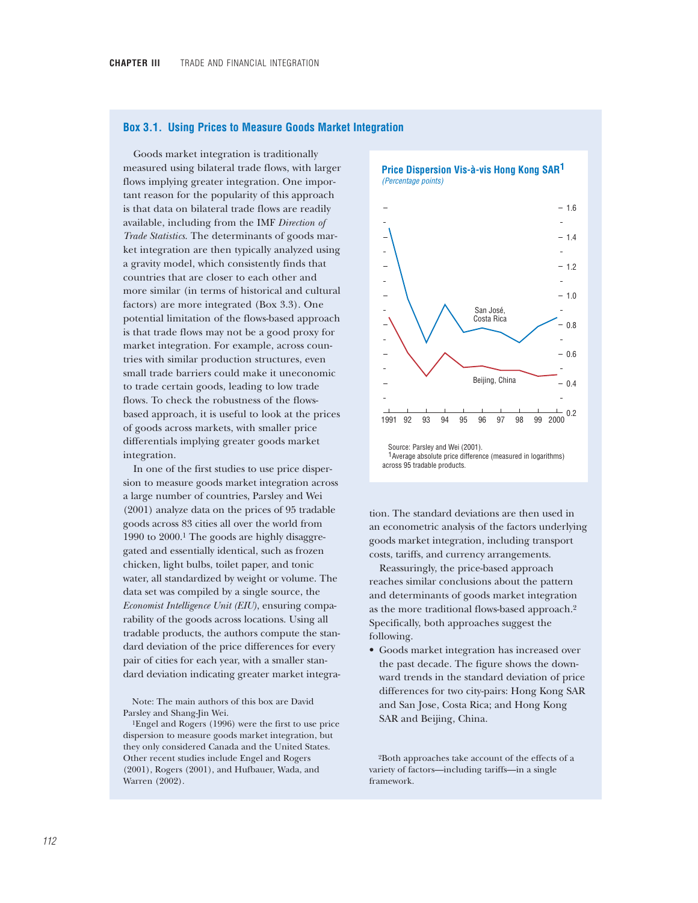## Box 3.1. Using Prices to Measure Goods Market Integration

Goods market integration is traditionally measured using bilateral trade flows, with larger flows implying greater integration. One important reason for the popularity of this approach is that data on bilateral trade flows are readily available, including from the IMF *Direction of Trade Statistics.* The determinants of goods market integration are then typically analyzed using a gravity model, which consistently finds that countries that are closer to each other and more similar (in terms of historical and cultural factors) are more integrated (Box 3.3). One potential limitation of the flows-based approach is that trade flows may not be a good proxy for market integration. For example, across countries with similar production structures, even small trade barriers could make it uneconomic to trade certain goods, leading to low trade flows. To check the robustness of the flows-based approach, it is useful to look at the prices of goods across markets, with smaller price differentials implying greater goods market integration.

In one of the first studies to use price dispersion to measure goods market integration across a large number of countries, Parsley and Wei (2001) analyze data on the prices of 95 tradable goods across 83 cities all over the world from 1990 to 2000.[1] The goods are highly disaggregated and essentially identical, such as frozen chicken, light bulbs, toilet paper, and tonic water, all standardized by weight or volume. The data set was compiled by a single source, the *Economist Intelligence Unit (EIU)*, ensuring comparability of the goods across locations. Using all tradable products, the authors compute the standard deviation of the price differences for every pair of cities for each year, with a smaller standard deviation indicating greater market integration. The standard deviations are then used in an econometric analysis of the factors underlying goods market integration, including transport costs, tariffs, and currency arrangements.

**Price Dispersion Vis-à-vis Hong Kong SAR[1]**
*(Percentage points)*

Source: Parsley and Wei (2001).
[1]Average absolute price difference (measured in logarithms) across 95 tradable products.

Reassuringly, the price-based approach reaches similar conclusions about the pattern and determinants of goods market integration as the more traditional flows-based approach.[2] Specifically, both approaches suggest the following.

- Goods market integration has increased over the past decade. The figure shows the downward trends in the standard deviation of price differences for two city-pairs: Hong Kong SAR and San Jose, Costa Rica; and Hong Kong SAR and Beijing, China.

Note: The main authors of this box are David Parsley and Shang-Jin Wei.

[1]Engel and Rogers (1996) were the first to use price dispersion to measure goods market integration, but they only considered Canada and the United States. Other recent studies include Engel and Rogers (2001), Rogers (2001), and Hufbauer, Wada, and Warren (2002).

[2]Both approaches take account of the effects of a variety of factors—including tariffs—in a single framework.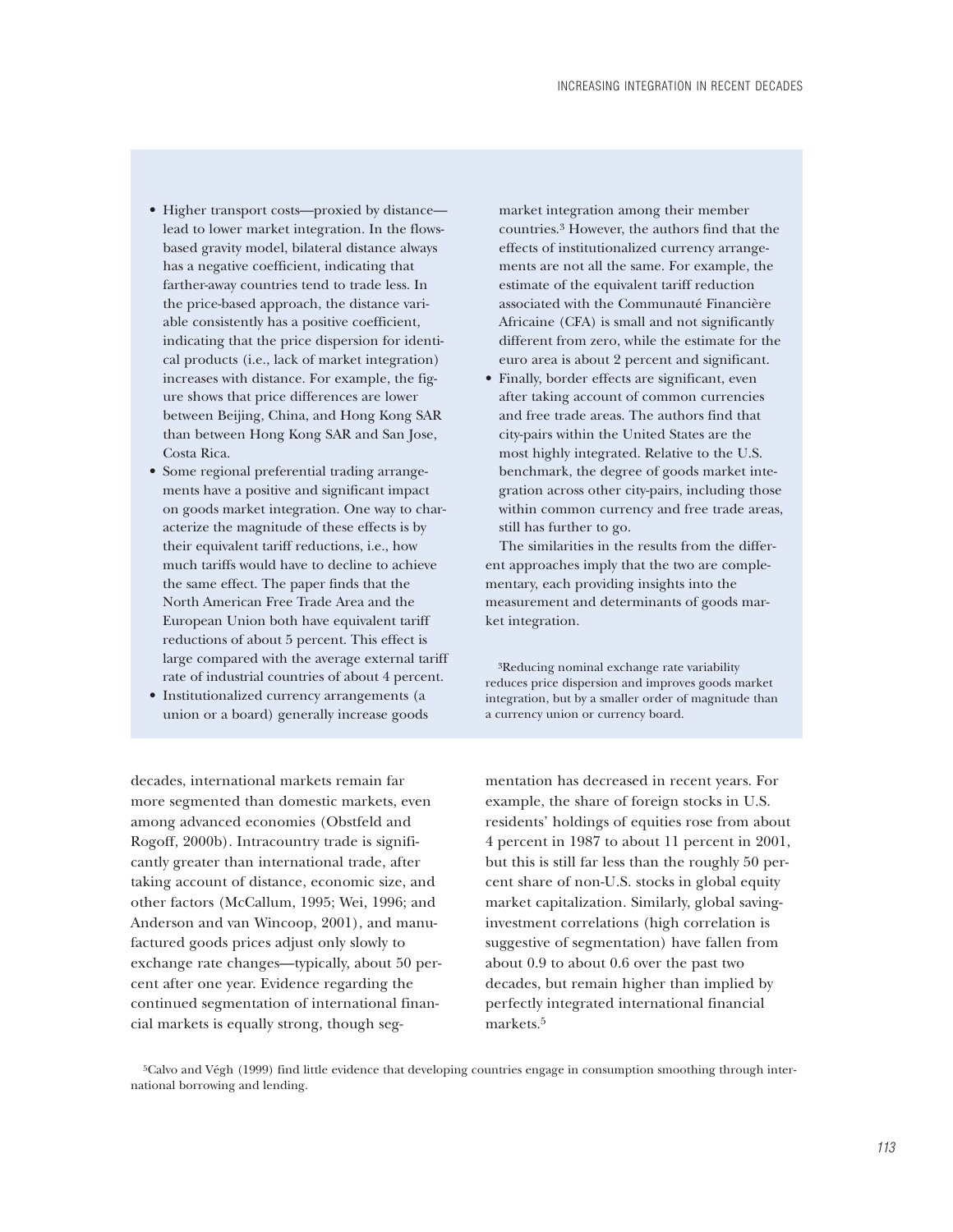- Higher transport costs—proxied by distance—lead to lower market integration. In the flows-based gravity model, bilateral distance always has a negative coefficient, indicating that farther-away countries tend to trade less. In the price-based approach, the distance variable consistently has a positive coefficient, indicating that the price dispersion for identical products (i.e., lack of market integration) increases with distance. For example, the figure shows that price differences are lower between Beijing, China, and Hong Kong SAR than between Hong Kong SAR and San Jose, Costa Rica.
- Some regional preferential trading arrangements have a positive and significant impact on goods market integration. One way to characterize the magnitude of these effects is by their equivalent tariff reductions, i.e., how much tariffs would have to decline to achieve the same effect. The paper finds that the North American Free Trade Area and the European Union both have equivalent tariff reductions of about 5 percent. This effect is large compared with the average external tariff rate of industrial countries of about 4 percent.
- Institutionalized currency arrangements (a union or a board) generally increase goods market integration among their member countries.[3] However, the authors find that the effects of institutionalized currency arrangements are not all the same. For example, the estimate of the equivalent tariff reduction associated with the Communauté Financière Africaine (CFA) is small and not significantly different from zero, while the estimate for the euro area is about 2 percent and significant.
- Finally, border effects are significant, even after taking account of common currencies and free trade areas. The authors find that city-pairs within the United States are the most highly integrated. Relative to the U.S. benchmark, the degree of goods market integration across other city-pairs, including those within common currency and free trade areas, still has further to go.

The similarities in the results from the different approaches imply that the two are complementary, each providing insights into the measurement and determinants of goods market integration.

[3]Reducing nominal exchange rate variability reduces price dispersion and improves goods market integration, but by a smaller order of magnitude than a currency union or currency board.

decades, international markets remain far more segmented than domestic markets, even among advanced economies (Obstfeld and Rogoff, 2000b). Intracountry trade is significantly greater than international trade, after taking account of distance, economic size, and other factors (McCallum, 1995; Wei, 1996; and Anderson and van Wincoop, 2001), and manufactured goods prices adjust only slowly to exchange rate changes—typically, about 50 percent after one year. Evidence regarding the continued segmentation of international financial markets is equally strong, though segmentation has decreased in recent years. For example, the share of foreign stocks in U.S. residents' holdings of equities rose from about 4 percent in 1987 to about 11 percent in 2001, but this is still far less than the roughly 50 percent share of non-U.S. stocks in global equity market capitalization. Similarly, global saving-investment correlations (high correlation is suggestive of segmentation) have fallen from about 0.9 to about 0.6 over the past two decades, but remain higher than implied by perfectly integrated international financial markets.[5]

[5]Calvo and Végh (1999) find little evidence that developing countries engage in consumption smoothing through international borrowing and lending.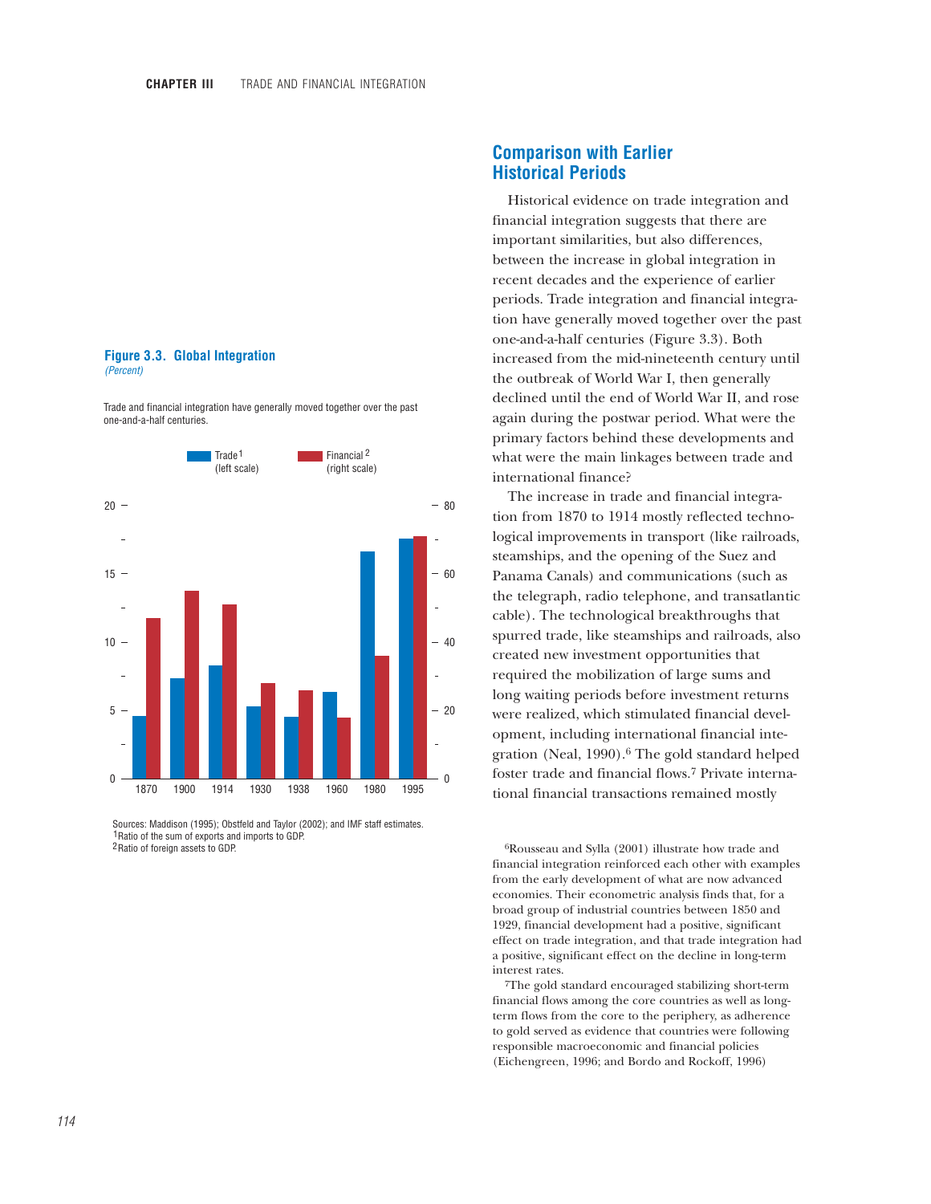## Comparison with Earlier Historical Periods

Historical evidence on trade integration and financial integration suggests that there are important similarities, but also differences, between the increase in global integration in recent decades and the experience of earlier periods. Trade integration and financial integration have generally moved together over the past one-and-a-half centuries (Figure 3.3). Both increased from the mid-nineteenth century until the outbreak of World War I, then generally declined until the end of World War II, and rose again during the postwar period. What were the primary factors behind these developments and what were the main linkages between trade and international finance?

The increase in trade and financial integration from 1870 to 1914 mostly reflected technological improvements in transport (like railroads, steamships, and the opening of the Suez and Panama Canals) and communications (such as the telegraph, radio telephone, and transatlantic cable). The technological breakthroughs that spurred trade, like steamships and railroads, also created new investment opportunities that required the mobilization of large sums and long waiting periods before investment returns were realized, which stimulated financial development, including international financial integration (Neal, 1990).[6] The gold standard helped foster trade and financial flows.[7] Private international financial transactions remained mostly

**Figure 3.3. Global Integration**
*(Percent)*

Trade and financial integration have generally moved together over the past one-and-a-half centuries.

Sources: Maddison (1995); Obstfeld and Taylor (2002); and IMF staff estimates.
[1]Ratio of the sum of exports and imports to GDP.
[2]Ratio of foreign assets to GDP.

[6]Rousseau and Sylla (2001) illustrate how trade and financial integration reinforced each other with examples from the early development of what are now advanced economies. Their econometric analysis finds that, for a broad group of industrial countries between 1850 and 1929, financial development had a positive, significant effect on trade integration, and that trade integration had a positive, significant effect on the decline in long-term interest rates.

[7]The gold standard encouraged stabilizing short-term financial flows among the core countries as well as long-term flows from the core to the periphery, as adherence to gold served as evidence that countries were following responsible macroeconomic and financial policies (Eichengreen, 1996; and Bordo and Rockoff, 1996)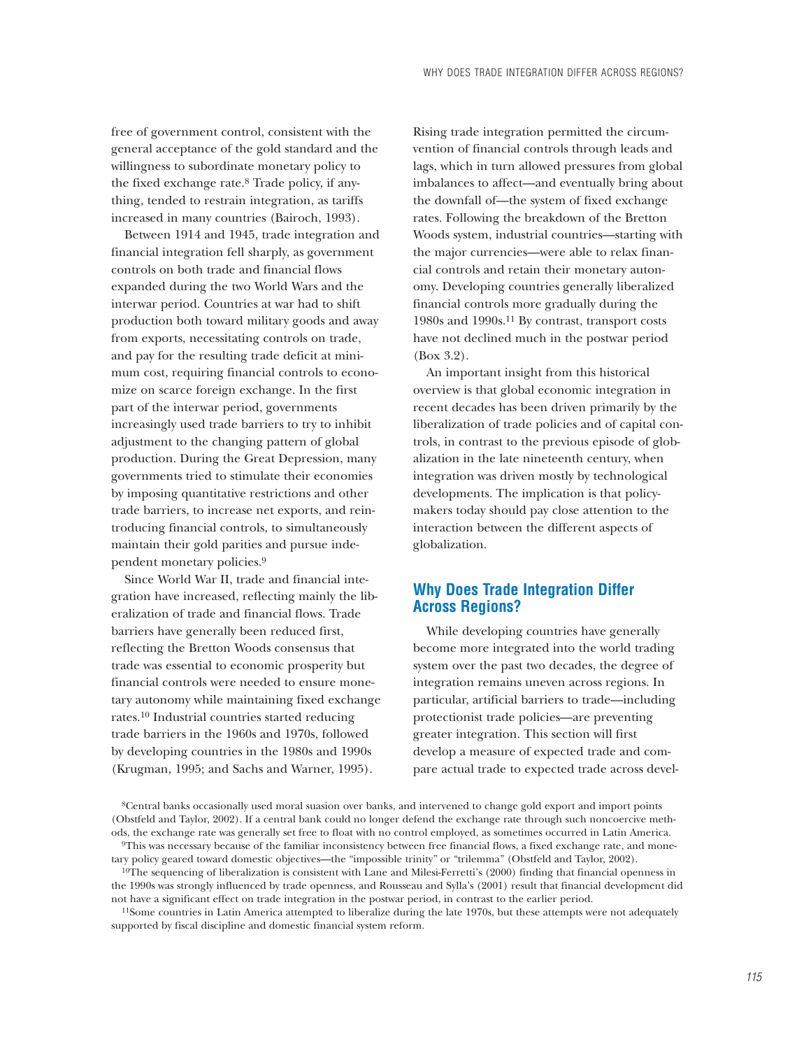free of government control, consistent with the general acceptance of the gold standard and the willingness to subordinate monetary policy to the fixed exchange rate.[8] Trade policy, if anything, tended to restrain integration, as tariffs increased in many countries (Bairoch, 1993).

Between 1914 and 1945, trade integration and financial integration fell sharply, as government controls on both trade and financial flows expanded during the two World Wars and the interwar period. Countries at war had to shift production both toward military goods and away from exports, necessitating controls on trade, and pay for the resulting trade deficit at minimum cost, requiring financial controls to economize on scarce foreign exchange. In the first part of the interwar period, governments increasingly used trade barriers to try to inhibit adjustment to the changing pattern of global production. During the Great Depression, many governments tried to stimulate their economies by imposing quantitative restrictions and other trade barriers, to increase net exports, and reintroducing financial controls, to simultaneously maintain their gold parities and pursue independent monetary policies.[9]

Since World War II, trade and financial integration have increased, reflecting mainly the liberalization of trade and financial flows. Trade barriers have generally been reduced first, reflecting the Bretton Woods consensus that trade was essential to economic prosperity but financial controls were needed to ensure monetary autonomy while maintaining fixed exchange rates.[10] Industrial countries started reducing trade barriers in the 1960s and 1970s, followed by developing countries in the 1980s and 1990s (Krugman, 1995; and Sachs and Warner, 1995). Rising trade integration permitted the circumvention of financial controls through leads and lags, which in turn allowed pressures from global imbalances to affect—and eventually bring about the downfall of—the system of fixed exchange rates. Following the breakdown of the Bretton Woods system, industrial countries—starting with the major currencies—were able to relax financial controls and retain their monetary autonomy. Developing countries generally liberalized financial controls more gradually during the 1980s and 1990s.[11] By contrast, transport costs have not declined much in the postwar period (Box 3.2).

An important insight from this historical overview is that global economic integration in recent decades has been driven primarily by the liberalization of trade policies and of capital controls, in contrast to the previous episode of globalization in the late nineteenth century, when integration was driven mostly by technological developments. The implication is that policymakers today should pay close attention to the interaction between the different aspects of globalization.

## Why Does Trade Integration Differ Across Regions?

While developing countries have generally become more integrated into the world trading system over the past two decades, the degree of integration remains uneven across regions. In particular, artificial barriers to trade—including protectionist trade policies—are preventing greater integration. This section will first develop a measure of expected trade and compare actual trade to expected trade across devel-

---

[8] Central banks occasionally used moral suasion over banks, and intervened to change gold export and import points (Obstfeld and Taylor, 2002). If a central bank could no longer defend the exchange rate through such noncoercive methods, the exchange rate was generally set free to float with no control employed, as sometimes occurred in Latin America.

[9] This was necessary because of the familiar inconsistency between free financial flows, a fixed exchange rate, and monetary policy geared toward domestic objectives—the "impossible trinity" or "trilemma" (Obstfeld and Taylor, 2002).

[10] The sequencing of liberalization is consistent with Lane and Milesi-Ferretti's (2000) finding that financial openness in the 1990s was strongly influenced by trade openness, and Rousseau and Sylla's (2001) result that financial development did not have a significant effect on trade integration in the postwar period, in contrast to the earlier period.

[11] Some countries in Latin America attempted to liberalize during the late 1970s, but these attempts were not adequately supported by fiscal discipline and domestic financial system reform.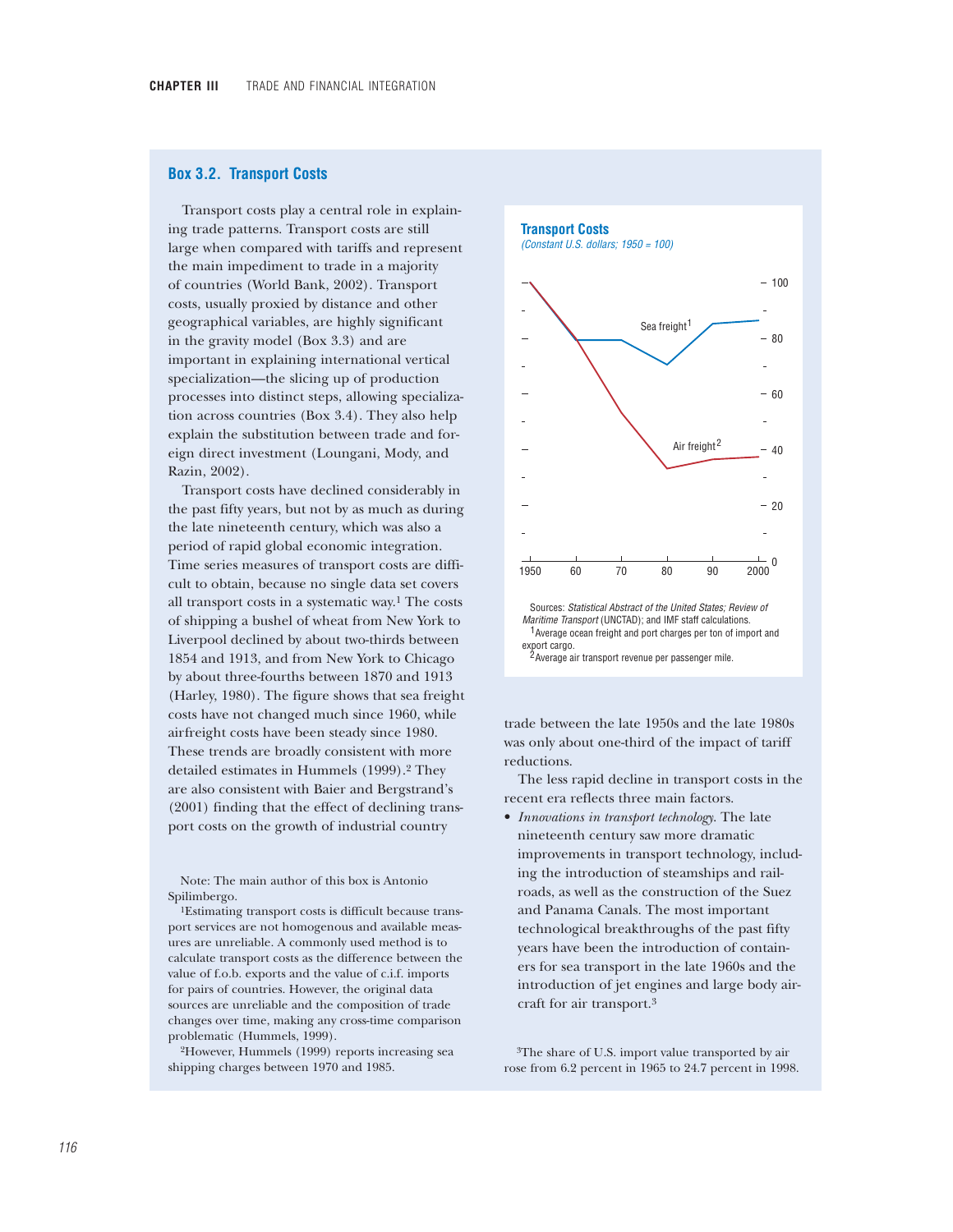## Box 3.2. Transport Costs

Transport costs play a central role in explaining trade patterns. Transport costs are still large when compared with tariffs and represent the main impediment to trade in a majority of countries (World Bank, 2002). Transport costs, usually proxied by distance and other geographical variables, are highly significant in the gravity model (Box 3.3) and are important in explaining international vertical specialization—the slicing up of production processes into distinct steps, allowing specialization across countries (Box 3.4). They also help explain the substitution between trade and foreign direct investment (Loungani, Mody, and Razin, 2002).

Transport costs have declined considerably in the past fifty years, but not by as much as during the late nineteenth century, which was also a period of rapid global economic integration. Time series measures of transport costs are difficult to obtain, because no single data set covers all transport costs in a systematic way.[1] The costs of shipping a bushel of wheat from New York to Liverpool declined by about two-thirds between 1854 and 1913, and from New York to Chicago by about three-fourths between 1870 and 1913 (Harley, 1980). The figure shows that sea freight costs have not changed much since 1960, while airfreight costs have been steady since 1980. These trends are broadly consistent with more detailed estimates in Hummels (1999).[2] They are also consistent with Baier and Bergstrand's (2001) finding that the effect of declining transport costs on the growth of industrial country trade between the late 1950s and the late 1980s was only about one-third of the impact of tariff reductions.

**Transport Costs**
*(Constant U.S. dollars; 1950 = 100)*

Sources: *Statistical Abstract of the United States; Review of Maritime Transport* (UNCTAD); and IMF staff calculations.
[1]Average ocean freight and port charges per ton of import and export cargo.
[2]Average air transport revenue per passenger mile.

The less rapid decline in transport costs in the recent era reflects three main factors.

- *Innovations in transport technology.* The late nineteenth century saw more dramatic improvements in transport technology, including the introduction of steamships and railroads, as well as the construction of the Suez and Panama Canals. The most important technological breakthroughs of the past fifty years have been the introduction of containers for sea transport in the late 1960s and the introduction of jet engines and large body aircraft for air transport.[3]

Note: The main author of this box is Antonio Spilimbergo.

[1]Estimating transport costs is difficult because transport services are not homogenous and available measures are unreliable. A commonly used method is to calculate transport costs as the difference between the value of f.o.b. exports and the value of c.i.f. imports for pairs of countries. However, the original data sources are unreliable and the composition of trade changes over time, making any cross-time comparison problematic (Hummels, 1999).

[2]However, Hummels (1999) reports increasing sea shipping charges between 1970 and 1985.

[3]The share of U.S. import value transported by air rose from 6.2 percent in 1965 to 24.7 percent in 1998.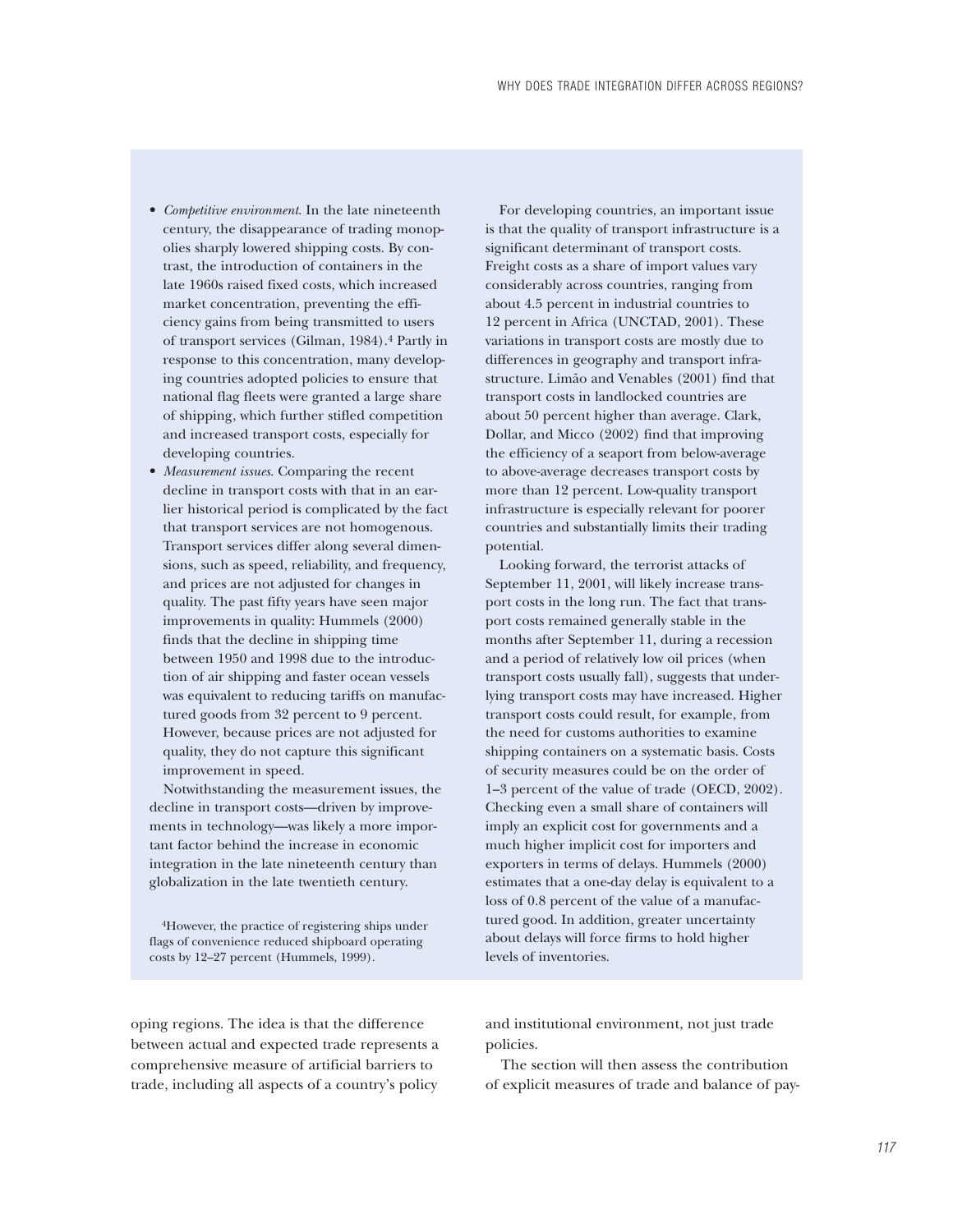- *Competitive environment*. In the late nineteenth century, the disappearance of trading monopolies sharply lowered shipping costs. By contrast, the introduction of containers in the late 1960s raised fixed costs, which increased market concentration, preventing the efficiency gains from being transmitted to users of transport services (Gilman, 1984).[4] Partly in response to this concentration, many developing countries adopted policies to ensure that national flag fleets were granted a large share of shipping, which further stifled competition and increased transport costs, especially for developing countries.
- *Measurement issues*. Comparing the recent decline in transport costs with that in an earlier historical period is complicated by the fact that transport services are not homogenous. Transport services differ along several dimensions, such as speed, reliability, and frequency, and prices are not adjusted for changes in quality. The past fifty years have seen major improvements in quality: Hummels (2000) finds that the decline in shipping time between 1950 and 1998 due to the introduction of air shipping and faster ocean vessels was equivalent to reducing tariffs on manufactured goods from 32 percent to 9 percent. However, because prices are not adjusted for quality, they do not capture this significant improvement in speed.

Notwithstanding the measurement issues, the decline in transport costs—driven by improvements in technology—was likely a more important factor behind the increase in economic integration in the late nineteenth century than globalization in the late twentieth century.

[4]However, the practice of registering ships under flags of convenience reduced shipboard operating costs by 12–27 percent (Hummels, 1999).

For developing countries, an important issue is that the quality of transport infrastructure is a significant determinant of transport costs. Freight costs as a share of import values vary considerably across countries, ranging from about 4.5 percent in industrial countries to 12 percent in Africa (UNCTAD, 2001). These variations in transport costs are mostly due to differences in geography and transport infrastructure. Limão and Venables (2001) find that transport costs in landlocked countries are about 50 percent higher than average. Clark, Dollar, and Micco (2002) find that improving the efficiency of a seaport from below-average to above-average decreases transport costs by more than 12 percent. Low-quality transport infrastructure is especially relevant for poorer countries and substantially limits their trading potential.

Looking forward, the terrorist attacks of September 11, 2001, will likely increase transport costs in the long run. The fact that transport costs remained generally stable in the months after September 11, during a recession and a period of relatively low oil prices (when transport costs usually fall), suggests that underlying transport costs may have increased. Higher transport costs could result, for example, from the need for customs authorities to examine shipping containers on a systematic basis. Costs of security measures could be on the order of 1–3 percent of the value of trade (OECD, 2002). Checking even a small share of containers will imply an explicit cost for governments and a much higher implicit cost for importers and exporters in terms of delays. Hummels (2000) estimates that a one-day delay is equivalent to a loss of 0.8 percent of the value of a manufactured good. In addition, greater uncertainty about delays will force firms to hold higher levels of inventories.

oping regions. The idea is that the difference between actual and expected trade represents a comprehensive measure of artificial barriers to trade, including all aspects of a country's policy and institutional environment, not just trade policies.

The section will then assess the contribution of explicit measures of trade and balance of pay-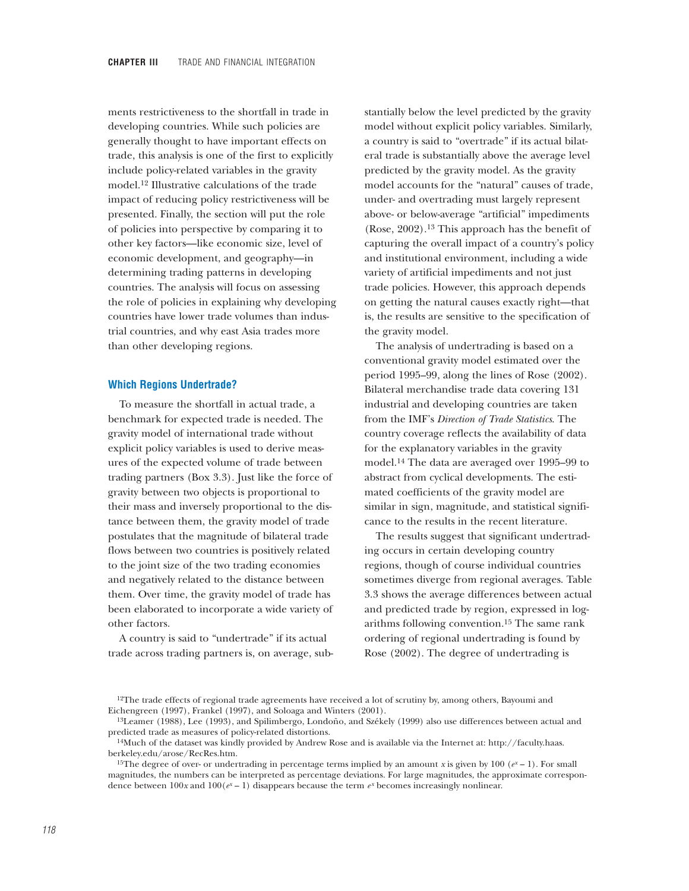ments restrictiveness to the shortfall in trade in developing countries. While such policies are generally thought to have important effects on trade, this analysis is one of the first to explicitly include policy-related variables in the gravity model.[12] Illustrative calculations of the trade impact of reducing policy restrictiveness will be presented. Finally, the section will put the role of policies into perspective by comparing it to other key factors—like economic size, level of economic development, and geography—in determining trading patterns in developing countries. The analysis will focus on assessing the role of policies in explaining why developing countries have lower trade volumes than industrial countries, and why east Asia trades more than other developing regions.

### Which Regions Undertrade?

To measure the shortfall in actual trade, a benchmark for expected trade is needed. The gravity model of international trade without explicit policy variables is used to derive measures of the expected volume of trade between trading partners (Box 3.3). Just like the force of gravity between two objects is proportional to their mass and inversely proportional to the distance between them, the gravity model of trade postulates that the magnitude of bilateral trade flows between two countries is positively related to the joint size of the two trading economies and negatively related to the distance between them. Over time, the gravity model of trade has been elaborated to incorporate a wide variety of other factors.

A country is said to "undertrade" if its actual trade across trading partners is, on average, substantially below the level predicted by the gravity model without explicit policy variables. Similarly, a country is said to "overtrade" if its actual bilateral trade is substantially above the average level predicted by the gravity model. As the gravity model accounts for the "natural" causes of trade, under- and overtrading must largely represent above- or below-average "artificial" impediments (Rose, 2002).[13] This approach has the benefit of capturing the overall impact of a country's policy and institutional environment, including a wide variety of artificial impediments and not just trade policies. However, this approach depends on getting the natural causes exactly right—that is, the results are sensitive to the specification of the gravity model.

The analysis of undertrading is based on a conventional gravity model estimated over the period 1995–99, along the lines of Rose (2002). Bilateral merchandise trade data covering 131 industrial and developing countries are taken from the IMF's *Direction of Trade Statistics*. The country coverage reflects the availability of data for the explanatory variables in the gravity model.[14] The data are averaged over 1995–99 to abstract from cyclical developments. The estimated coefficients of the gravity model are similar in sign, magnitude, and statistical significance to the results in the recent literature.

The results suggest that significant undertrading occurs in certain developing country regions, though of course individual countries sometimes diverge from regional averages. Table 3.3 shows the average differences between actual and predicted trade by region, expressed in logarithms following convention.[15] The same rank ordering of regional undertrading is found by Rose (2002). The degree of undertrading is

[12]The trade effects of regional trade agreements have received a lot of scrutiny by, among others, Bayoumi and Eichengreen (1997), Frankel (1997), and Soloaga and Winters (2001).

[13]Leamer (1988), Lee (1993), and Spilimbergo, Londoño, and Székely (1999) also use differences between actual and predicted trade as measures of policy-related distortions.

[14]Much of the dataset was kindly provided by Andrew Rose and is available via the Internet at: http://faculty.haas.berkeley.edu/arose/RecRes.htm.

[15]The degree of over- or undertrading in percentage terms implied by an amount $x$ is given by $100\ (e^x - 1)$. For small magnitudes, the numbers can be interpreted as percentage deviations. For large magnitudes, the approximate correspondence between $100x$ and $100(e^x - 1)$ disappears because the term $e^x$ becomes increasingly nonlinear.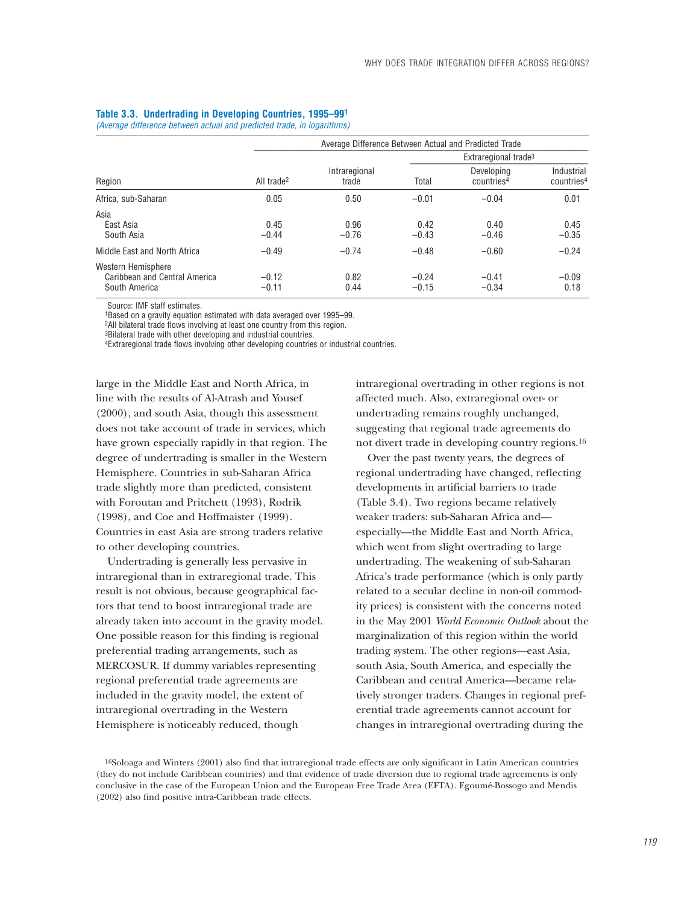**Table 3.3. Undertrading in Developing Countries, 1995–99[1]**
*(Average difference between actual and predicted trade, in logarithms)*

| | Average Difference Between Actual and Predicted Trade | | | | |
|---|---|---|---|---|---|
| | | | Extraregional trade[3] | | |
| Region | All trade[2] | Intraregional trade | Total | Developing countries[4] | Industrial countries[4] |
| Africa, sub-Saharan | 0.05 | 0.50 | −0.01 | −0.04 | 0.01 |
| Asia | | | | | |
| East Asia | 0.45 | 0.96 | 0.42 | 0.40 | 0.45 |
| South Asia | −0.44 | −0.76 | −0.43 | −0.46 | −0.35 |
| Middle East and North Africa | −0.49 | −0.74 | −0.48 | −0.60 | −0.24 |
| Western Hemisphere | | | | | |
| Caribbean and Central America | −0.12 | 0.82 | −0.24 | −0.41 | −0.09 |
| South America | −0.11 | 0.44 | −0.15 | −0.34 | 0.18 |

Source: IMF staff estimates.
[1]Based on a gravity equation estimated with data averaged over 1995–99.
[2]All bilateral trade flows involving at least one country from this region.
[3]Bilateral trade with other developing and industrial countries.
[4]Extraregional trade flows involving other developing countries or industrial countries.

large in the Middle East and North Africa, in line with the results of Al-Atrash and Yousef (2000), and south Asia, though this assessment does not take account of trade in services, which have grown especially rapidly in that region. The degree of undertrading is smaller in the Western Hemisphere. Countries in sub-Saharan Africa trade slightly more than predicted, consistent with Foroutan and Pritchett (1993), Rodrik (1998), and Coe and Hoffmaister (1999). Countries in east Asia are strong traders relative to other developing countries.

Undertrading is generally less pervasive in intraregional than in extraregional trade. This result is not obvious, because geographical factors that tend to boost intraregional trade are already taken into account in the gravity model. One possible reason for this finding is regional preferential trading arrangements, such as MERCOSUR. If dummy variables representing regional preferential trade agreements are included in the gravity model, the extent of intraregional overtrading in the Western Hemisphere is noticeably reduced, though intraregional overtrading in other regions is not affected much. Also, extraregional over- or undertrading remains roughly unchanged, suggesting that regional trade agreements do not divert trade in developing country regions.[16]

Over the past twenty years, the degrees of regional undertrading have changed, reflecting developments in artificial barriers to trade (Table 3.4). Two regions became relatively weaker traders: sub-Saharan Africa and—especially—the Middle East and North Africa, which went from slight overtrading to large undertrading. The weakening of sub-Saharan Africa's trade performance (which is only partly related to a secular decline in non-oil commodity prices) is consistent with the concerns noted in the May 2001 *World Economic Outlook* about the marginalization of this region within the world trading system. The other regions—east Asia, south Asia, South America, and especially the Caribbean and central America—became relatively stronger traders. Changes in regional preferential trade agreements cannot account for changes in intraregional overtrading during the

[16]Soloaga and Winters (2001) also find that intraregional trade effects are only significant in Latin American countries (they do not include Caribbean countries) and that evidence of trade diversion due to regional trade agreements is only conclusive in the case of the European Union and the European Free Trade Area (EFTA). Egoumé-Bossogo and Mendis (2002) also find positive intra-Caribbean trade effects.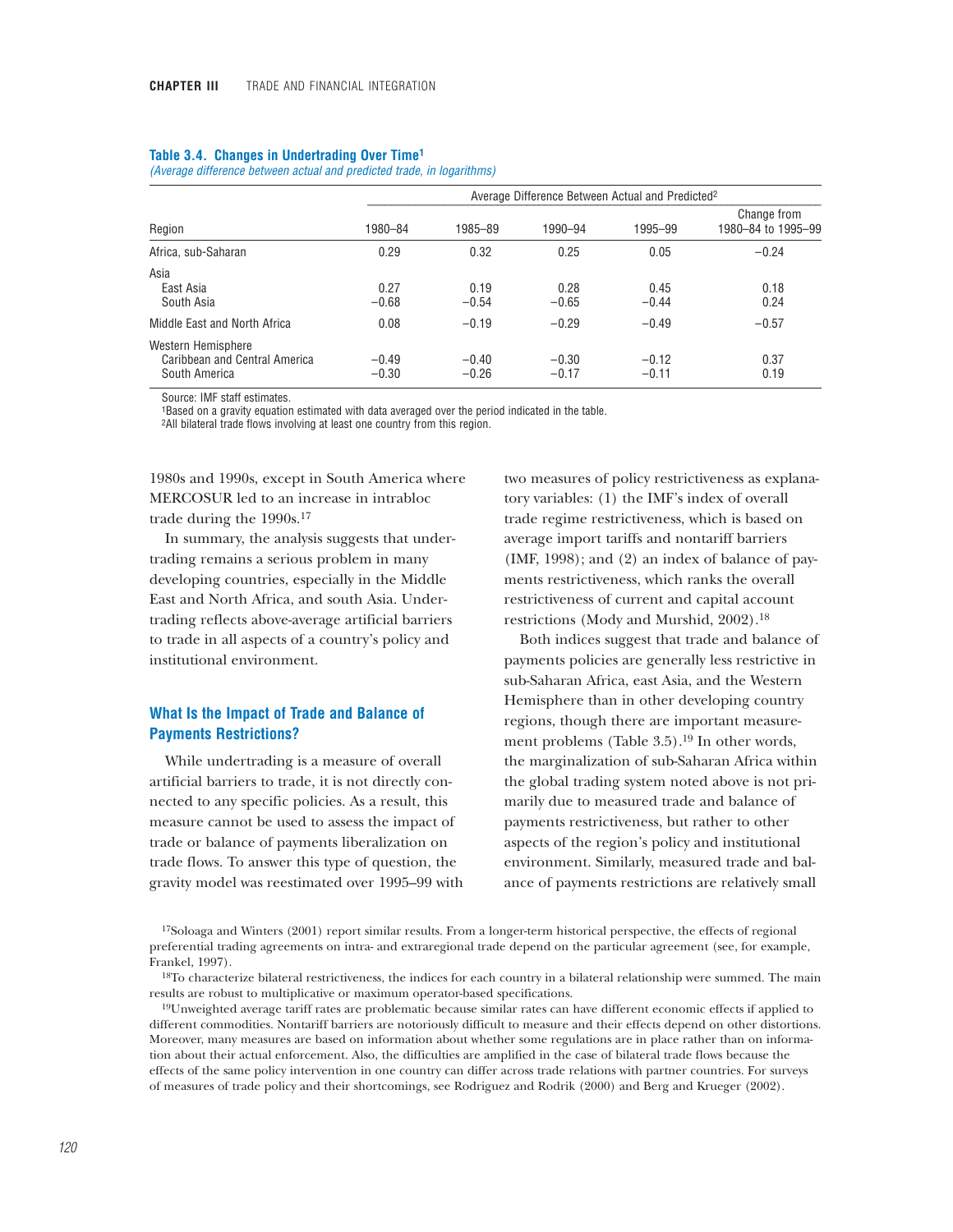**Table 3.4. Changes in Undertrading Over Time[1]**
*(Average difference between actual and predicted trade, in logarithms)*

| Region | Average Difference Between Actual and Predicted[2] | | | | |
|---|---|---|---|---|---|
| | 1980–84 | 1985–89 | 1990–94 | 1995–99 | Change from 1980–84 to 1995–99 |
| Africa, sub-Saharan | 0.29 | 0.32 | 0.25 | 0.05 | −0.24 |
| Asia | | | | | |
| East Asia | 0.27 | 0.19 | 0.28 | 0.45 | 0.18 |
| South Asia | −0.68 | −0.54 | −0.65 | −0.44 | 0.24 |
| Middle East and North Africa | 0.08 | −0.19 | −0.29 | −0.49 | −0.57 |
| Western Hemisphere | | | | | |
| Caribbean and Central America | −0.49 | −0.40 | −0.30 | −0.12 | 0.37 |
| South America | −0.30 | −0.26 | −0.17 | −0.11 | 0.19 |

Source: IMF staff estimates.
[1]Based on a gravity equation estimated with data averaged over the period indicated in the table.
[2]All bilateral trade flows involving at least one country from this region.

1980s and 1990s, except in South America where MERCOSUR led to an increase in intrabloc trade during the 1990s.[17]

In summary, the analysis suggests that undertrading remains a serious problem in many developing countries, especially in the Middle East and North Africa, and south Asia. Undertrading reflects above-average artificial barriers to trade in all aspects of a country's policy and institutional environment.

### What Is the Impact of Trade and Balance of Payments Restrictions?

While undertrading is a measure of overall artificial barriers to trade, it is not directly connected to any specific policies. As a result, this measure cannot be used to assess the impact of trade or balance of payments liberalization on trade flows. To answer this type of question, the gravity model was reestimated over 1995–99 with two measures of policy restrictiveness as explanatory variables: (1) the IMF's index of overall trade regime restrictiveness, which is based on average import tariffs and nontariff barriers (IMF, 1998); and (2) an index of balance of payments restrictiveness, which ranks the overall restrictiveness of current and capital account restrictions (Mody and Murshid, 2002).[18]

Both indices suggest that trade and balance of payments policies are generally less restrictive in sub-Saharan Africa, east Asia, and the Western Hemisphere than in other developing country regions, though there are important measurement problems (Table 3.5).[19] In other words, the marginalization of sub-Saharan Africa within the global trading system noted above is not primarily due to measured trade and balance of payments restrictiveness, but rather to other aspects of the region's policy and institutional environment. Similarly, measured trade and balance of payments restrictions are relatively small

[17]Soloaga and Winters (2001) report similar results. From a longer-term historical perspective, the effects of regional preferential trading agreements on intra- and extraregional trade depend on the particular agreement (see, for example, Frankel, 1997).

[18]To characterize bilateral restrictiveness, the indices for each country in a bilateral relationship were summed. The main results are robust to multiplicative or maximum operator-based specifications.

[19]Unweighted average tariff rates are problematic because similar rates can have different economic effects if applied to different commodities. Nontariff barriers are notoriously difficult to measure and their effects depend on other distortions. Moreover, many measures are based on information about whether some regulations are in place rather than on information about their actual enforcement. Also, the difficulties are amplified in the case of bilateral trade flows because the effects of the same policy intervention in one country can differ across trade relations with partner countries. For surveys of measures of trade policy and their shortcomings, see Rodriguez and Rodrik (2000) and Berg and Krueger (2002).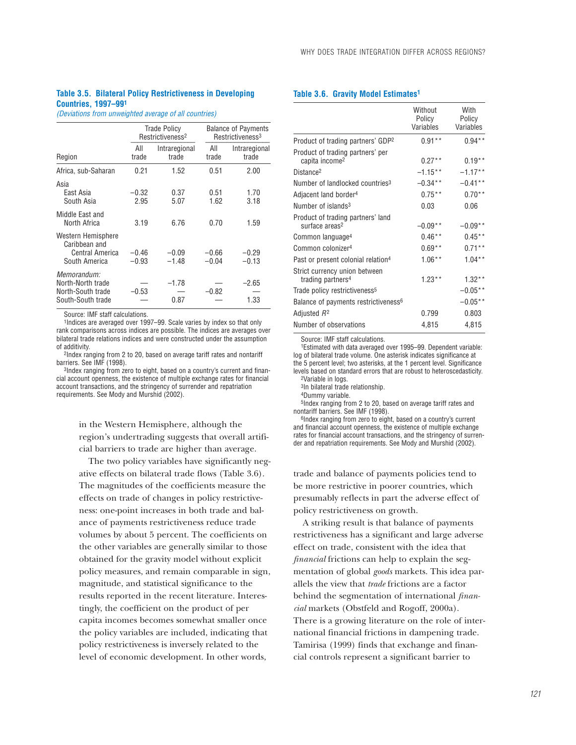**Table 3.5. Bilateral Policy Restrictiveness in Developing Countries, 1997–99[1]**

*(Deviations from unweighted average of all countries)*

| | Trade Policy Restrictiveness[2] | | Balance of Payments Restrictiveness[3] | |
|---|---|---|---|---|
| Region | All trade | Intraregional trade | All trade | Intraregional trade |
| Africa, sub-Saharan | 0.21 | 1.52 | 0.51 | 2.00 |
| Asia | | | | |
| East Asia | −0.32 | 0.37 | 0.51 | 1.70 |
| South Asia | 2.95 | 5.07 | 1.62 | 3.18 |
| Middle East and North Africa | 3.19 | 6.76 | 0.70 | 1.59 |
| Western Hemisphere | | | | |
| Caribbean and Central America | −0.46 | −0.09 | −0.66 | −0.29 |
| South America | −0.93 | −1.48 | −0.04 | −0.13 |
| *Memorandum:* | | | | |
| North-North trade | — | −1.78 | — | −2.65 |
| North-South trade | −0.53 | — | −0.82 | — |
| South-South trade | — | 0.87 | — | 1.33 |

Source: IMF staff calculations.

[1]Indices are averaged over 1997–99. Scale varies by index so that only rank comparisons across indices are possible. The indices are averages over bilateral trade relations indices and were constructed under the assumption of additivity.

[2]Index ranging from 2 to 20, based on average tariff rates and nontariff barriers. See IMF (1998).

[3]Index ranging from zero to eight, based on a country's current and financial account openness, the existence of multiple exchange rates for financial account transactions, and the stringency of surrender and repatriation requirements. See Mody and Murshid (2002).

in the Western Hemisphere, although the region's undertrading suggests that overall artificial barriers to trade are higher than average.

The two policy variables have significantly negative effects on bilateral trade flows (Table 3.6). The magnitudes of the coefficients measure the effects on trade of changes in policy restrictiveness: one-point increases in both trade and balance of payments restrictiveness reduce trade volumes by about 5 percent. The coefficients on the other variables are generally similar to those obtained for the gravity model without explicit policy measures, and remain comparable in sign, magnitude, and statistical significance to the results reported in the recent literature. Interestingly, the coefficient on the product of per capita incomes becomes somewhat smaller once the policy variables are included, indicating that policy restrictiveness is inversely related to the level of economic development. In other words,

**Table 3.6. Gravity Model Estimates[1]**

| | Without Policy Variables | With Policy Variables |
|---|---|---|
| Product of trading partners' GDP[2] | 0.91** | 0.94** |
| Product of trading partners' per capita income[2] | 0.27** | 0.19** |
| Distance[2] | −1.15** | −1.17** |
| Number of landlocked countries[3] | −0.34** | −0.41** |
| Adjacent land border[4] | 0.75** | 0.70** |
| Number of islands[3] | 0.03 | 0.06 |
| Product of trading partners' land surface areas[2] | −0.09** | −0.09** |
| Common language[4] | 0.46** | 0.45** |
| Common colonizer[4] | 0.69** | 0.71** |
| Past or present colonial relation[4] | 1.06** | 1.04** |
| Strict currency union between trading partners[4] | 1.23** | 1.32** |
| Trade policy restrictiveness[5] | | −0.05** |
| Balance of payments restrictiveness[6] | | −0.05** |
| Adjusted $R^2$ | 0.799 | 0.803 |
| Number of observations | 4,815 | 4,815 |

Source: IMF staff calculations.

[1]Estimated with data averaged over 1995–99. Dependent variable: log of bilateral trade volume. One asterisk indicates significance at the 5 percent level; two asterisks, at the 1 percent level. Significance levels based on standard errors that are robust to heteroscedasticity.

[2]Variable in logs.

[3]In bilateral trade relationship.

[4]Dummy variable.

[5]Index ranging from 2 to 20, based on average tariff rates and nontariff barriers. See IMF (1998).

[6]Index ranging from zero to eight, based on a country's current and financial account openness, the existence of multiple exchange rates for financial account transactions, and the stringency of surrender and repatriation requirements. See Mody and Murshid (2002).

trade and balance of payments policies tend to be more restrictive in poorer countries, which presumably reflects in part the adverse effect of policy restrictiveness on growth.

A striking result is that balance of payments restrictiveness has a significant and large adverse effect on trade, consistent with the idea that *financial* frictions can help to explain the segmentation of global *goods* markets. This idea parallels the view that *trade* frictions are a factor behind the segmentation of international *financial* markets (Obstfeld and Rogoff, 2000a). There is a growing literature on the role of international financial frictions in dampening trade. Tamirisa (1999) finds that exchange and financial controls represent a significant barrier to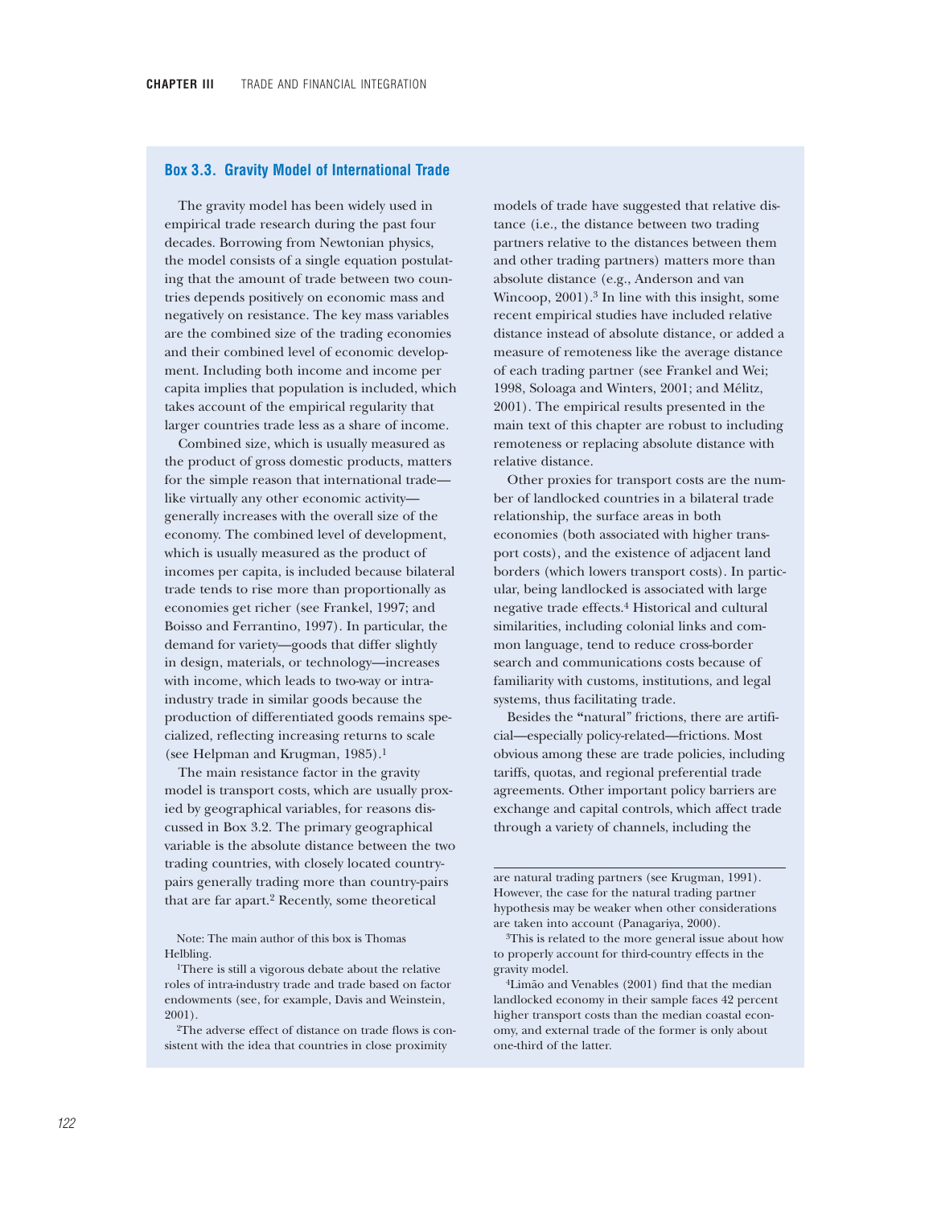### Box 3.3. Gravity Model of International Trade

The gravity model has been widely used in empirical trade research during the past four decades. Borrowing from Newtonian physics, the model consists of a single equation postulating that the amount of trade between two countries depends positively on economic mass and negatively on resistance. The key mass variables are the combined size of the trading economies and their combined level of economic development. Including both income and income per capita implies that population is included, which takes account of the empirical regularity that larger countries trade less as a share of income.

Combined size, which is usually measured as the product of gross domestic products, matters for the simple reason that international trade—like virtually any other economic activity—generally increases with the overall size of the economy. The combined level of development, which is usually measured as the product of incomes per capita, is included because bilateral trade tends to rise more than proportionally as economies get richer (see Frankel, 1997; and Boisso and Ferrantino, 1997). In particular, the demand for variety—goods that differ slightly in design, materials, or technology—increases with income, which leads to two-way or intra-industry trade in similar goods because the production of differentiated goods remains specialized, reflecting increasing returns to scale (see Helpman and Krugman, 1985).[1]

The main resistance factor in the gravity model is transport costs, which are usually proxied by geographical variables, for reasons discussed in Box 3.2. The primary geographical variable is the absolute distance between the two trading countries, with closely located country-pairs generally trading more than country-pairs that are far apart.[2] Recently, some theoretical models of trade have suggested that relative distance (i.e., the distance between two trading partners relative to the distances between them and other trading partners) matters more than absolute distance (e.g., Anderson and van Wincoop, 2001).[3] In line with this insight, some recent empirical studies have included relative distance instead of absolute distance, or added a measure of remoteness like the average distance of each trading partner (see Frankel and Wei; 1998, Soloaga and Winters, 2001; and Mélitz, 2001). The empirical results presented in the main text of this chapter are robust to including remoteness or replacing absolute distance with relative distance.

Other proxies for transport costs are the number of landlocked countries in a bilateral trade relationship, the surface areas in both economies (both associated with higher transport costs), and the existence of adjacent land borders (which lowers transport costs). In particular, being landlocked is associated with large negative trade effects.[4] Historical and cultural similarities, including colonial links and common language, tend to reduce cross-border search and communications costs because of familiarity with customs, institutions, and legal systems, thus facilitating trade.

Besides the "natural" frictions, there are artificial—especially policy-related—frictions. Most obvious among these are trade policies, including tariffs, quotas, and regional preferential trade agreements. Other important policy barriers are exchange and capital controls, which affect trade through a variety of channels, including the

Note: The main author of this box is Thomas Helbling.

[1] There is still a vigorous debate about the relative roles of intra-industry trade and trade based on factor endowments (see, for example, Davis and Weinstein, 2001).

[2] The adverse effect of distance on trade flows is consistent with the idea that countries in close proximity are natural trading partners (see Krugman, 1991). However, the case for the natural trading partner hypothesis may be weaker when other considerations are taken into account (Panagariya, 2000).

[3] This is related to the more general issue about how to properly account for third-country effects in the gravity model.

[4] Limão and Venables (2001) find that the median landlocked economy in their sample faces 42 percent higher transport costs than the median coastal economy, and external trade of the former is only about one-third of the latter.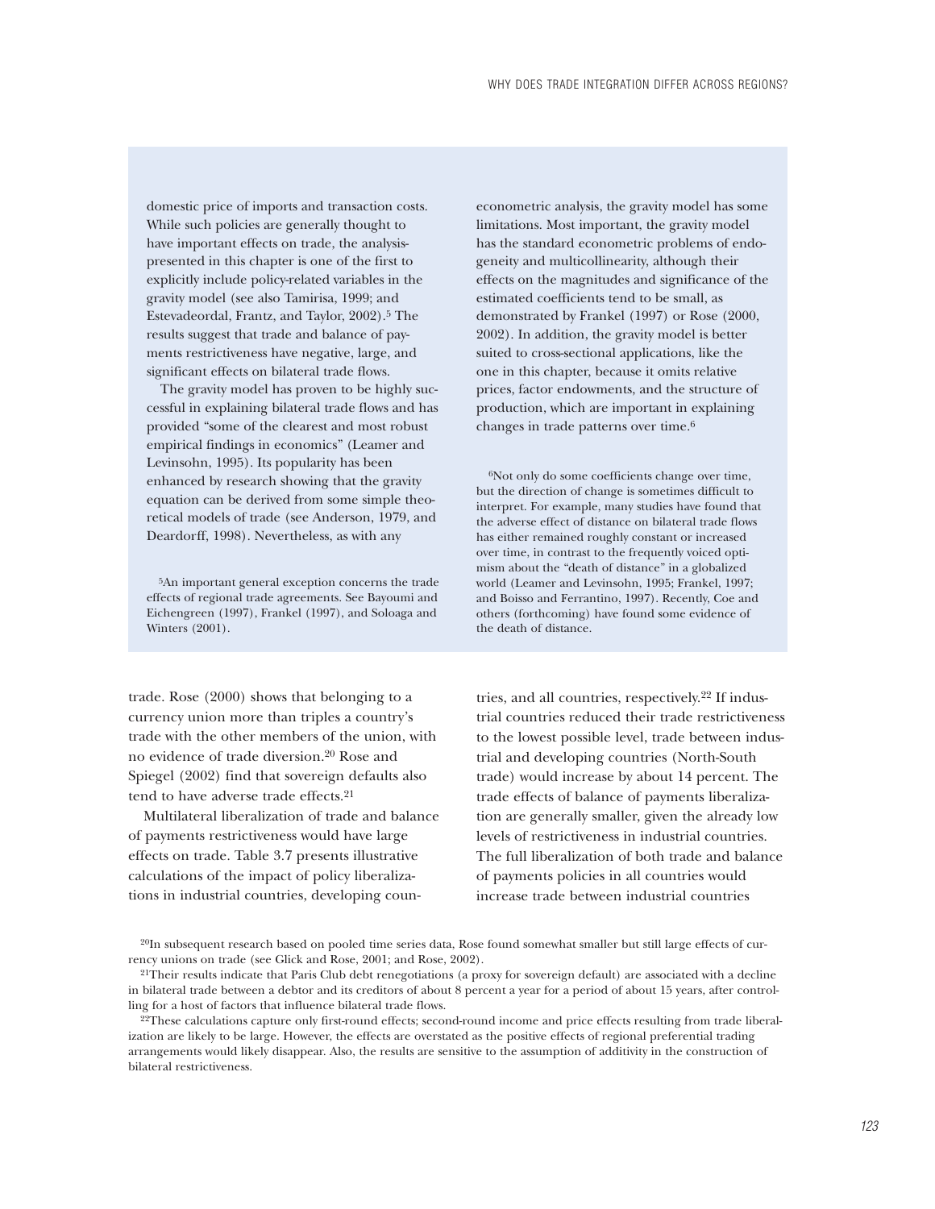domestic price of imports and transaction costs. While such policies are generally thought to have important effects on trade, the analysispresented in this chapter is one of the first to explicitly include policy-related variables in the gravity model (see also Tamirisa, 1999; and Estevadeordal, Frantz, and Taylor, 2002).[5] The results suggest that trade and balance of payments restrictiveness have negative, large, and significant effects on bilateral trade flows.

The gravity model has proven to be highly successful in explaining bilateral trade flows and has provided "some of the clearest and most robust empirical findings in economics" (Leamer and Levinsohn, 1995). Its popularity has been enhanced by research showing that the gravity equation can be derived from some simple theoretical models of trade (see Anderson, 1979, and Deardorff, 1998). Nevertheless, as with any econometric analysis, the gravity model has some limitations. Most important, the gravity model has the standard econometric problems of endogeneity and multicollinearity, although their effects on the magnitudes and significance of the estimated coefficients tend to be small, as demonstrated by Frankel (1997) or Rose (2000, 2002). In addition, the gravity model is better suited to cross-sectional applications, like the one in this chapter, because it omits relative prices, factor endowments, and the structure of production, which are important in explaining changes in trade patterns over time.[6]

[5]An important general exception concerns the trade effects of regional trade agreements. See Bayoumi and Eichengreen (1997), Frankel (1997), and Soloaga and Winters (2001).

[6]Not only do some coefficients change over time, but the direction of change is sometimes difficult to interpret. For example, many studies have found that the adverse effect of distance on bilateral trade flows has either remained roughly constant or increased over time, in contrast to the frequently voiced optimism about the "death of distance" in a globalized world (Leamer and Levinsohn, 1995; Frankel, 1997; and Boisso and Ferrantino, 1997). Recently, Coe and others (forthcoming) have found some evidence of the death of distance.

trade. Rose (2000) shows that belonging to a currency union more than triples a country's trade with the other members of the union, with no evidence of trade diversion.[20] Rose and Spiegel (2002) find that sovereign defaults also tend to have adverse trade effects.[21]

Multilateral liberalization of trade and balance of payments restrictiveness would have large effects on trade. Table 3.7 presents illustrative calculations of the impact of policy liberalizations in industrial countries, developing countries, and all countries, respectively.[22] If industrial countries reduced their trade restrictiveness to the lowest possible level, trade between industrial and developing countries (North-South trade) would increase by about 14 percent. The trade effects of balance of payments liberalization are generally smaller, given the already low levels of restrictiveness in industrial countries. The full liberalization of both trade and balance of payments policies in all countries would increase trade between industrial countries

[20]In subsequent research based on pooled time series data, Rose found somewhat smaller but still large effects of currency unions on trade (see Glick and Rose, 2001; and Rose, 2002).

[21]Their results indicate that Paris Club debt renegotiations (a proxy for sovereign default) are associated with a decline in bilateral trade between a debtor and its creditors of about 8 percent a year for a period of about 15 years, after controlling for a host of factors that influence bilateral trade flows.

[22]These calculations capture only first-round effects; second-round income and price effects resulting from trade liberalization are likely to be large. However, the effects are overstated as the positive effects of regional preferential trading arrangements would likely disappear. Also, the results are sensitive to the assumption of additivity in the construction of bilateral restrictiveness.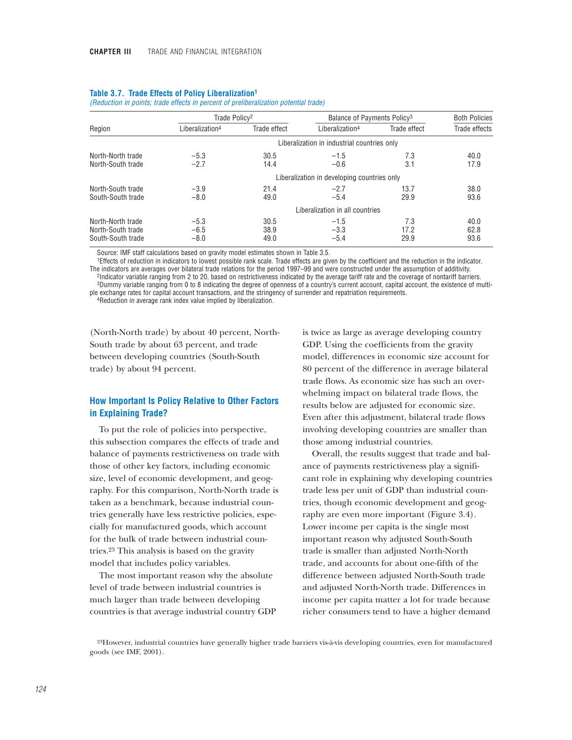**Table 3.7. Trade Effects of Policy Liberalization[1]**

*(Reduction in points; trade effects in percent of preliberalization potential trade)*

| Region | Trade Policy[2] | | Balance of Payments Policy[3] | | Both Policies |
|---|---|---|---|---|---|
| | Liberalization[4] | Trade effect | Liberalization[4] | Trade effect | Trade effects |
| | | | Liberalization in industrial countries only | | |
| North-North trade | −5.3 | 30.5 | −1.5 | 7.3 | 40.0 |
| North-South trade | −2.7 | 14.4 | −0.6 | 3.1 | 17.9 |
| | | | Liberalization in developing countries only | | |
| North-South trade | −3.9 | 21.4 | −2.7 | 13.7 | 38.0 |
| South-South trade | −8.0 | 49.0 | −5.4 | 29.9 | 93.6 |
| | | | Liberalization in all countries | | |
| North-North trade | −5.3 | 30.5 | −1.5 | 7.3 | 40.0 |
| North-South trade | −6.5 | 38.9 | −3.3 | 17.2 | 62.8 |
| South-South trade | −8.0 | 49.0 | −5.4 | 29.9 | 93.6 |

Source: IMF staff calculations based on gravity model estimates shown in Table 3.5.

[1]Effects of reduction in indicators to lowest possible rank scale. Trade effects are given by the coefficient and the reduction in the indicator. The indicators are averages over bilateral trade relations for the period 1997–99 and were constructed under the assumption of additivity.

[2]Indicator variable ranging from 2 to 20, based on restrictiveness indicated by the average tariff rate and the coverage of nontariff barriers.

[3]Dummy variable ranging from 0 to 8 indicating the degree of openness of a country's current account, capital account, the existence of multiple exchange rates for capital account transactions, and the stringency of surrender and repatriation requirements.

[4]Reduction in average rank index value implied by liberalization.

(North-North trade) by about 40 percent, North-South trade by about 63 percent, and trade between developing countries (South-South trade) by about 94 percent.

### How Important Is Policy Relative to Other Factors in Explaining Trade?

To put the role of policies into perspective, this subsection compares the effects of trade and balance of payments restrictiveness on trade with those of other key factors, including economic size, level of economic development, and geography. For this comparison, North-North trade is taken as a benchmark, because industrial countries generally have less restrictive policies, especially for manufactured goods, which account for the bulk of trade between industrial countries.[23] This analysis is based on the gravity model that includes policy variables.

The most important reason why the absolute level of trade between industrial countries is much larger than trade between developing countries is that average industrial country GDP is twice as large as average developing country GDP. Using the coefficients from the gravity model, differences in economic size account for 80 percent of the difference in average bilateral trade flows. As economic size has such an overwhelming impact on bilateral trade flows, the results below are adjusted for economic size. Even after this adjustment, bilateral trade flows involving developing countries are smaller than those among industrial countries.

Overall, the results suggest that trade and balance of payments restrictiveness play a significant role in explaining why developing countries trade less per unit of GDP than industrial countries, though economic development and geography are even more important (Figure 3.4). Lower income per capita is the single most important reason why adjusted South-South trade is smaller than adjusted North-North trade, and accounts for about one-fifth of the difference between adjusted North-South trade and adjusted North-North trade. Differences in income per capita matter a lot for trade because richer consumers tend to have a higher demand

[23]However, industrial countries have generally higher trade barriers vis-à-vis developing countries, even for manufactured goods (see IMF, 2001).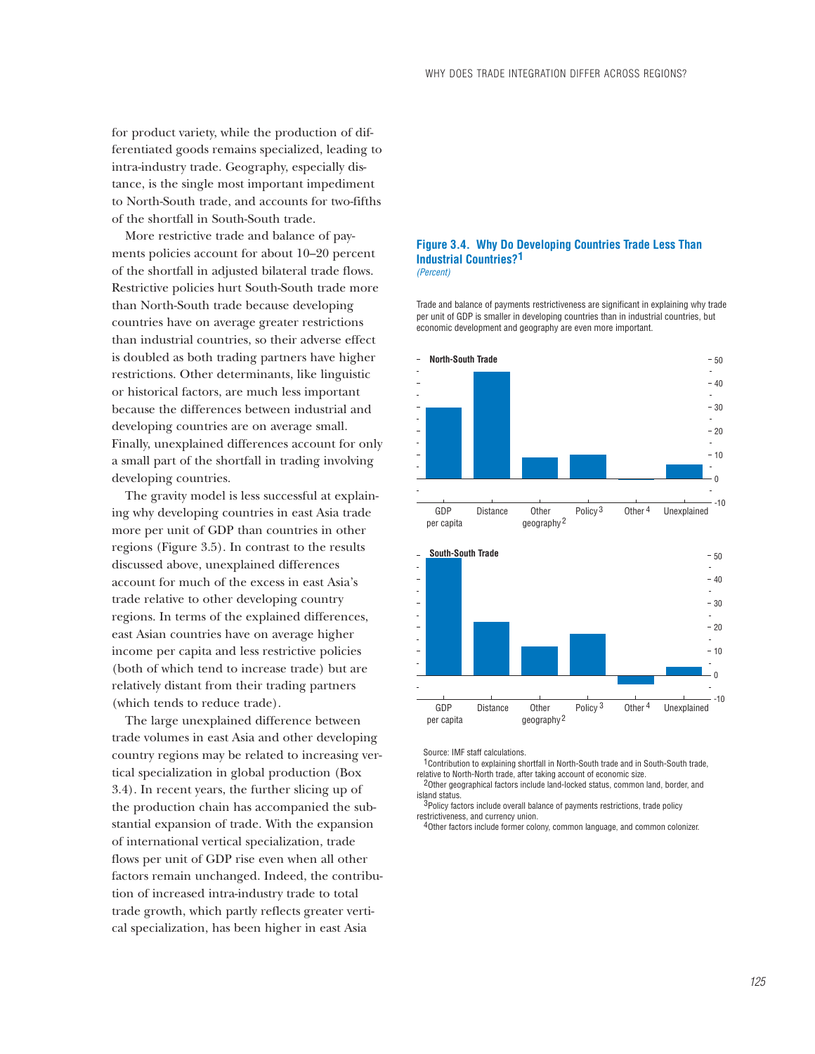for product variety, while the production of differentiated goods remains specialized, leading to intra-industry trade. Geography, especially distance, is the single most important impediment to North-South trade, and accounts for two-fifths of the shortfall in South-South trade.

More restrictive trade and balance of payments policies account for about 10–20 percent of the shortfall in adjusted bilateral trade flows. Restrictive policies hurt South-South trade more than North-South trade because developing countries have on average greater restrictions than industrial countries, so their adverse effect is doubled as both trading partners have higher restrictions. Other determinants, like linguistic or historical factors, are much less important because the differences between industrial and developing countries are on average small. Finally, unexplained differences account for only a small part of the shortfall in trading involving developing countries.

The gravity model is less successful at explaining why developing countries in east Asia trade more per unit of GDP than countries in other regions (Figure 3.5). In contrast to the results discussed above, unexplained differences account for much of the excess in east Asia's trade relative to other developing country regions. In terms of the explained differences, east Asian countries have on average higher income per capita and less restrictive policies (both of which tend to increase trade) but are relatively distant from their trading partners (which tends to reduce trade).

The large unexplained difference between trade volumes in east Asia and other developing country regions may be related to increasing vertical specialization in global production (Box 3.4). In recent years, the further slicing up of the production chain has accompanied the substantial expansion of trade. With the expansion of international vertical specialization, trade flows per unit of GDP rise even when all other factors remain unchanged. Indeed, the contribution of increased intra-industry trade to total trade growth, which partly reflects greater vertical specialization, has been higher in east Asia

**Figure 3.4. Why Do Developing Countries Trade Less Than Industrial Countries?[1]**
*(Percent)*

Trade and balance of payments restrictiveness are significant in explaining why trade per unit of GDP is smaller in developing countries than in industrial countries, but economic development and geography are even more important.

**North-South Trade**

**South-South Trade**

(Bar categories: GDP per capita; Distance; Other geography[2]; Policy[3]; Other[4]; Unexplained)

Source: IMF staff calculations.
[1]Contribution to explaining shortfall in North-South trade and in South-South trade, relative to North-North trade, after taking account of economic size.
[2]Other geographical factors include land-locked status, common land, border, and island status.
[3]Policy factors include overall balance of payments restrictions, trade policy restrictiveness, and currency union.
[4]Other factors include former colony, common language, and common colonizer.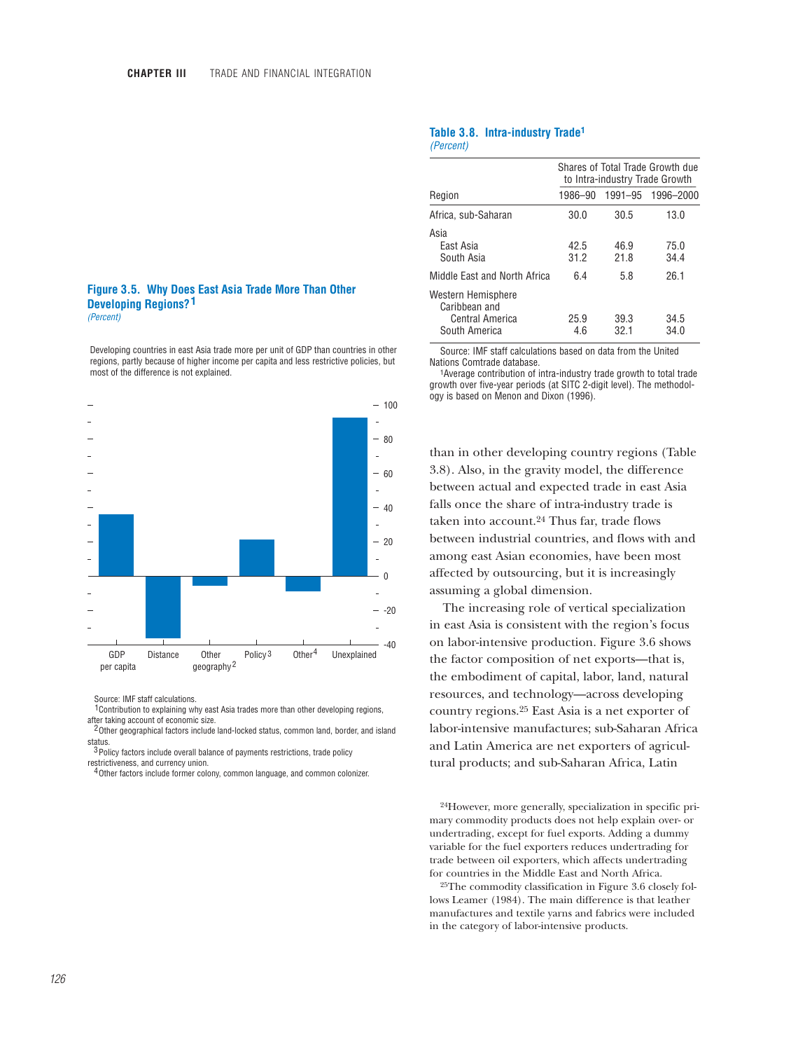### Figure 3.5. Why Does East Asia Trade More Than Other Developing Regions?[1]

*(Percent)*

Developing countries in east Asia trade more per unit of GDP than countries in other regions, partly because of higher income per capita and less restrictive policies, but most of the difference is not explained.

Source: IMF staff calculations.

[1]Contribution to explaining why east Asia trades more than other developing regions, after taking account of economic size.

[2]Other geographical factors include land-locked status, common land, border, and island status.

[3]Policy factors include overall balance of payments restrictions, trade policy restrictiveness, and currency union.

[4]Other factors include former colony, common language, and common colonizer.

### Table 3.8. Intra-industry Trade[1]

*(Percent)*

| Region | Shares of Total Trade Growth due to Intra-industry Trade Growth | | |
|---|---|---|---|
| | 1986–90 | 1991–95 | 1996–2000 |
| Africa, sub-Saharan | 30.0 | 30.5 | 13.0 |
| Asia | | | |
| East Asia | 42.5 | 46.9 | 75.0 |
| South Asia | 31.2 | 21.8 | 34.4 |
| Middle East and North Africa | 6.4 | 5.8 | 26.1 |
| Western Hemisphere | | | |
| Caribbean and Central America | 25.9 | 39.3 | 34.5 |
| South America | 4.6 | 32.1 | 34.0 |

Source: IMF staff calculations based on data from the United Nations Comtrade database.

[1]Average contribution of intra-industry trade growth to total trade growth over five-year periods (at SITC 2-digit level). The methodology is based on Menon and Dixon (1996).

than in other developing country regions (Table 3.8). Also, in the gravity model, the difference between actual and expected trade in east Asia falls once the share of intra-industry trade is taken into account.[24] Thus far, trade flows between industrial countries, and flows with and among east Asian economies, have been most affected by outsourcing, but it is increasingly assuming a global dimension.

The increasing role of vertical specialization in east Asia is consistent with the region's focus on labor-intensive production. Figure 3.6 shows the factor composition of net exports—that is, the embodiment of capital, labor, land, natural resources, and technology—across developing country regions.[25] East Asia is a net exporter of labor-intensive manufactures; sub-Saharan Africa and Latin America are net exporters of agricultural products; and sub-Saharan Africa, Latin

[24]However, more generally, specialization in specific primary commodity products does not help explain over- or undertrading, except for fuel exports. Adding a dummy variable for the fuel exporters reduces undertrading for trade between oil exporters, which affects undertrading for countries in the Middle East and North Africa.

[25]The commodity classification in Figure 3.6 closely follows Leamer (1984). The main difference is that leather manufactures and textile yarns and fabrics were included in the category of labor-intensive products.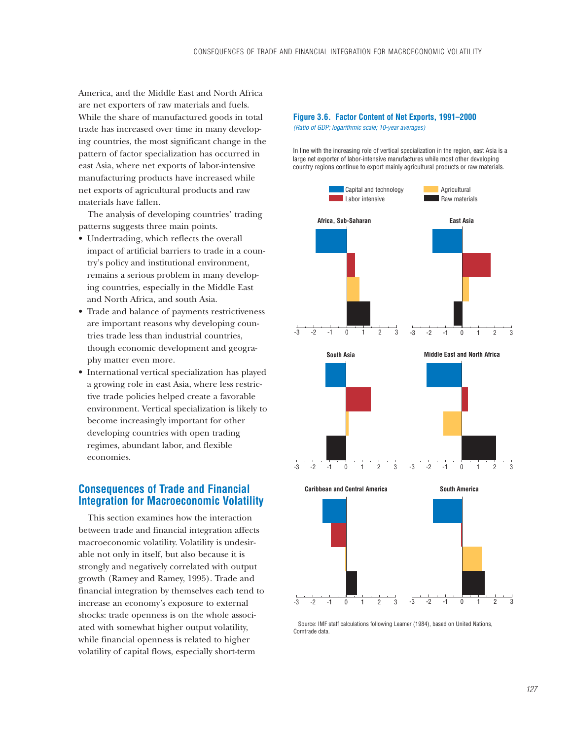America, and the Middle East and North Africa are net exporters of raw materials and fuels. While the share of manufactured goods in total trade has increased over time in many developing countries, the most significant change in the pattern of factor specialization has occurred in east Asia, where net exports of labor-intensive manufacturing products have increased while net exports of agricultural products and raw materials have fallen.

The analysis of developing countries' trading patterns suggests three main points.

- Undertrading, which reflects the overall impact of artificial barriers to trade in a country's policy and institutional environment, remains a serious problem in many developing countries, especially in the Middle East and North Africa, and south Asia.
- Trade and balance of payments restrictiveness are important reasons why developing countries trade less than industrial countries, though economic development and geography matter even more.
- International vertical specialization has played a growing role in east Asia, where less restrictive trade policies helped create a favorable environment. Vertical specialization is likely to become increasingly important for other developing countries with open trading regimes, abundant labor, and flexible economies.

**Figure 3.6. Factor Content of Net Exports, 1991–2000**

*(Ratio of GDP; logarithmic scale; 10-year averages)*

In line with the increasing role of vertical specialization in the region, east Asia is a large net exporter of labor-intensive manufactures while most other developing country regions continue to export mainly agricultural products or raw materials.

Source: IMF staff calculations following Leamer (1984), based on United Nations, Comtrade data.

## Consequences of Trade and Financial Integration for Macroeconomic Volatility

This section examines how the interaction between trade and financial integration affects macroeconomic volatility. Volatility is undesirable not only in itself, but also because it is strongly and negatively correlated with output growth (Ramey and Ramey, 1995). Trade and financial integration by themselves each tend to increase an economy's exposure to external shocks: trade openness is on the whole associated with somewhat higher output volatility, while financial openness is related to higher volatility of capital flows, especially short-term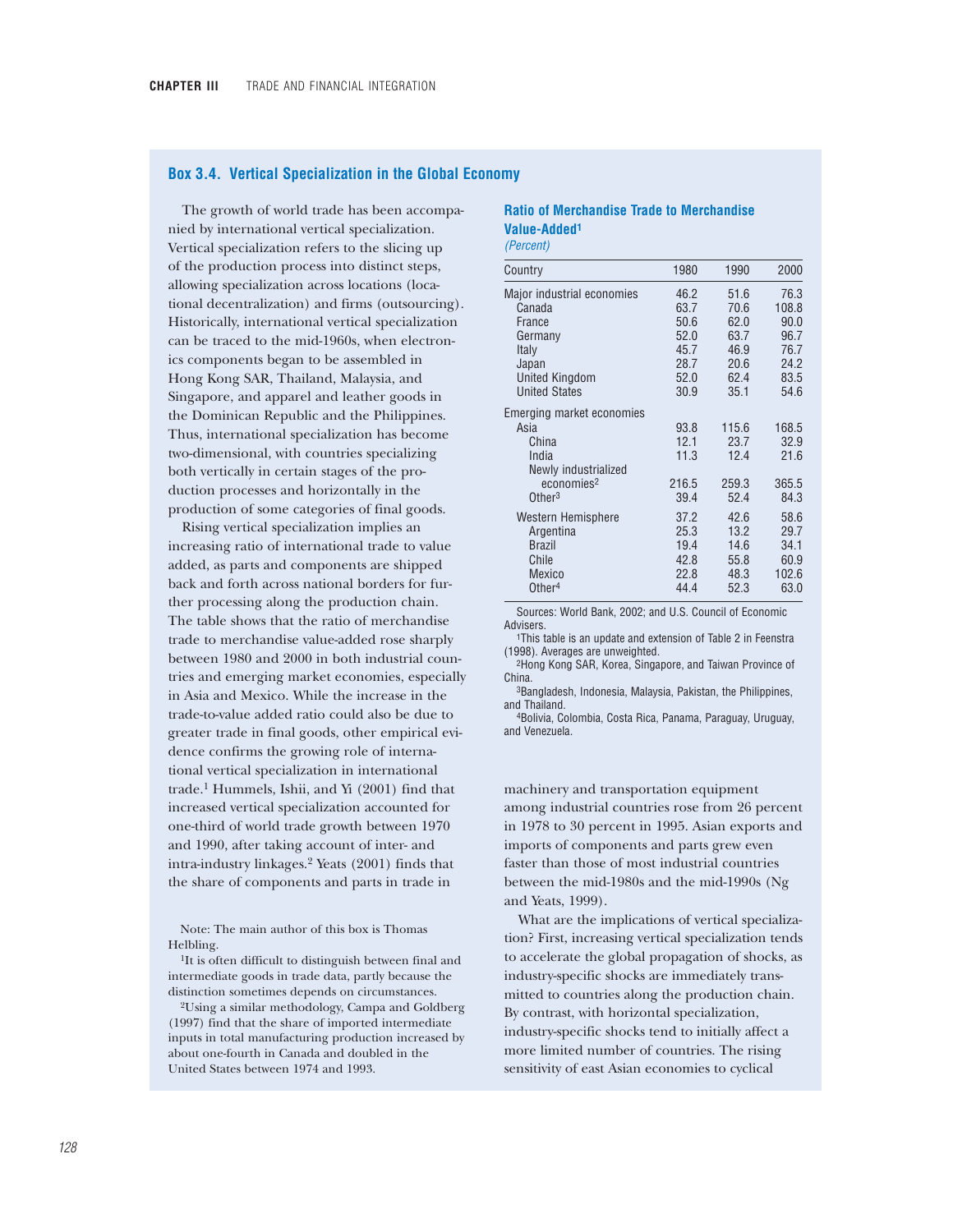## Box 3.4. Vertical Specialization in the Global Economy

The growth of world trade has been accompanied by international vertical specialization. Vertical specialization refers to the slicing up of the production process into distinct steps, allowing specialization across locations (locational decentralization) and firms (outsourcing). Historically, international vertical specialization can be traced to the mid-1960s, when electronics components began to be assembled in Hong Kong SAR, Thailand, Malaysia, and Singapore, and apparel and leather goods in the Dominican Republic and the Philippines. Thus, international specialization has become two-dimensional, with countries specializing both vertically in certain stages of the production processes and horizontally in the production of some categories of final goods.

Rising vertical specialization implies an increasing ratio of international trade to value added, as parts and components are shipped back and forth across national borders for further processing along the production chain. The table shows that the ratio of merchandise trade to merchandise value-added rose sharply between 1980 and 2000 in both industrial countries and emerging market economies, especially in Asia and Mexico. While the increase in the trade-to-value added ratio could also be due to greater trade in final goods, other empirical evidence confirms the growing role of international vertical specialization in international trade.[1] Hummels, Ishii, and Yi (2001) find that increased vertical specialization accounted for one-third of world trade growth between 1970 and 1990, after taking account of inter- and intra-industry linkages.[2] Yeats (2001) finds that the share of components and parts in trade in machinery and transportation equipment among industrial countries rose from 26 percent in 1978 to 30 percent in 1995. Asian exports and imports of components and parts grew even faster than those of most industrial countries between the mid-1980s and the mid-1990s (Ng and Yeats, 1999).

What are the implications of vertical specialization? First, increasing vertical specialization tends to accelerate the global propagation of shocks, as industry-specific shocks are immediately transmitted to countries along the production chain. By contrast, with horizontal specialization, industry-specific shocks tend to initially affect a more limited number of countries. The rising sensitivity of east Asian economies to cyclical

**Ratio of Merchandise Trade to Merchandise Value-Added[1]**
*(Percent)*

| Country | 1980 | 1990 | 2000 |
|---|---|---|---|
| Major industrial economies | 46.2 | 51.6 | 76.3 |
| Canada | 63.7 | 70.6 | 108.8 |
| France | 50.6 | 62.0 | 90.0 |
| Germany | 52.0 | 63.7 | 96.7 |
| Italy | 45.7 | 46.9 | 76.7 |
| Japan | 28.7 | 20.6 | 24.2 |
| United Kingdom | 52.0 | 62.4 | 83.5 |
| United States | 30.9 | 35.1 | 54.6 |
| Emerging market economies | | | |
| Asia | 93.8 | 115.6 | 168.5 |
| China | 12.1 | 23.7 | 32.9 |
| India | 11.3 | 12.4 | 21.6 |
| Newly industrialized economies[2] | 216.5 | 259.3 | 365.5 |
| Other[3] | 39.4 | 52.4 | 84.3 |
| Western Hemisphere | 37.2 | 42.6 | 58.6 |
| Argentina | 25.3 | 13.2 | 29.7 |
| Brazil | 19.4 | 14.6 | 34.1 |
| Chile | 42.8 | 55.8 | 60.9 |
| Mexico | 22.8 | 48.3 | 102.6 |
| Other[4] | 44.4 | 52.3 | 63.0 |

Sources: World Bank, 2002; and U.S. Council of Economic Advisers.

[1]This table is an update and extension of Table 2 in Feenstra (1998). Averages are unweighted.

[2]Hong Kong SAR, Korea, Singapore, and Taiwan Province of China.

[3]Bangladesh, Indonesia, Malaysia, Pakistan, the Philippines, and Thailand.

[4]Bolivia, Colombia, Costa Rica, Panama, Paraguay, Uruguay, and Venezuela.

Note: The main author of this box is Thomas Helbling.

[1]It is often difficult to distinguish between final and intermediate goods in trade data, partly because the distinction sometimes depends on circumstances.

[2]Using a similar methodology, Campa and Goldberg (1997) find that the share of imported intermediate inputs in total manufacturing production increased by about one-fourth in Canada and doubled in the United States between 1974 and 1993.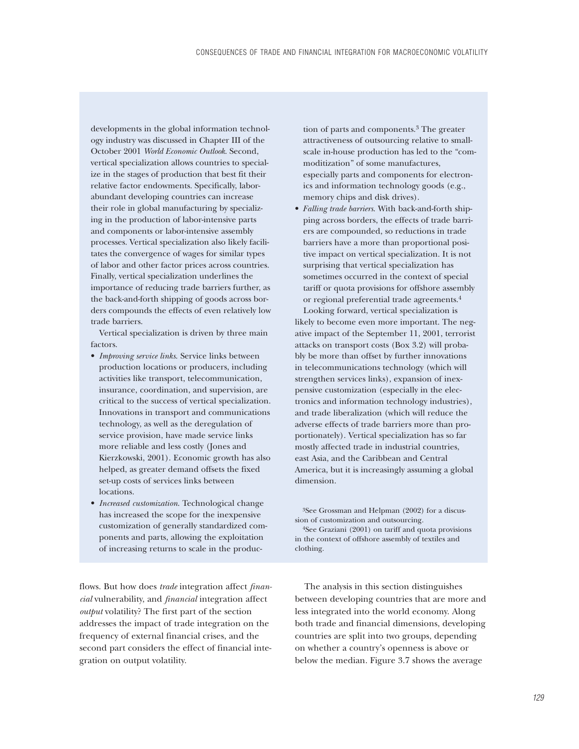developments in the global information technology industry was discussed in Chapter III of the October 2001 *World Economic Outlook*. Second, vertical specialization allows countries to specialize in the stages of production that best fit their relative factor endowments. Specifically, labor-abundant developing countries can increase their role in global manufacturing by specializing in the production of labor-intensive parts and components or labor-intensive assembly processes. Vertical specialization also likely facilitates the convergence of wages for similar types of labor and other factor prices across countries. Finally, vertical specialization underlines the importance of reducing trade barriers further, as the back-and-forth shipping of goods across borders compounds the effects of even relatively low trade barriers.

Vertical specialization is driven by three main factors.

- *Improving service links*. Service links between production locations or producers, including activities like transport, telecommunication, insurance, coordination, and supervision, are critical to the success of vertical specialization. Innovations in transport and communications technology, as well as the deregulation of service provision, have made service links more reliable and less costly (Jones and Kierzkowski, 2001). Economic growth has also helped, as greater demand offsets the fixed set-up costs of services links between locations.
- *Increased customization*. Technological change has increased the scope for the inexpensive customization of generally standardized components and parts, allowing the exploitation of increasing returns to scale in the production of parts and components.[3] The greater attractiveness of outsourcing relative to small-scale in-house production has led to the "commoditization" of some manufactures, especially parts and components for electronics and information technology goods (e.g., memory chips and disk drives).
- *Falling trade barriers*. With back-and-forth shipping across borders, the effects of trade barriers are compounded, so reductions in trade barriers have a more than proportional positive impact on vertical specialization. It is not surprising that vertical specialization has sometimes occurred in the context of special tariff or quota provisions for offshore assembly or regional preferential trade agreements.[4]

Looking forward, vertical specialization is likely to become even more important. The negative impact of the September 11, 2001, terrorist attacks on transport costs (Box 3.2) will probably be more than offset by further innovations in telecommunications technology (which will strengthen services links), expansion of inexpensive customization (especially in the electronics and information technology industries), and trade liberalization (which will reduce the adverse effects of trade barriers more than proportionately). Vertical specialization has so far mostly affected trade in industrial countries, east Asia, and the Caribbean and Central America, but it is increasingly assuming a global dimension.

[3]See Grossman and Helpman (2002) for a discussion of customization and outsourcing.

[4]See Graziani (2001) on tariff and quota provisions in the context of offshore assembly of textiles and clothing.

flows. But how does *trade* integration affect *financial* vulnerability, and *financial* integration affect *output* volatility? The first part of the section addresses the impact of trade integration on the frequency of external financial crises, and the second part considers the effect of financial integration on output volatility.

The analysis in this section distinguishes between developing countries that are more and less integrated into the world economy. Along both trade and financial dimensions, developing countries are split into two groups, depending on whether a country's openness is above or below the median. Figure 3.7 shows the average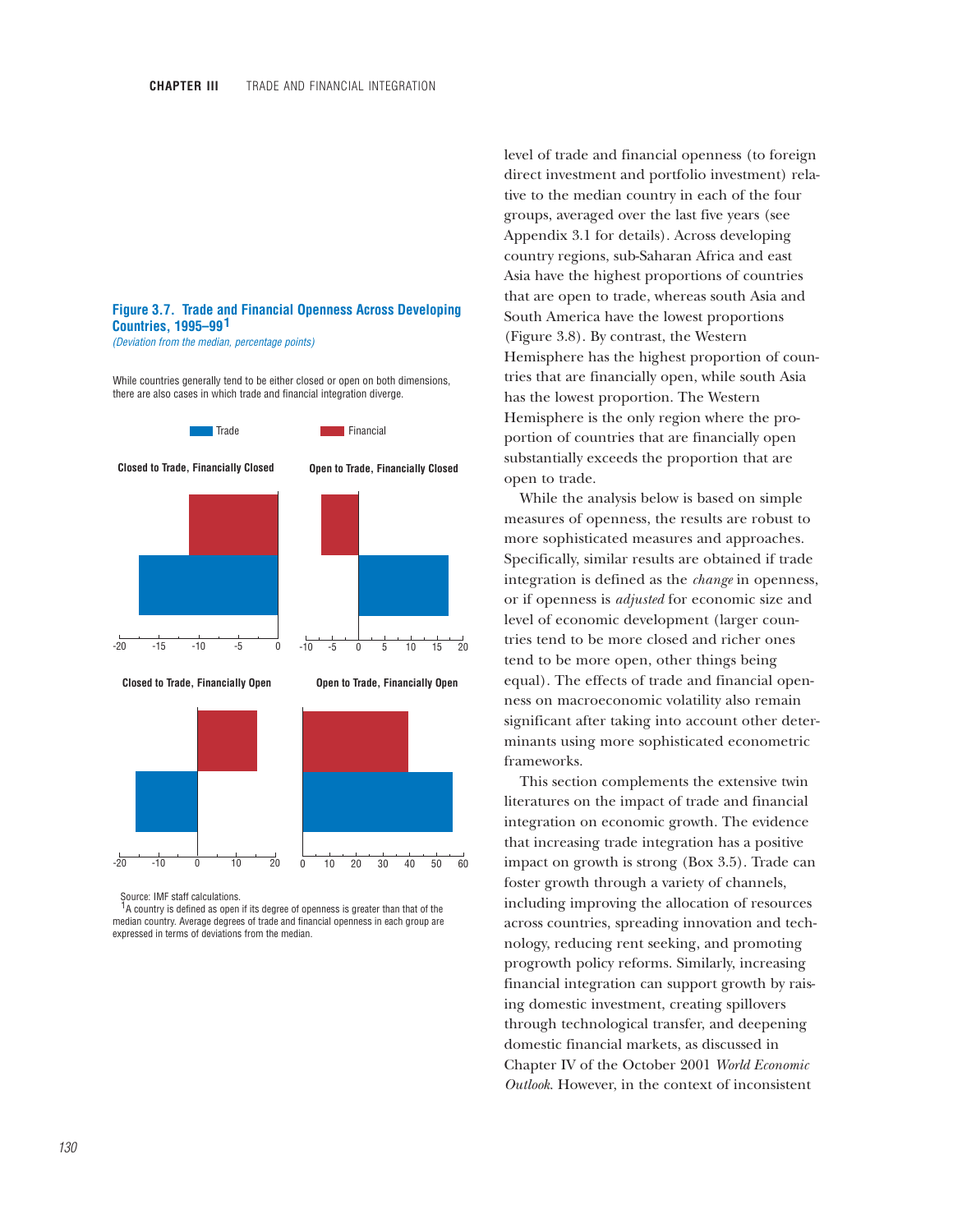### Figure 3.7. Trade and Financial Openness Across Developing Countries, 1995–99[1]

*(Deviation from the median, percentage points)*

While countries generally tend to be either closed or open on both dimensions, there are also cases in which trade and financial integration diverge.

Trade | Financial

**Closed to Trade, Financially Closed**

**Open to Trade, Financially Closed**

**Closed to Trade, Financially Open**

**Open to Trade, Financially Open**

Source: IMF staff calculations.

[1]A country is defined as open if its degree of openness is greater than that of the median country. Average degrees of trade and financial openness in each group are expressed in terms of deviations from the median.

level of trade and financial openness (to foreign direct investment and portfolio investment) relative to the median country in each of the four groups, averaged over the last five years (see Appendix 3.1 for details). Across developing country regions, sub-Saharan Africa and east Asia have the highest proportions of countries that are open to trade, whereas south Asia and South America have the lowest proportions (Figure 3.8). By contrast, the Western Hemisphere has the highest proportion of countries that are financially open, while south Asia has the lowest proportion. The Western Hemisphere is the only region where the proportion of countries that are financially open substantially exceeds the proportion that are open to trade.

While the analysis below is based on simple measures of openness, the results are robust to more sophisticated measures and approaches. Specifically, similar results are obtained if trade integration is defined as the *change* in openness, or if openness is *adjusted* for economic size and level of economic development (larger countries tend to be more closed and richer ones tend to be more open, other things being equal). The effects of trade and financial openness on macroeconomic volatility also remain significant after taking into account other determinants using more sophisticated econometric frameworks.

This section complements the extensive twin literatures on the impact of trade and financial integration on economic growth. The evidence that increasing trade integration has a positive impact on growth is strong (Box 3.5). Trade can foster growth through a variety of channels, including improving the allocation of resources across countries, spreading innovation and technology, reducing rent seeking, and promoting progrowth policy reforms. Similarly, increasing financial integration can support growth by raising domestic investment, creating spillovers through technological transfer, and deepening domestic financial markets, as discussed in Chapter IV of the October 2001 *World Economic Outlook*. However, in the context of inconsistent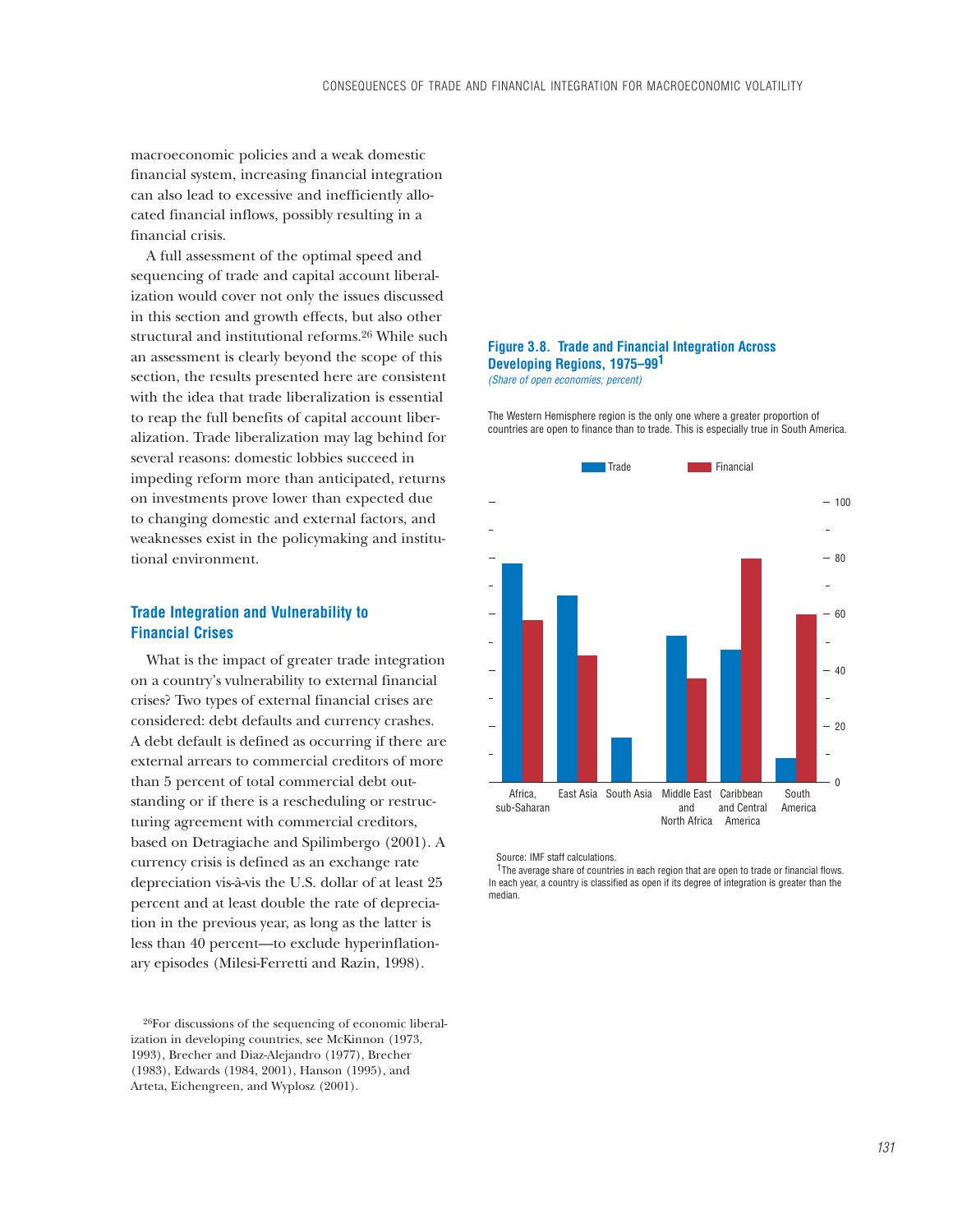macroeconomic policies and a weak domestic financial system, increasing financial integration can also lead to excessive and inefficiently allocated financial inflows, possibly resulting in a financial crisis.

A full assessment of the optimal speed and sequencing of trade and capital account liberalization would cover not only the issues discussed in this section and growth effects, but also other structural and institutional reforms.[26] While such an assessment is clearly beyond the scope of this section, the results presented here are consistent with the idea that trade liberalization is essential to reap the full benefits of capital account liberalization. Trade liberalization may lag behind for several reasons: domestic lobbies succeed in impeding reform more than anticipated, returns on investments prove lower than expected due to changing domestic and external factors, and weaknesses exist in the policymaking and institutional environment.

## Trade Integration and Vulnerability to Financial Crises

What is the impact of greater trade integration on a country's vulnerability to external financial crises? Two types of external financial crises are considered: debt defaults and currency crashes. A debt default is defined as occurring if there are external arrears to commercial creditors of more than 5 percent of total commercial debt outstanding or if there is a rescheduling or restructuring agreement with commercial creditors, based on Detragiache and Spilimbergo (2001). A currency crisis is defined as an exchange rate depreciation vis-à-vis the U.S. dollar of at least 25 percent and at least double the rate of depreciation in the previous year, as long as the latter is less than 40 percent—to exclude hyperinflationary episodes (Milesi-Ferretti and Razin, 1998).

[26]For discussions of the sequencing of economic liberalization in developing countries, see McKinnon (1973, 1993), Brecher and Diaz-Alejandro (1977), Brecher (1983), Edwards (1984, 2001), Hanson (1995), and Arteta, Eichengreen, and Wyplosz (2001).

**Figure 3.8. Trade and Financial Integration Across Developing Regions, 1975–99[1]**
*(Share of open economies; percent)*

The Western Hemisphere region is the only one where a greater proportion of countries are open to finance than to trade. This is especially true in South America.

Source: IMF staff calculations.
[1]The average share of countries in each region that are open to trade or financial flows. In each year, a country is classified as open if its degree of integration is greater than the median.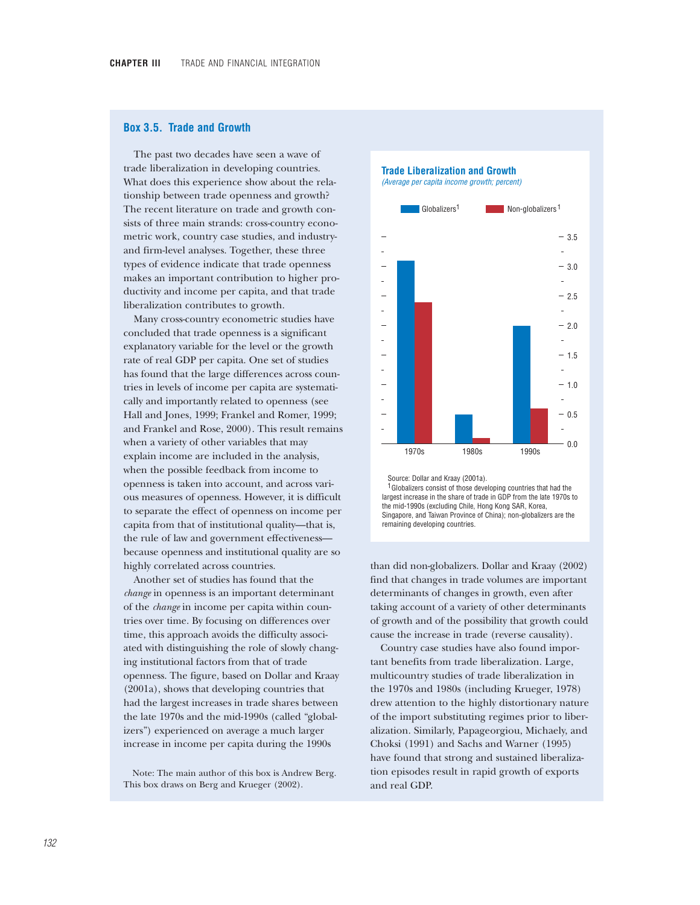## Box 3.5. Trade and Growth

The past two decades have seen a wave of trade liberalization in developing countries. What does this experience show about the relationship between trade openness and growth? The recent literature on trade and growth consists of three main strands: cross-country econometric work, country case studies, and industry- and firm-level analyses. Together, these three types of evidence indicate that trade openness makes an important contribution to higher productivity and income per capita, and that trade liberalization contributes to growth.

Many cross-country econometric studies have concluded that trade openness is a significant explanatory variable for the level or the growth rate of real GDP per capita. One set of studies has found that the large differences across countries in levels of income per capita are systematically and importantly related to openness (see Hall and Jones, 1999; Frankel and Romer, 1999; and Frankel and Rose, 2000). This result remains when a variety of other variables that may explain income are included in the analysis, when the possible feedback from income to openness is taken into account, and across various measures of openness. However, it is difficult to separate the effect of openness on income per capita from that of institutional quality—that is, the rule of law and government effectiveness—because openness and institutional quality are so highly correlated across countries.

Another set of studies has found that the *change* in openness is an important determinant of the *change* in income per capita within countries over time. By focusing on differences over time, this approach avoids the difficulty associated with distinguishing the role of slowly changing institutional factors from that of trade openness. The figure, based on Dollar and Kraay (2001a), shows that developing countries that had the largest increases in trade shares between the late 1970s and the mid-1990s (called "globalizers") experienced on average a much larger increase in income per capita during the 1990s than did non-globalizers. Dollar and Kraay (2002) find that changes in trade volumes are important determinants of changes in growth, even after taking account of a variety of other determinants of growth and of the possibility that growth could cause the increase in trade (reverse causality).

**Trade Liberalization and Growth**
*(Average per capita income growth; percent)*

| | Globalizers[1] | Non-globalizers[1] |
|---|---|---|
| 1970s | 3.1 | 2.4 |
| 1980s | 0.5 | 0.1 |
| 1990s | 2.0 | 0.6 |

Source: Dollar and Kraay (2001a).
[1]Globalizers consist of those developing countries that had the largest increase in the share of trade in GDP from the late 1970s to the mid-1990s (excluding Chile, Hong Kong SAR, Korea, Singapore, and Taiwan Province of China); non-globalizers are the remaining developing countries.

Country case studies have also found important benefits from trade liberalization. Large, multicountry studies of trade liberalization in the 1970s and 1980s (including Krueger, 1978) drew attention to the highly distortionary nature of the import substituting regimes prior to liberalization. Similarly, Papageorgiou, Michaely, and Choksi (1991) and Sachs and Warner (1995) have found that strong and sustained liberalization episodes result in rapid growth of exports and real GDP.

Note: The main author of this box is Andrew Berg. This box draws on Berg and Krueger (2002).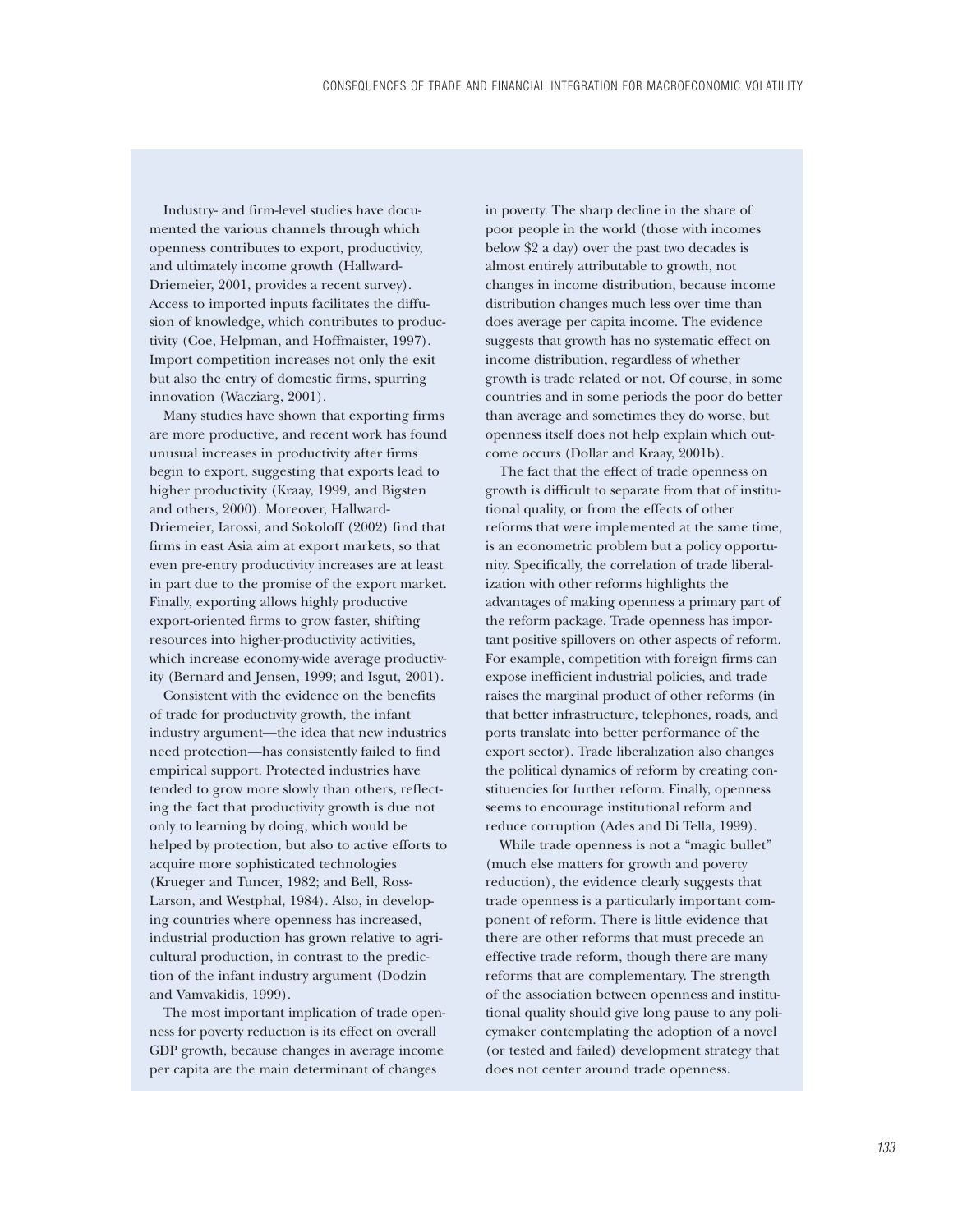Industry- and firm-level studies have documented the various channels through which openness contributes to export, productivity, and ultimately income growth (Hallward-Driemeier, 2001, provides a recent survey). Access to imported inputs facilitates the diffusion of knowledge, which contributes to productivity (Coe, Helpman, and Hoffmaister, 1997). Import competition increases not only the exit but also the entry of domestic firms, spurring innovation (Wacziarg, 2001).

Many studies have shown that exporting firms are more productive, and recent work has found unusual increases in productivity after firms begin to export, suggesting that exports lead to higher productivity (Kraay, 1999, and Bigsten and others, 2000). Moreover, Hallward-Driemeier, Iarossi, and Sokoloff (2002) find that firms in east Asia aim at export markets, so that even pre-entry productivity increases are at least in part due to the promise of the export market. Finally, exporting allows highly productive export-oriented firms to grow faster, shifting resources into higher-productivity activities, which increase economy-wide average productivity (Bernard and Jensen, 1999; and Isgut, 2001).

Consistent with the evidence on the benefits of trade for productivity growth, the infant industry argument—the idea that new industries need protection—has consistently failed to find empirical support. Protected industries have tended to grow more slowly than others, reflecting the fact that productivity growth is due not only to learning by doing, which would be helped by protection, but also to active efforts to acquire more sophisticated technologies (Krueger and Tuncer, 1982; and Bell, Ross-Larson, and Westphal, 1984). Also, in developing countries where openness has increased, industrial production has grown relative to agricultural production, in contrast to the prediction of the infant industry argument (Dodzin and Vamvakidis, 1999).

The most important implication of trade openness for poverty reduction is its effect on overall GDP growth, because changes in average income per capita are the main determinant of changes in poverty. The sharp decline in the share of poor people in the world (those with incomes below $2 a day) over the past two decades is almost entirely attributable to growth, not changes in income distribution, because income distribution changes much less over time than does average per capita income. The evidence suggests that growth has no systematic effect on income distribution, regardless of whether growth is trade related or not. Of course, in some countries and in some periods the poor do better than average and sometimes they do worse, but openness itself does not help explain which outcome occurs (Dollar and Kraay, 2001b).

The fact that the effect of trade openness on growth is difficult to separate from that of institutional quality, or from the effects of other reforms that were implemented at the same time, is an econometric problem but a policy opportunity. Specifically, the correlation of trade liberalization with other reforms highlights the advantages of making openness a primary part of the reform package. Trade openness has important positive spillovers on other aspects of reform. For example, competition with foreign firms can expose inefficient industrial policies, and trade raises the marginal product of other reforms (in that better infrastructure, telephones, roads, and ports translate into better performance of the export sector). Trade liberalization also changes the political dynamics of reform by creating constituencies for further reform. Finally, openness seems to encourage institutional reform and reduce corruption (Ades and Di Tella, 1999).

While trade openness is not a "magic bullet" (much else matters for growth and poverty reduction), the evidence clearly suggests that trade openness is a particularly important component of reform. There is little evidence that there are other reforms that must precede an effective trade reform, though there are many reforms that are complementary. The strength of the association between openness and institutional quality should give long pause to any policymaker contemplating the adoption of a novel (or tested and failed) development strategy that does not center around trade openness.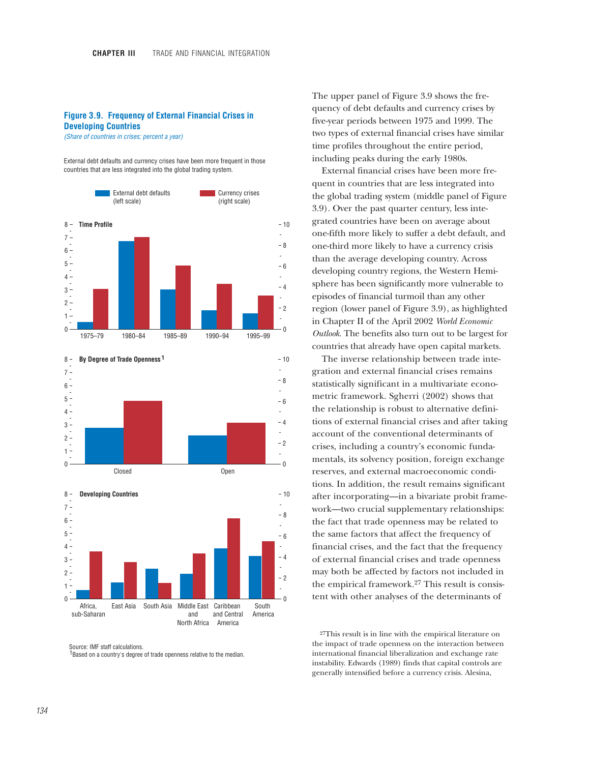**Figure 3.9. Frequency of External Financial Crises in Developing Countries**

*(Share of countries in crises; percent a year)*

External debt defaults and currency crises have been more frequent in those countries that are less integrated into the global trading system.

External debt defaults (left scale)
Currency crises (right scale)

**Time Profile**

1975–79 1980–84 1985–89 1990–94 1995–99

**By Degree of Trade Openness**[1]

Closed Open

**Developing Countries**

Africa, sub-Saharan East Asia South Asia Middle East and North Africa Caribbean and Central America South America

Source: IMF staff calculations.
[1]Based on a country's degree of trade openness relative to the median.

The upper panel of Figure 3.9 shows the frequency of debt defaults and currency crises by five-year periods between 1975 and 1999. The two types of external financial crises have similar time profiles throughout the entire period, including peaks during the early 1980s.

External financial crises have been more frequent in countries that are less integrated into the global trading system (middle panel of Figure 3.9). Over the past quarter century, less integrated countries have been on average about one-fifth more likely to suffer a debt default, and one-third more likely to have a currency crisis than the average developing country. Across developing country regions, the Western Hemisphere has been significantly more vulnerable to episodes of financial turmoil than any other region (lower panel of Figure 3.9), as highlighted in Chapter II of the April 2002 *World Economic Outlook*. The benefits also turn out to be largest for countries that already have open capital markets.

The inverse relationship between trade integration and external financial crises remains statistically significant in a multivariate econometric framework. Sgherri (2002) shows that the relationship is robust to alternative definitions of external financial crises and after taking account of the conventional determinants of crises, including a country's economic fundamentals, its solvency position, foreign exchange reserves, and external macroeconomic conditions. In addition, the result remains significant after incorporating—in a bivariate probit framework—two crucial supplementary relationships: the fact that trade openness may be related to the same factors that affect the frequency of financial crises, and the fact that the frequency of external financial crises and trade openness may both be affected by factors not included in the empirical framework.[27] This result is consistent with other analyses of the determinants of

[27]This result is in line with the empirical literature on the impact of trade openness on the interaction between international financial liberalization and exchange rate instability. Edwards (1989) finds that capital controls are generally intensified before a currency crisis. Alesina,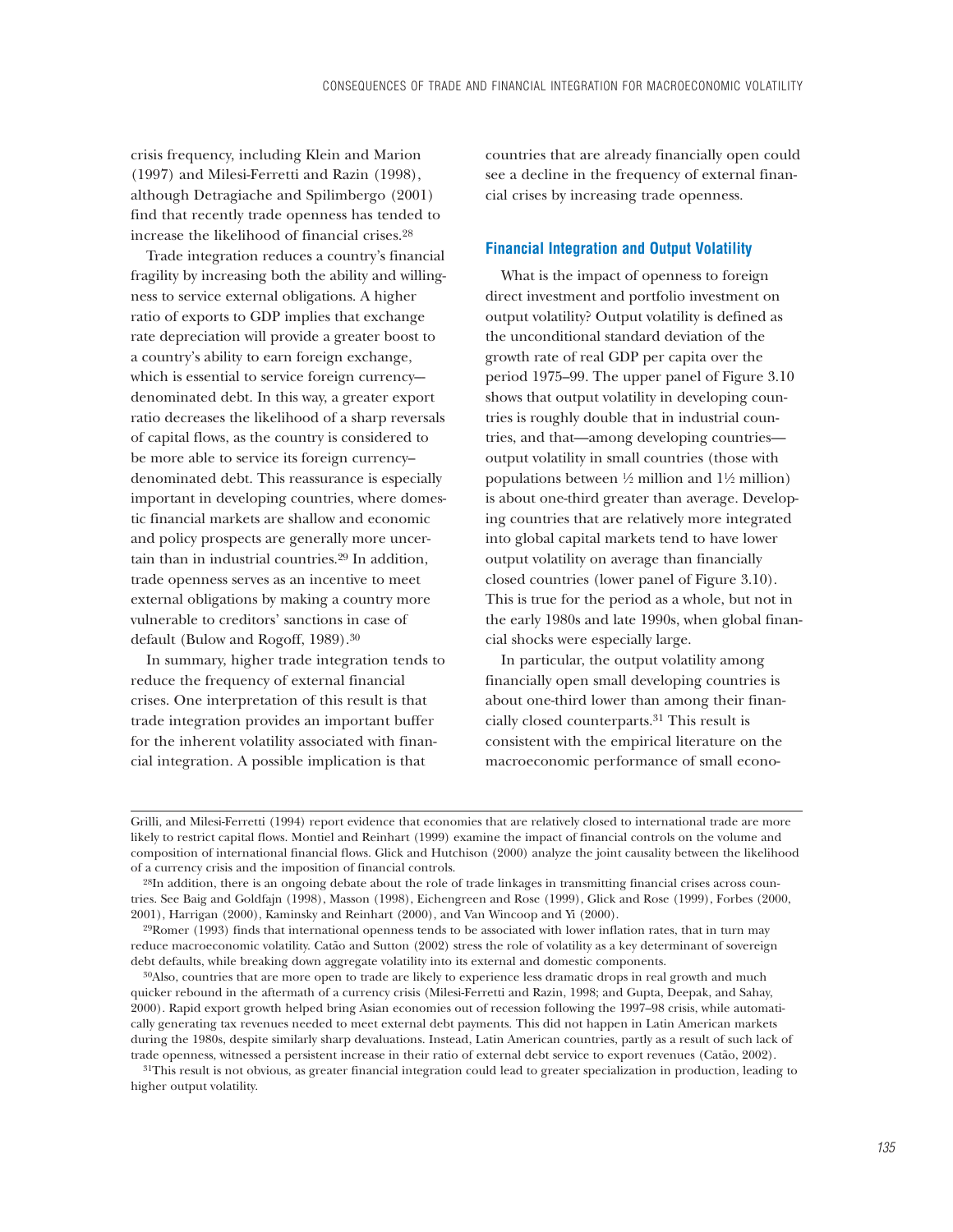crisis frequency, including Klein and Marion (1997) and Milesi-Ferretti and Razin (1998), although Detragiache and Spilimbergo (2001) find that recently trade openness has tended to increase the likelihood of financial crises.[28]

Trade integration reduces a country's financial fragility by increasing both the ability and willingness to service external obligations. A higher ratio of exports to GDP implies that exchange rate depreciation will provide a greater boost to a country's ability to earn foreign exchange, which is essential to service foreign currency–denominated debt. In this way, a greater export ratio decreases the likelihood of a sharp reversals of capital flows, as the country is considered to be more able to service its foreign currency–denominated debt. This reassurance is especially important in developing countries, where domestic financial markets are shallow and economic and policy prospects are generally more uncertain than in industrial countries.[29] In addition, trade openness serves as an incentive to meet external obligations by making a country more vulnerable to creditors' sanctions in case of default (Bulow and Rogoff, 1989).[30]

In summary, higher trade integration tends to reduce the frequency of external financial crises. One interpretation of this result is that trade integration provides an important buffer for the inherent volatility associated with financial integration. A possible implication is that countries that are already financially open could see a decline in the frequency of external financial crises by increasing trade openness.

### Financial Integration and Output Volatility

What is the impact of openness to foreign direct investment and portfolio investment on output volatility? Output volatility is defined as the unconditional standard deviation of the growth rate of real GDP per capita over the period 1975–99. The upper panel of Figure 3.10 shows that output volatility in developing countries is roughly double that in industrial countries, and that—among developing countries—output volatility in small countries (those with populations between ½ million and 1½ million) is about one-third greater than average. Developing countries that are relatively more integrated into global capital markets tend to have lower output volatility on average than financially closed countries (lower panel of Figure 3.10). This is true for the period as a whole, but not in the early 1980s and late 1990s, when global financial shocks were especially large.

In particular, the output volatility among financially open small developing countries is about one-third lower than among their financially closed counterparts.[31] This result is consistent with the empirical literature on the macroeconomic performance of small econo-

---

Grilli, and Milesi-Ferretti (1994) report evidence that economies that are relatively closed to international trade are more likely to restrict capital flows. Montiel and Reinhart (1999) examine the impact of financial controls on the volume and composition of international financial flows. Glick and Hutchison (2000) analyze the joint causality between the likelihood of a currency crisis and the imposition of financial controls.

[28]In addition, there is an ongoing debate about the role of trade linkages in transmitting financial crises across countries. See Baig and Goldfajn (1998), Masson (1998), Eichengreen and Rose (1999), Glick and Rose (1999), Forbes (2000, 2001), Harrigan (2000), Kaminsky and Reinhart (2000), and Van Wincoop and Yi (2000).

[29]Romer (1993) finds that international openness tends to be associated with lower inflation rates, that in turn may reduce macroeconomic volatility. Catão and Sutton (2002) stress the role of volatility as a key determinant of sovereign debt defaults, while breaking down aggregate volatility into its external and domestic components.

[30]Also, countries that are more open to trade are likely to experience less dramatic drops in real growth and much quicker rebound in the aftermath of a currency crisis (Milesi-Ferretti and Razin, 1998; and Gupta, Deepak, and Sahay, 2000). Rapid export growth helped bring Asian economies out of recession following the 1997–98 crisis, while automatically generating tax revenues needed to meet external debt payments. This did not happen in Latin American markets during the 1980s, despite similarly sharp devaluations. Instead, Latin American countries, partly as a result of such lack of trade openness, witnessed a persistent increase in their ratio of external debt service to export revenues (Catão, 2002).

[31]This result is not obvious, as greater financial integration could lead to greater specialization in production, leading to higher output volatility.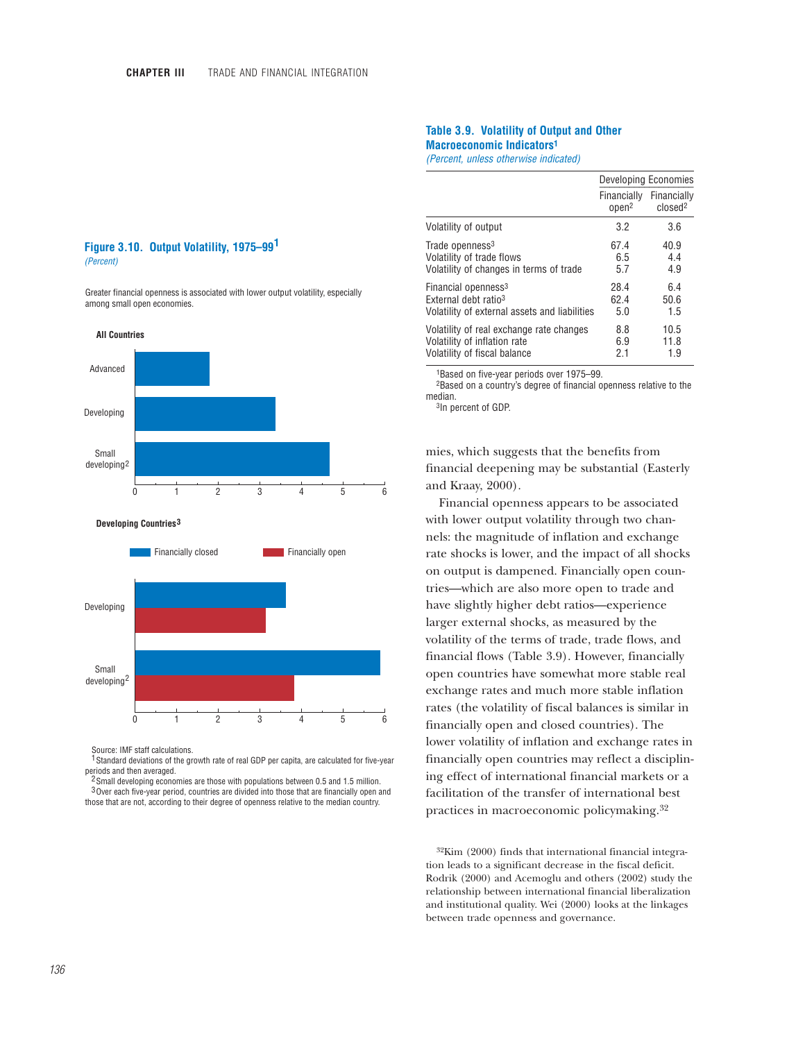### Figure 3.10. Output Volatility, 1975–99[1]

*(Percent)*

Greater financial openness is associated with lower output volatility, especially among small open economies.

**All Countries**

Advanced

Developing

Small developing[2]

**Developing Countries[3]**

Financially closed    Financially open

Developing

Small developing[2]

Source: IMF staff calculations.

[1]Standard deviations of the growth rate of real GDP per capita, are calculated for five-year periods and then averaged.

[2]Small developing economies are those with populations between 0.5 and 1.5 million.

[3]Over each five-year period, countries are divided into those that are financially open and those that are not, according to their degree of openness relative to the median country.

### Table 3.9. Volatility of Output and Other Macroeconomic Indicators[1]

*(Percent, unless otherwise indicated)*

| | Developing Economies | |
|---|---|---|
| | Financially open[2] | Financially closed[2] |
| Volatility of output | 3.2 | 3.6 |
| Trade openness[3] | 67.4 | 40.9 |
| Volatility of trade flows | 6.5 | 4.4 |
| Volatility of changes in terms of trade | 5.7 | 4.9 |
| Financial openness[3] | 28.4 | 6.4 |
| External debt ratio[3] | 62.4 | 50.6 |
| Volatility of external assets and liabilities | 5.0 | 1.5 |
| Volatility of real exchange rate changes | 8.8 | 10.5 |
| Volatility of inflation rate | 6.9 | 11.8 |
| Volatility of fiscal balance | 2.1 | 1.9 |

[1]Based on five-year periods over 1975–99.

[2]Based on a country's degree of financial openness relative to the median.

[3]In percent of GDP.

mies, which suggests that the benefits from financial deepening may be substantial (Easterly and Kraay, 2000).

Financial openness appears to be associated with lower output volatility through two channels: the magnitude of inflation and exchange rate shocks is lower, and the impact of all shocks on output is dampened. Financially open countries—which are also more open to trade and have slightly higher debt ratios—experience larger external shocks, as measured by the volatility of the terms of trade, trade flows, and financial flows (Table 3.9). However, financially open countries have somewhat more stable real exchange rates and much more stable inflation rates (the volatility of fiscal balances is similar in financially open and closed countries). The lower volatility of inflation and exchange rates in financially open countries may reflect a disciplining effect of international financial markets or a facilitation of the transfer of international best practices in macroeconomic policymaking.[32]

[32]Kim (2000) finds that international financial integration leads to a significant decrease in the fiscal deficit. Rodrik (2000) and Acemoglu and others (2002) study the relationship between international financial liberalization and institutional quality. Wei (2000) looks at the linkages between trade openness and governance.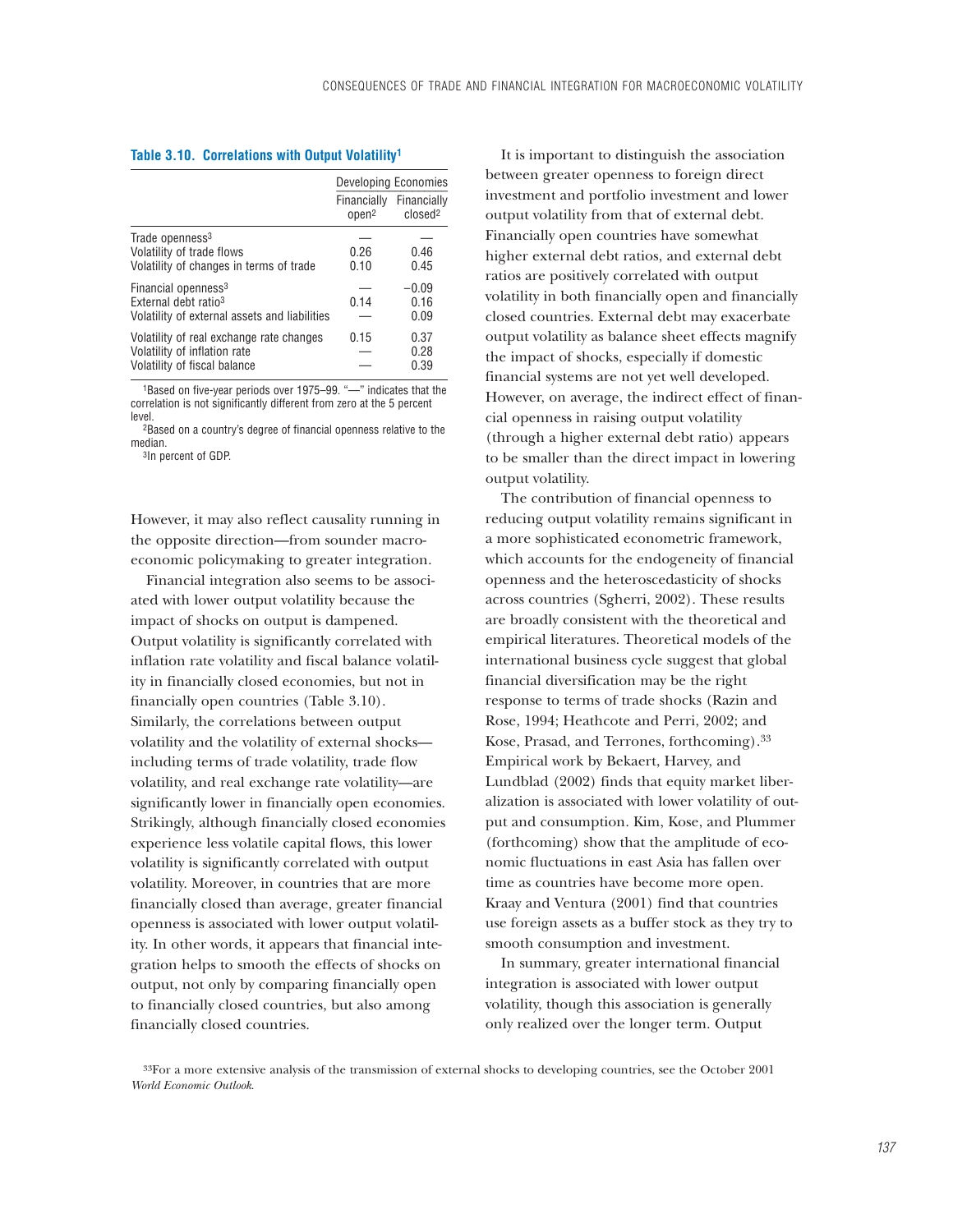**Table 3.10. Correlations with Output Volatility[1]**

| | Developing Economies | |
|---|---|---|
| | Financially open[2] | Financially closed[2] |
| Trade openness[3] | — | — |
| Volatility of trade flows | 0.26 | 0.46 |
| Volatility of changes in terms of trade | 0.10 | 0.45 |
| Financial openness[3] | — | −0.09 |
| External debt ratio[3] | 0.14 | 0.16 |
| Volatility of external assets and liabilities | — | 0.09 |
| Volatility of real exchange rate changes | 0.15 | 0.37 |
| Volatility of inflation rate | — | 0.28 |
| Volatility of fiscal balance | — | 0.39 |

[1]Based on five-year periods over 1975–99. "—" indicates that the correlation is not significantly different from zero at the 5 percent level.
[2]Based on a country's degree of financial openness relative to the median.
[3]In percent of GDP.

However, it may also reflect causality running in the opposite direction—from sounder macroeconomic policymaking to greater integration.

Financial integration also seems to be associated with lower output volatility because the impact of shocks on output is dampened. Output volatility is significantly correlated with inflation rate volatility and fiscal balance volatility in financially closed economies, but not in financially open countries (Table 3.10). Similarly, the correlations between output volatility and the volatility of external shocks—including terms of trade volatility, trade flow volatility, and real exchange rate volatility—are significantly lower in financially open economies. Strikingly, although financially closed economies experience less volatile capital flows, this lower volatility is significantly correlated with output volatility. Moreover, in countries that are more financially closed than average, greater financial openness is associated with lower output volatility. In other words, it appears that financial integration helps to smooth the effects of shocks on output, not only by comparing financially open to financially closed countries, but also among financially closed countries.

It is important to distinguish the association between greater openness to foreign direct investment and portfolio investment and lower output volatility from that of external debt. Financially open countries have somewhat higher external debt ratios, and external debt ratios are positively correlated with output volatility in both financially open and financially closed countries. External debt may exacerbate output volatility as balance sheet effects magnify the impact of shocks, especially if domestic financial systems are not yet well developed. However, on average, the indirect effect of financial openness in raising output volatility (through a higher external debt ratio) appears to be smaller than the direct impact in lowering output volatility.

The contribution of financial openness to reducing output volatility remains significant in a more sophisticated econometric framework, which accounts for the endogeneity of financial openness and the heteroscedasticity of shocks across countries (Sgherri, 2002). These results are broadly consistent with the theoretical and empirical literatures. Theoretical models of the international business cycle suggest that global financial diversification may be the right response to terms of trade shocks (Razin and Rose, 1994; Heathcote and Perri, 2002; and Kose, Prasad, and Terrones, forthcoming).[33] Empirical work by Bekaert, Harvey, and Lundblad (2002) finds that equity market liberalization is associated with lower volatility of output and consumption. Kim, Kose, and Plummer (forthcoming) show that the amplitude of economic fluctuations in east Asia has fallen over time as countries have become more open. Kraay and Ventura (2001) find that countries use foreign assets as a buffer stock as they try to smooth consumption and investment.

In summary, greater international financial integration is associated with lower output volatility, though this association is generally only realized over the longer term. Output

[33]For a more extensive analysis of the transmission of external shocks to developing countries, see the October 2001 *World Economic Outlook*.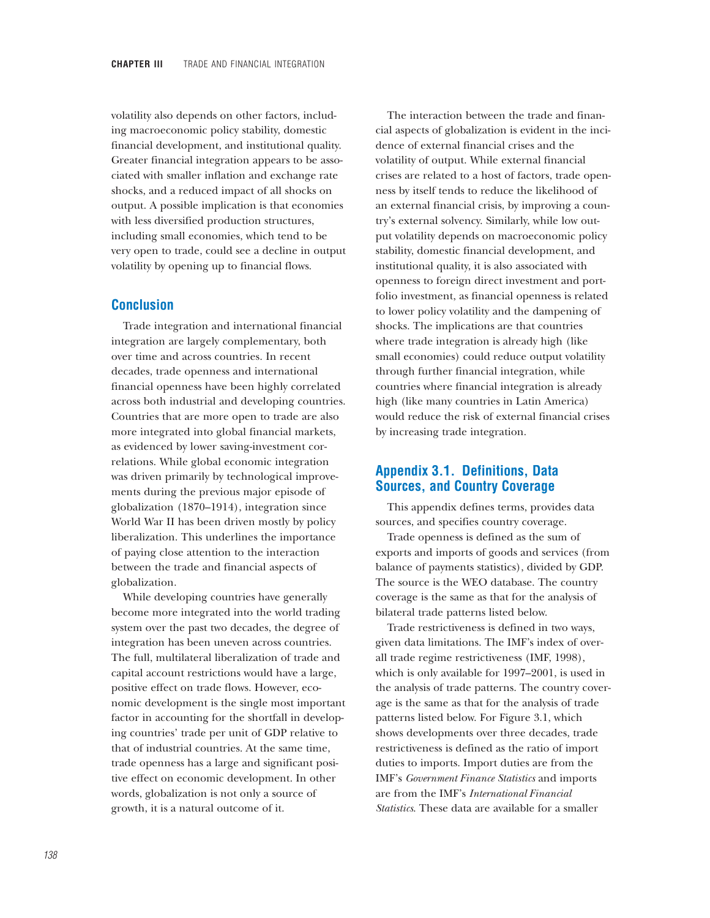volatility also depends on other factors, including macroeconomic policy stability, domestic financial development, and institutional quality. Greater financial integration appears to be associated with smaller inflation and exchange rate shocks, and a reduced impact of all shocks on output. A possible implication is that economies with less diversified production structures, including small economies, which tend to be very open to trade, could see a decline in output volatility by opening up to financial flows.

## Conclusion

Trade integration and international financial integration are largely complementary, both over time and across countries. In recent decades, trade openness and international financial openness have been highly correlated across both industrial and developing countries. Countries that are more open to trade are also more integrated into global financial markets, as evidenced by lower saving-investment correlations. While global economic integration was driven primarily by technological improvements during the previous major episode of globalization (1870–1914), integration since World War II has been driven mostly by policy liberalization. This underlines the importance of paying close attention to the interaction between the trade and financial aspects of globalization.

While developing countries have generally become more integrated into the world trading system over the past two decades, the degree of integration has been uneven across countries. The full, multilateral liberalization of trade and capital account restrictions would have a large, positive effect on trade flows. However, economic development is the single most important factor in accounting for the shortfall in developing countries' trade per unit of GDP relative to that of industrial countries. At the same time, trade openness has a large and significant positive effect on economic development. In other words, globalization is not only a source of growth, it is a natural outcome of it.

The interaction between the trade and financial aspects of globalization is evident in the incidence of external financial crises and the volatility of output. While external financial crises are related to a host of factors, trade openness by itself tends to reduce the likelihood of an external financial crisis, by improving a country's external solvency. Similarly, while low output volatility depends on macroeconomic policy stability, domestic financial development, and institutional quality, it is also associated with openness to foreign direct investment and portfolio investment, as financial openness is related to lower policy volatility and the dampening of shocks. The implications are that countries where trade integration is already high (like small economies) could reduce output volatility through further financial integration, while countries where financial integration is already high (like many countries in Latin America) would reduce the risk of external financial crises by increasing trade integration.

## Appendix 3.1. Definitions, Data Sources, and Country Coverage

This appendix defines terms, provides data sources, and specifies country coverage.

Trade openness is defined as the sum of exports and imports of goods and services (from balance of payments statistics), divided by GDP. The source is the WEO database. The country coverage is the same as that for the analysis of bilateral trade patterns listed below.

Trade restrictiveness is defined in two ways, given data limitations. The IMF's index of overall trade regime restrictiveness (IMF, 1998), which is only available for 1997–2001, is used in the analysis of trade patterns. The country coverage is the same as that for the analysis of trade patterns listed below. For Figure 3.1, which shows developments over three decades, trade restrictiveness is defined as the ratio of import duties to imports. Import duties are from the IMF's *Government Finance Statistics* and imports are from the IMF's *International Financial Statistics*. These data are available for a smaller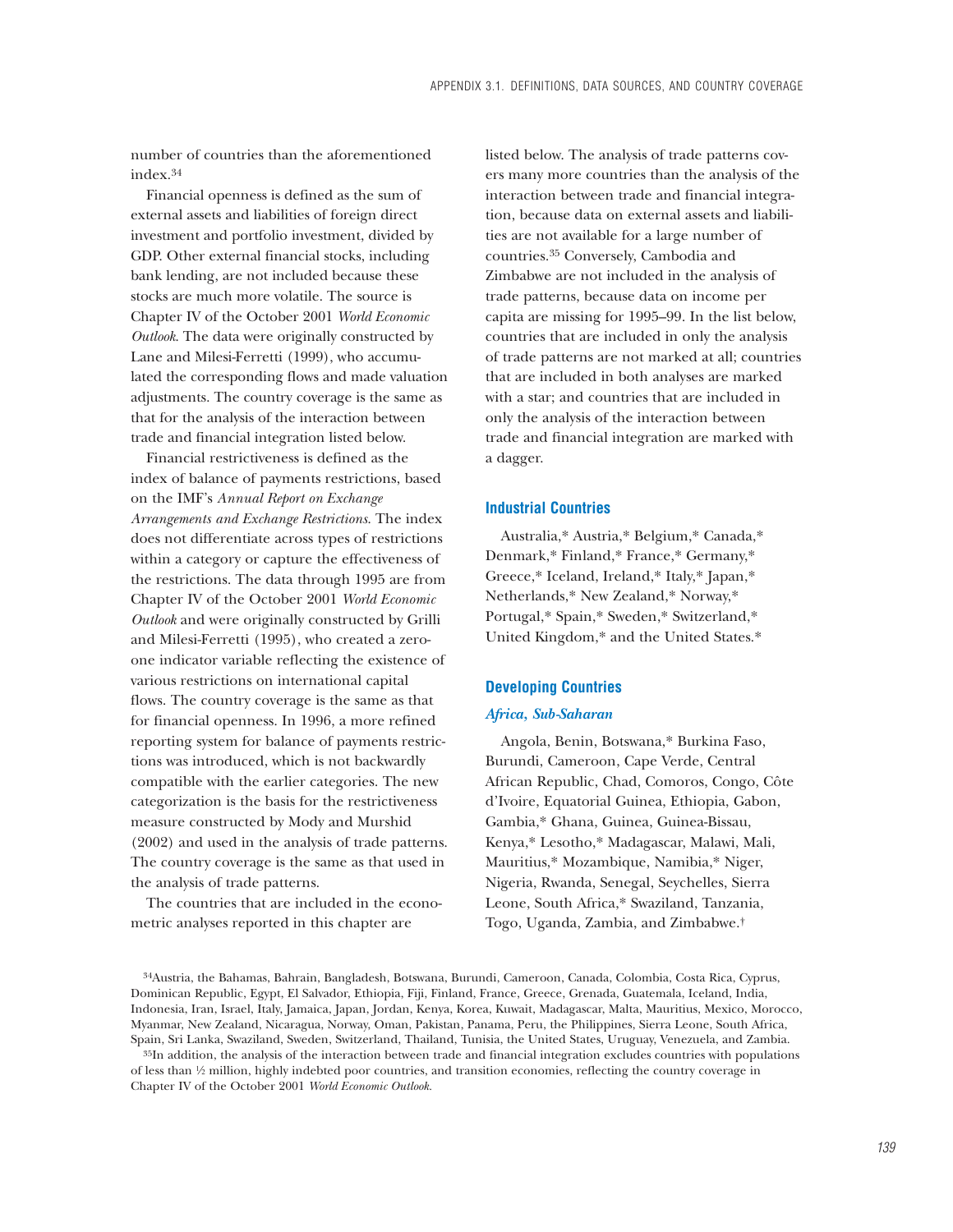number of countries than the aforementioned index.[34]

Financial openness is defined as the sum of external assets and liabilities of foreign direct investment and portfolio investment, divided by GDP. Other external financial stocks, including bank lending, are not included because these stocks are much more volatile. The source is Chapter IV of the October 2001 *World Economic Outlook*. The data were originally constructed by Lane and Milesi-Ferretti (1999), who accumulated the corresponding flows and made valuation adjustments. The country coverage is the same as that for the analysis of the interaction between trade and financial integration listed below.

Financial restrictiveness is defined as the index of balance of payments restrictions, based on the IMF's *Annual Report on Exchange Arrangements and Exchange Restrictions*. The index does not differentiate across types of restrictions within a category or capture the effectiveness of the restrictions. The data through 1995 are from Chapter IV of the October 2001 *World Economic Outlook* and were originally constructed by Grilli and Milesi-Ferretti (1995), who created a zero-one indicator variable reflecting the existence of various restrictions on international capital flows. The country coverage is the same as that for financial openness. In 1996, a more refined reporting system for balance of payments restrictions was introduced, which is not backwardly compatible with the earlier categories. The new categorization is the basis for the restrictiveness measure constructed by Mody and Murshid (2002) and used in the analysis of trade patterns. The country coverage is the same as that used in the analysis of trade patterns.

The countries that are included in the econometric analyses reported in this chapter are listed below. The analysis of trade patterns covers many more countries than the analysis of the interaction between trade and financial integration, because data on external assets and liabilities are not available for a large number of countries.[35] Conversely, Cambodia and Zimbabwe are not included in the analysis of trade patterns, because data on income per capita are missing for 1995–99. In the list below, countries that are included in only the analysis of trade patterns are not marked at all; countries that are included in both analyses are marked with a star; and countries that are included in only the analysis of the interaction between trade and financial integration are marked with a dagger.

## Industrial Countries

Australia,* Austria,* Belgium,* Canada,* Denmark,* Finland,* France,* Germany,* Greece,* Iceland, Ireland,* Italy,* Japan,* Netherlands,* New Zealand,* Norway,* Portugal,* Spain,* Sweden,* Switzerland,* United Kingdom,* and the United States.*

## Developing Countries

### *Africa, Sub-Saharan*

Angola, Benin, Botswana,* Burkina Faso, Burundi, Cameroon, Cape Verde, Central African Republic, Chad, Comoros, Congo, Côte d'Ivoire, Equatorial Guinea, Ethiopia, Gabon, Gambia,* Ghana, Guinea, Guinea-Bissau, Kenya,* Lesotho,* Madagascar, Malawi, Mali, Mauritius,* Mozambique, Namibia,* Niger, Nigeria, Rwanda, Senegal, Seychelles, Sierra Leone, South Africa,* Swaziland, Tanzania, Togo, Uganda, Zambia, and Zimbabwe.†

---

[34]Austria, the Bahamas, Bahrain, Bangladesh, Botswana, Burundi, Cameroon, Canada, Colombia, Costa Rica, Cyprus, Dominican Republic, Egypt, El Salvador, Ethiopia, Fiji, Finland, France, Greece, Grenada, Guatemala, Iceland, India, Indonesia, Iran, Israel, Italy, Jamaica, Japan, Jordan, Kenya, Korea, Kuwait, Madagascar, Malta, Mauritius, Mexico, Morocco, Myanmar, New Zealand, Nicaragua, Norway, Oman, Pakistan, Panama, Peru, the Philippines, Sierra Leone, South Africa, Spain, Sri Lanka, Swaziland, Sweden, Switzerland, Thailand, Tunisia, the United States, Uruguay, Venezuela, and Zambia.

[35]In addition, the analysis of the interaction between trade and financial integration excludes countries with populations of less than ½ million, highly indebted poor countries, and transition economies, reflecting the country coverage in Chapter IV of the October 2001 *World Economic Outlook*.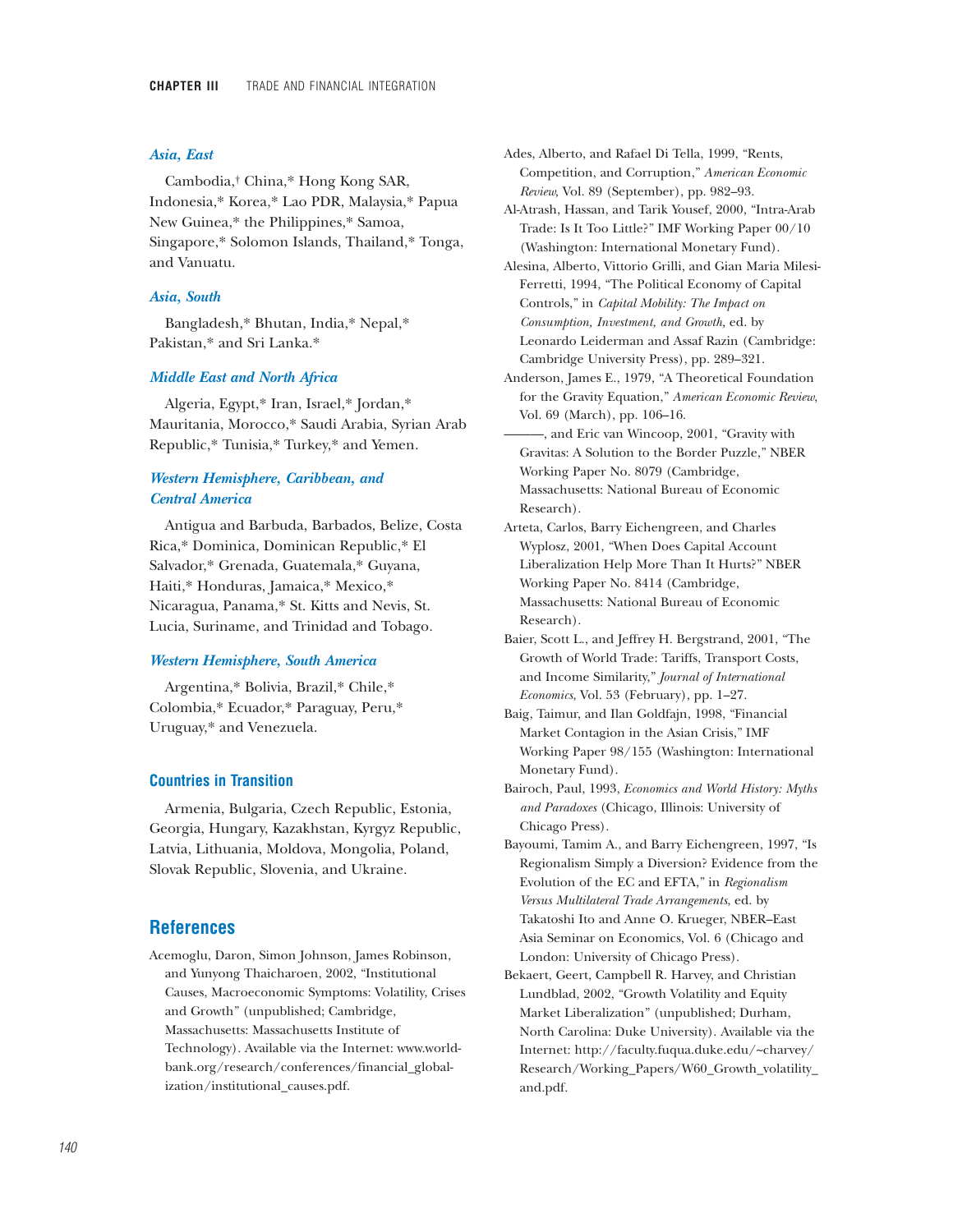### *Asia, East*

Cambodia,† China,* Hong Kong SAR, Indonesia,* Korea,* Lao PDR, Malaysia,* Papua New Guinea,* the Philippines,* Samoa, Singapore,* Solomon Islands, Thailand,* Tonga, and Vanuatu.

### *Asia, South*

Bangladesh,* Bhutan, India,* Nepal,* Pakistan,* and Sri Lanka.*

### *Middle East and North Africa*

Algeria, Egypt,* Iran, Israel,* Jordan,* Mauritania, Morocco,* Saudi Arabia, Syrian Arab Republic,* Tunisia,* Turkey,* and Yemen.

### *Western Hemisphere, Caribbean, and Central America*

Antigua and Barbuda, Barbados, Belize, Costa Rica,* Dominica, Dominican Republic,* El Salvador,* Grenada, Guatemala,* Guyana, Haiti,* Honduras, Jamaica,* Mexico,* Nicaragua, Panama,* St. Kitts and Nevis, St. Lucia, Suriname, and Trinidad and Tobago.

### *Western Hemisphere, South America*

Argentina,* Bolivia, Brazil,* Chile,* Colombia,* Ecuador,* Paraguay, Peru,* Uruguay,* and Venezuela.

## Countries in Transition

Armenia, Bulgaria, Czech Republic, Estonia, Georgia, Hungary, Kazakhstan, Kyrgyz Republic, Latvia, Lithuania, Moldova, Mongolia, Poland, Slovak Republic, Slovenia, and Ukraine.

# References

Acemoglu, Daron, Simon Johnson, James Robinson, and Yunyong Thaicharoen, 2002, "Institutional Causes, Macroeconomic Symptoms: Volatility, Crises and Growth" (unpublished; Cambridge, Massachusetts: Massachusetts Institute of Technology). Available via the Internet: www.worldbank.org/research/conferences/financial_globalization/institutional_causes.pdf.

Ades, Alberto, and Rafael Di Tella, 1999, "Rents, Competition, and Corruption," *American Economic Review*, Vol. 89 (September), pp. 982–93.

Al-Atrash, Hassan, and Tarik Yousef, 2000, "Intra-Arab Trade: Is It Too Little?" IMF Working Paper 00/10 (Washington: International Monetary Fund).

Alesina, Alberto, Vittorio Grilli, and Gian Maria Milesi-Ferretti, 1994, "The Political Economy of Capital Controls," in *Capital Mobility: The Impact on Consumption, Investment, and Growth,* ed. by Leonardo Leiderman and Assaf Razin (Cambridge: Cambridge University Press), pp. 289–321.

Anderson, James E., 1979, "A Theoretical Foundation for the Gravity Equation," *American Economic Review*, Vol. 69 (March), pp. 106–16.

———, and Eric van Wincoop, 2001, "Gravity with Gravitas: A Solution to the Border Puzzle," NBER Working Paper No. 8079 (Cambridge, Massachusetts: National Bureau of Economic Research).

Arteta, Carlos, Barry Eichengreen, and Charles Wyplosz, 2001, "When Does Capital Account Liberalization Help More Than It Hurts?" NBER Working Paper No. 8414 (Cambridge, Massachusetts: National Bureau of Economic Research).

Baier, Scott L., and Jeffrey H. Bergstrand, 2001, "The Growth of World Trade: Tariffs, Transport Costs, and Income Similarity," *Journal of International Economics*, Vol. 53 (February), pp. 1–27.

Baig, Taimur, and Ilan Goldfajn, 1998, "Financial Market Contagion in the Asian Crisis," IMF Working Paper 98/155 (Washington: International Monetary Fund).

Bairoch, Paul, 1993, *Economics and World History: Myths and Paradoxes* (Chicago, Illinois: University of Chicago Press).

Bayoumi, Tamim A., and Barry Eichengreen, 1997, "Is Regionalism Simply a Diversion? Evidence from the Evolution of the EC and EFTA," in *Regionalism Versus Multilateral Trade Arrangements,* ed. by Takatoshi Ito and Anne O. Krueger, NBER–East Asia Seminar on Economics, Vol. 6 (Chicago and London: University of Chicago Press).

Bekaert, Geert, Campbell R. Harvey, and Christian Lundblad, 2002, "Growth Volatility and Equity Market Liberalization" (unpublished; Durham, North Carolina: Duke University). Available via the Internet: http://faculty.fuqua.duke.edu/~charvey/Research/Working_Papers/W60_Growth_volatility_and.pdf.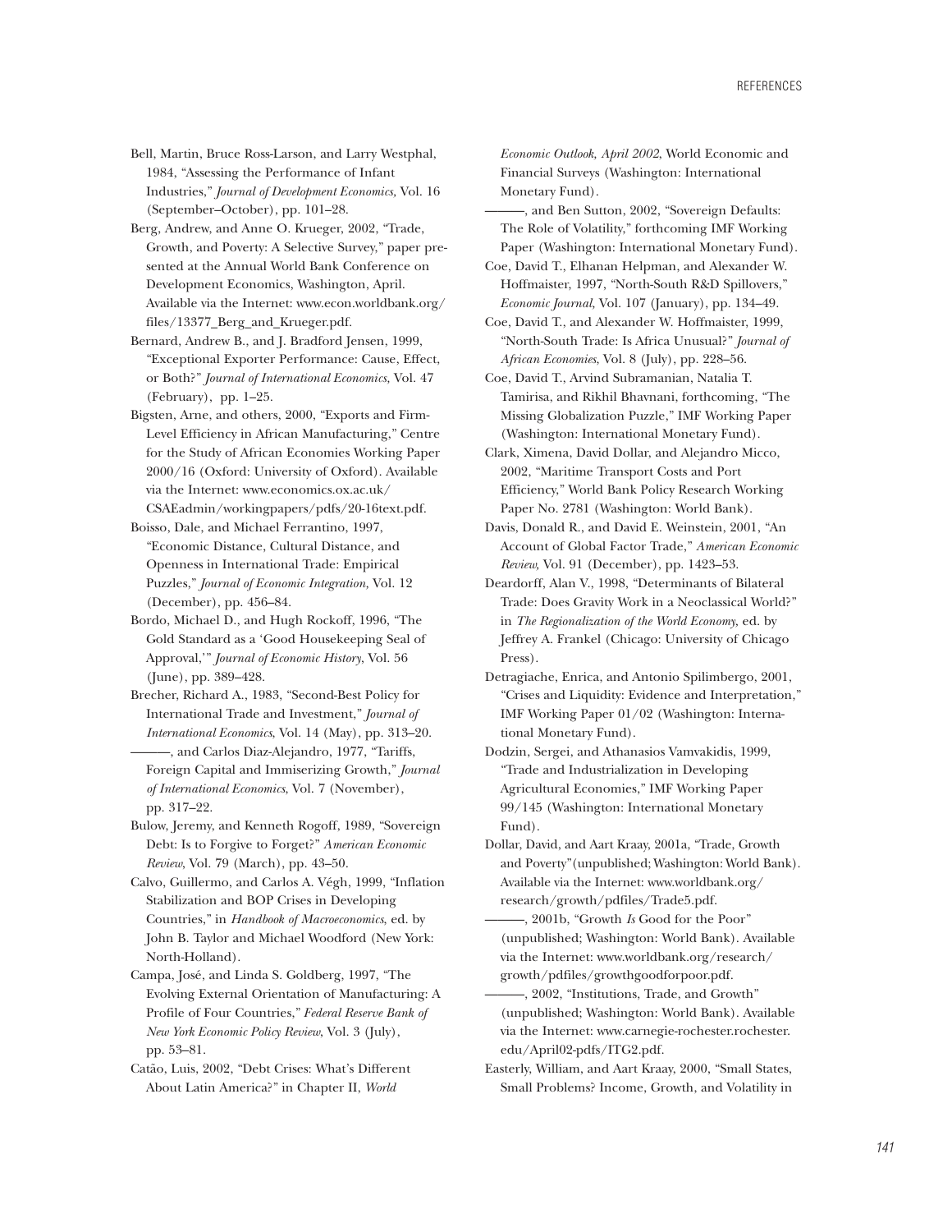Bell, Martin, Bruce Ross-Larson, and Larry Westphal, 1984, "Assessing the Performance of Infant Industries," *Journal of Development Economics,* Vol. 16 (September–October), pp. 101–28.

Berg, Andrew, and Anne O. Krueger, 2002, "Trade, Growth, and Poverty: A Selective Survey," paper presented at the Annual World Bank Conference on Development Economics, Washington, April. Available via the Internet: www.econ.worldbank.org/files/13377_Berg_and_Krueger.pdf.

Bernard, Andrew B., and J. Bradford Jensen, 1999, "Exceptional Exporter Performance: Cause, Effect, or Both?" *Journal of International Economics,* Vol. 47 (February), pp. 1–25.

Bigsten, Arne, and others, 2000, "Exports and Firm-Level Efficiency in African Manufacturing," Centre for the Study of African Economies Working Paper 2000/16 (Oxford: University of Oxford). Available via the Internet: www.economics.ox.ac.uk/CSAEadmin/workingpapers/pdfs/20-16text.pdf.

Boisso, Dale, and Michael Ferrantino, 1997, "Economic Distance, Cultural Distance, and Openness in International Trade: Empirical Puzzles," *Journal of Economic Integration,* Vol. 12 (December), pp. 456–84.

Bordo, Michael D., and Hugh Rockoff, 1996, "The Gold Standard as a 'Good Housekeeping Seal of Approval,'" *Journal of Economic History*, Vol. 56 (June), pp. 389–428.

Brecher, Richard A., 1983, "Second-Best Policy for International Trade and Investment," *Journal of International Economics*, Vol. 14 (May), pp. 313–20.

———, and Carlos Diaz-Alejandro, 1977, "Tariffs, Foreign Capital and Immiserizing Growth," *Journal of International Economics*, Vol. 7 (November), pp. 317–22.

Bulow, Jeremy, and Kenneth Rogoff, 1989, "Sovereign Debt: Is to Forgive to Forget?" *American Economic Review*, Vol. 79 (March), pp. 43–50.

Calvo, Guillermo, and Carlos A. Végh, 1999, "Inflation Stabilization and BOP Crises in Developing Countries," in *Handbook of Macroeconomics*, ed. by John B. Taylor and Michael Woodford (New York: North-Holland).

Campa, José, and Linda S. Goldberg, 1997, "The Evolving External Orientation of Manufacturing: A Profile of Four Countries," *Federal Reserve Bank of New York Economic Policy Review*, Vol. 3 (July), pp. 53–81.

Catão, Luis, 2002, "Debt Crises: What's Different About Latin America?" in Chapter II, *World Economic Outlook, April 2002*, World Economic and Financial Surveys (Washington: International Monetary Fund).

———, and Ben Sutton, 2002, "Sovereign Defaults: The Role of Volatility," forthcoming IMF Working Paper (Washington: International Monetary Fund).

Coe, David T., Elhanan Helpman, and Alexander W. Hoffmaister, 1997, "North-South R&D Spillovers," *Economic Journal,* Vol. 107 (January), pp. 134–49.

Coe, David T., and Alexander W. Hoffmaister, 1999, "North-South Trade: Is Africa Unusual?" *Journal of African Economies*, Vol. 8 (July), pp. 228–56.

Coe, David T., Arvind Subramanian, Natalia T. Tamirisa, and Rikhil Bhavnani, forthcoming, "The Missing Globalization Puzzle," IMF Working Paper (Washington: International Monetary Fund).

Clark, Ximena, David Dollar, and Alejandro Micco, 2002, "Maritime Transport Costs and Port Efficiency," World Bank Policy Research Working Paper No. 2781 (Washington: World Bank).

Davis, Donald R., and David E. Weinstein, 2001, "An Account of Global Factor Trade," *American Economic Review,* Vol. 91 (December), pp. 1423–53.

Deardorff, Alan V., 1998, "Determinants of Bilateral Trade: Does Gravity Work in a Neoclassical World?" in *The Regionalization of the World Economy,* ed. by Jeffrey A. Frankel (Chicago: University of Chicago Press).

Detragiache, Enrica, and Antonio Spilimbergo, 2001, "Crises and Liquidity: Evidence and Interpretation," IMF Working Paper 01/02 (Washington: International Monetary Fund).

Dodzin, Sergei, and Athanasios Vamvakidis, 1999, "Trade and Industrialization in Developing Agricultural Economies," IMF Working Paper 99/145 (Washington: International Monetary Fund).

Dollar, David, and Aart Kraay, 2001a, "Trade, Growth and Poverty" (unpublished; Washington: World Bank). Available via the Internet: www.worldbank.org/research/growth/pdffiles/Trade5.pdf.

———, 2001b, "Growth *Is* Good for the Poor" (unpublished; Washington: World Bank). Available via the Internet: www.worldbank.org/research/growth/pdffiles/growthgoodforpoor.pdf.

———, 2002, "Institutions, Trade, and Growth" (unpublished; Washington: World Bank). Available via the Internet: www.carnegie-rochester.rochester.edu/April02-pdfs/ITG2.pdf.

Easterly, William, and Aart Kraay, 2000, "Small States, Small Problems? Income, Growth, and Volatility in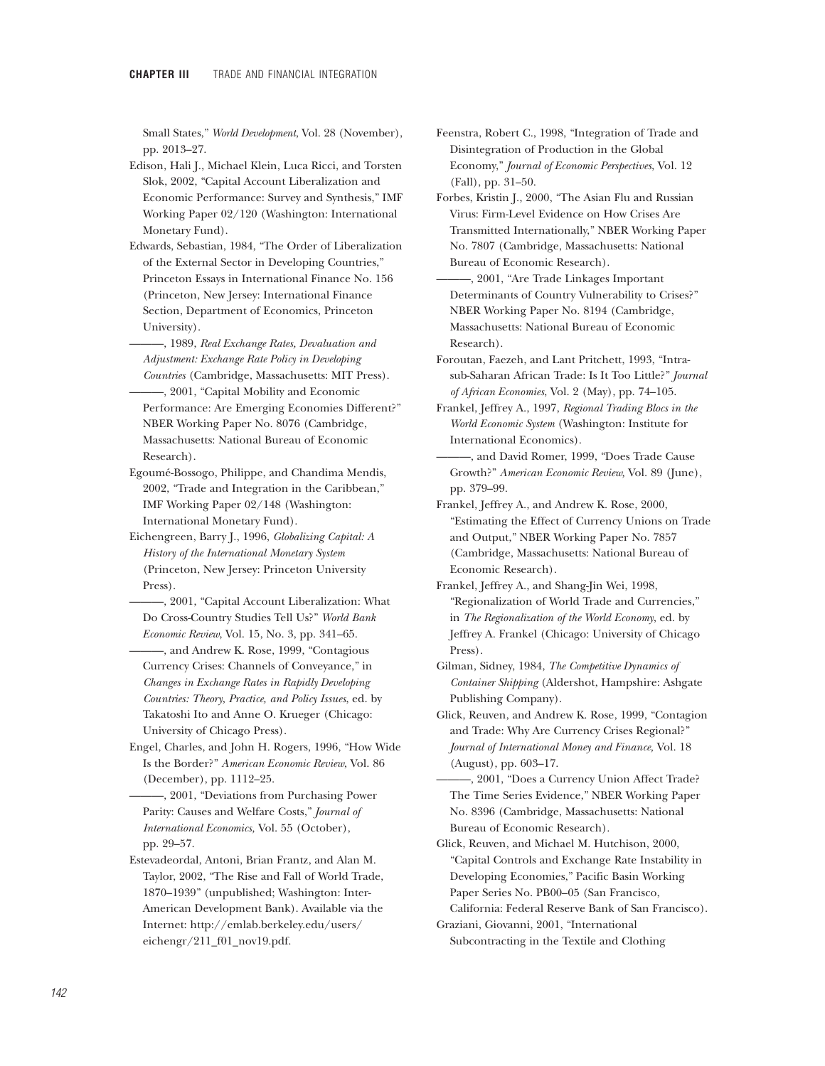Small States," *World Development*, Vol. 28 (November), pp. 2013–27.

Edison, Hali J., Michael Klein, Luca Ricci, and Torsten Slok, 2002, "Capital Account Liberalization and Economic Performance: Survey and Synthesis," IMF Working Paper 02/120 (Washington: International Monetary Fund).

Edwards, Sebastian, 1984, "The Order of Liberalization of the External Sector in Developing Countries," Princeton Essays in International Finance No. 156 (Princeton, New Jersey: International Finance Section, Department of Economics, Princeton University).

———, 1989, *Real Exchange Rates, Devaluation and Adjustment: Exchange Rate Policy in Developing Countries* (Cambridge, Massachusetts: MIT Press).

———, 2001, "Capital Mobility and Economic Performance: Are Emerging Economies Different?" NBER Working Paper No. 8076 (Cambridge, Massachusetts: National Bureau of Economic Research).

Egoumé-Bossogo, Philippe, and Chandima Mendis, 2002, "Trade and Integration in the Caribbean," IMF Working Paper 02/148 (Washington: International Monetary Fund).

Eichengreen, Barry J., 1996, *Globalizing Capital: A History of the International Monetary System* (Princeton, New Jersey: Princeton University Press).

———, 2001, "Capital Account Liberalization: What Do Cross-Country Studies Tell Us?" *World Bank Economic Review*, Vol. 15, No. 3, pp. 341–65.

———, and Andrew K. Rose, 1999, "Contagious Currency Crises: Channels of Conveyance," in *Changes in Exchange Rates in Rapidly Developing Countries: Theory, Practice, and Policy Issues*, ed. by Takatoshi Ito and Anne O. Krueger (Chicago: University of Chicago Press).

Engel, Charles, and John H. Rogers, 1996, "How Wide Is the Border?" *American Economic Review*, Vol. 86 (December), pp. 1112–25.

———, 2001, "Deviations from Purchasing Power Parity: Causes and Welfare Costs," *Journal of International Economics,* Vol. 55 (October), pp. 29–57.

Estevadeordal, Antoni, Brian Frantz, and Alan M. Taylor, 2002, "The Rise and Fall of World Trade, 1870–1939" (unpublished; Washington: Inter-American Development Bank). Available via the Internet: http://emlab.berkeley.edu/users/eichengr/211_f01_nov19.pdf.

Feenstra, Robert C., 1998, "Integration of Trade and Disintegration of Production in the Global Economy," *Journal of Economic Perspectives*, Vol. 12 (Fall), pp. 31–50.

Forbes, Kristin J., 2000, "The Asian Flu and Russian Virus: Firm-Level Evidence on How Crises Are Transmitted Internationally," NBER Working Paper No. 7807 (Cambridge, Massachusetts: National Bureau of Economic Research).

———, 2001, "Are Trade Linkages Important Determinants of Country Vulnerability to Crises?" NBER Working Paper No. 8194 (Cambridge, Massachusetts: National Bureau of Economic Research).

Foroutan, Faezeh, and Lant Pritchett, 1993, "Intra-sub-Saharan African Trade: Is It Too Little?" *Journal of African Economies*, Vol. 2 (May), pp. 74–105.

Frankel, Jeffrey A., 1997, *Regional Trading Blocs in the World Economic System* (Washington: Institute for International Economics).

———, and David Romer, 1999, "Does Trade Cause Growth?" *American Economic Review,* Vol. 89 (June), pp. 379–99.

Frankel, Jeffrey A., and Andrew K. Rose, 2000, "Estimating the Effect of Currency Unions on Trade and Output," NBER Working Paper No. 7857 (Cambridge, Massachusetts: National Bureau of Economic Research).

Frankel, Jeffrey A., and Shang-Jin Wei, 1998, "Regionalization of World Trade and Currencies," in *The Regionalization of the World Economy*, ed. by Jeffrey A. Frankel (Chicago: University of Chicago Press).

Gilman, Sidney, 1984, *The Competitive Dynamics of Container Shipping* (Aldershot, Hampshire: Ashgate Publishing Company).

Glick, Reuven, and Andrew K. Rose, 1999, "Contagion and Trade: Why Are Currency Crises Regional?" *Journal of International Money and Finance,* Vol. 18 (August), pp. 603–17.

———, 2001, "Does a Currency Union Affect Trade? The Time Series Evidence," NBER Working Paper No. 8396 (Cambridge, Massachusetts: National Bureau of Economic Research).

Glick, Reuven, and Michael M. Hutchison, 2000, "Capital Controls and Exchange Rate Instability in Developing Economies," Pacific Basin Working Paper Series No. PB00–05 (San Francisco, California: Federal Reserve Bank of San Francisco).

Graziani, Giovanni, 2001, "International Subcontracting in the Textile and Clothing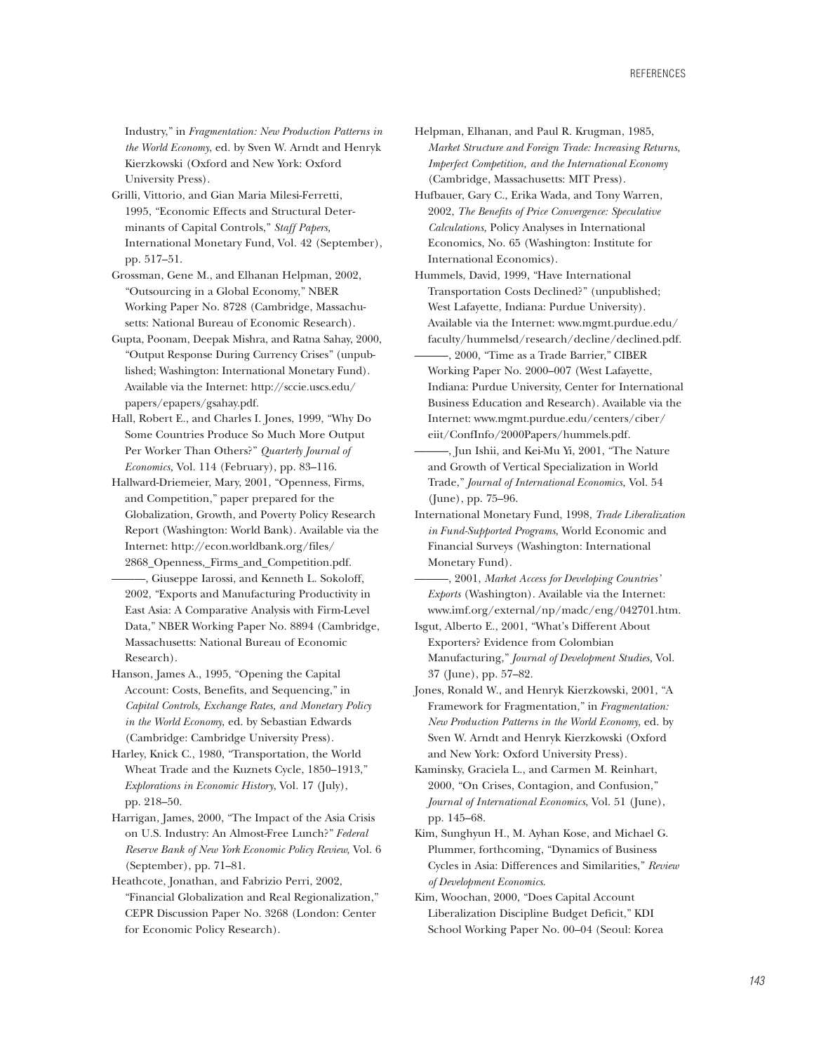Industry," in *Fragmentation: New Production Patterns in the World Economy*, ed. by Sven W. Arndt and Henryk Kierzkowski (Oxford and New York: Oxford University Press).

Grilli, Vittorio, and Gian Maria Milesi-Ferretti, 1995, "Economic Effects and Structural Determinants of Capital Controls," *Staff Papers,* International Monetary Fund, Vol. 42 (September), pp. 517–51.

Grossman, Gene M., and Elhanan Helpman, 2002, "Outsourcing in a Global Economy," NBER Working Paper No. 8728 (Cambridge, Massachusetts: National Bureau of Economic Research).

Gupta, Poonam, Deepak Mishra, and Ratna Sahay, 2000, "Output Response During Currency Crises" (unpublished; Washington: International Monetary Fund). Available via the Internet: http://sccie.uscs.edu/papers/epapers/gsahay.pdf.

Hall, Robert E., and Charles I. Jones, 1999, "Why Do Some Countries Produce So Much More Output Per Worker Than Others?" *Quarterly Journal of Economics,* Vol. 114 (February), pp. 83–116.

Hallward-Driemeier, Mary, 2001, "Openness, Firms, and Competition," paper prepared for the Globalization, Growth, and Poverty Policy Research Report (Washington: World Bank). Available via the Internet: http://econ.worldbank.org/files/2868_Openness,_Firms_and_Competition.pdf.

———, Giuseppe Iarossi, and Kenneth L. Sokoloff, 2002, "Exports and Manufacturing Productivity in East Asia: A Comparative Analysis with Firm-Level Data," NBER Working Paper No. 8894 (Cambridge, Massachusetts: National Bureau of Economic Research).

Hanson, James A., 1995, "Opening the Capital Account: Costs, Benefits, and Sequencing," in *Capital Controls, Exchange Rates, and Monetary Policy in the World Economy*, ed. by Sebastian Edwards (Cambridge: Cambridge University Press).

Harley, Knick C., 1980, "Transportation, the World Wheat Trade and the Kuznets Cycle, 1850–1913," *Explorations in Economic History*, Vol. 17 (July), pp. 218–50.

Harrigan, James, 2000, "The Impact of the Asia Crisis on U.S. Industry: An Almost-Free Lunch?" *Federal Reserve Bank of New York Economic Policy Review,* Vol. 6 (September), pp. 71–81.

Heathcote, Jonathan, and Fabrizio Perri, 2002, "Financial Globalization and Real Regionalization," CEPR Discussion Paper No. 3268 (London: Center for Economic Policy Research).

Helpman, Elhanan, and Paul R. Krugman, 1985, *Market Structure and Foreign Trade: Increasing Returns, Imperfect Competition, and the International Economy* (Cambridge, Massachusetts: MIT Press).

Hufbauer, Gary C., Erika Wada, and Tony Warren, 2002, *The Benefits of Price Convergence: Speculative Calculations,* Policy Analyses in International Economics, No. 65 (Washington: Institute for International Economics).

Hummels, David, 1999, "Have International Transportation Costs Declined?" (unpublished; West Lafayette, Indiana: Purdue University). Available via the Internet: www.mgmt.purdue.edu/faculty/hummelsd/research/decline/declined.pdf.

———, 2000, "Time as a Trade Barrier," CIBER Working Paper No. 2000–007 (West Lafayette, Indiana: Purdue University, Center for International Business Education and Research). Available via the Internet: www.mgmt.purdue.edu/centers/ciber/eiit/ConfInfo/2000Papers/hummels.pdf.

———, Jun Ishii, and Kei-Mu Yi, 2001, "The Nature and Growth of Vertical Specialization in World Trade," *Journal of International Economics,* Vol. 54 (June), pp. 75–96.

International Monetary Fund, 1998, *Trade Liberalization in Fund-Supported Programs*, World Economic and Financial Surveys (Washington: International Monetary Fund).

———, 2001, *Market Access for Developing Countries' Exports* (Washington). Available via the Internet: www.imf.org/external/np/madc/eng/042701.htm.

Isgut, Alberto E., 2001, "What's Different About Exporters? Evidence from Colombian Manufacturing," *Journal of Development Studies,* Vol. 37 (June), pp. 57–82.

Jones, Ronald W., and Henryk Kierzkowski, 2001, "A Framework for Fragmentation," in *Fragmentation: New Production Patterns in the World Economy*, ed. by Sven W. Arndt and Henryk Kierzkowski (Oxford and New York: Oxford University Press).

Kaminsky, Graciela L., and Carmen M. Reinhart, 2000, "On Crises, Contagion, and Confusion," *Journal of International Economics*, Vol. 51 (June), pp. 145–68.

Kim, Sunghyun H., M. Ayhan Kose, and Michael G. Plummer, forthcoming, "Dynamics of Business Cycles in Asia: Differences and Similarities," *Review of Development Economics.*

Kim, Woochan, 2000, "Does Capital Account Liberalization Discipline Budget Deficit," KDI School Working Paper No. 00–04 (Seoul: Korea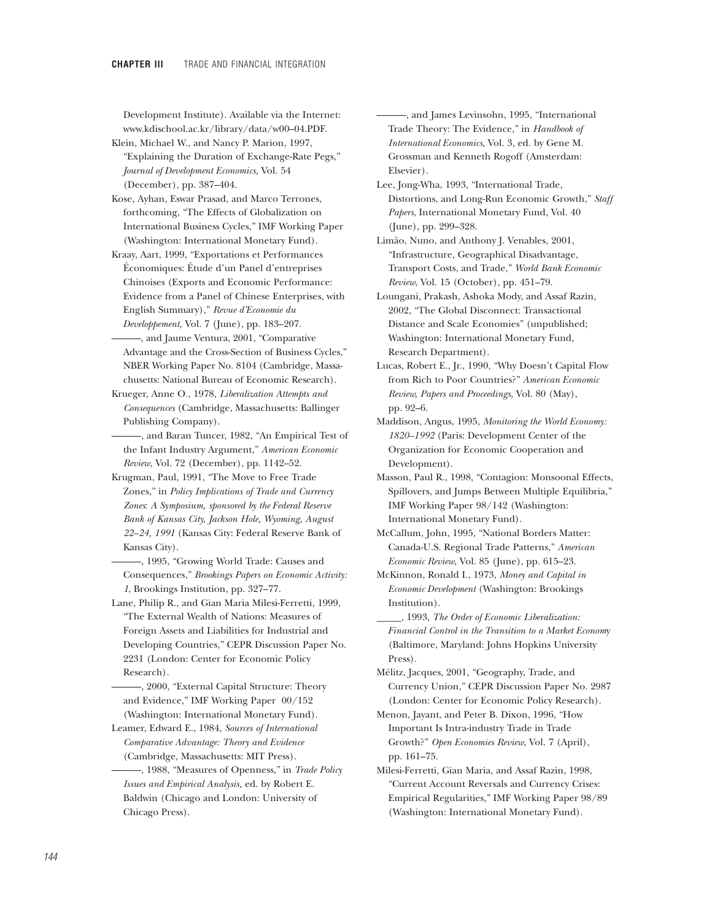Development Institute). Available via the Internet: www.kdischool.ac.kr/library/data/w00–04.PDF.

Klein, Michael W., and Nancy P. Marion, 1997, "Explaining the Duration of Exchange-Rate Pegs," *Journal of Development Economics,* Vol. 54 (December), pp. 387–404.

Kose, Ayhan, Eswar Prasad, and Marco Terrones, forthcoming, "The Effects of Globalization on International Business Cycles," IMF Working Paper (Washington: International Monetary Fund).

Kraay, Aart, 1999, "Exportations et Performances Économiques: Étude d'un Panel d'entreprises Chinoises (Exports and Economic Performance: Evidence from a Panel of Chinese Enterprises, with English Summary)," *Revue d'Economie du Developpement,* Vol. 7 (June), pp. 183–207.

———, and Jaume Ventura, 2001, "Comparative Advantage and the Cross-Section of Business Cycles," NBER Working Paper No. 8104 (Cambridge, Massachusetts: National Bureau of Economic Research).

Krueger, Anne O., 1978, *Liberalization Attempts and Consequences* (Cambridge, Massachusetts: Ballinger Publishing Company).

———, and Baran Tuncer, 1982, "An Empirical Test of the Infant Industry Argument," *American Economic Review*, Vol. 72 (December), pp. 1142–52.

Krugman, Paul, 1991, "The Move to Free Trade Zones," in *Policy Implications of Trade and Currency Zones*: *A Symposium, sponsored by the Federal Reserve Bank of Kansas City, Jackson Hole, Wyoming, August 22–24, 1991* (Kansas City: Federal Reserve Bank of Kansas City).

———, 1995, "Growing World Trade: Causes and Consequences," *Brookings Papers on Economic Activity: 1*, Brookings Institution, pp. 327–77.

Lane, Philip R., and Gian Maria Milesi-Ferretti, 1999, "The External Wealth of Nations: Measures of Foreign Assets and Liabilities for Industrial and Developing Countries," CEPR Discussion Paper No. 2231 (London: Center for Economic Policy Research).

———, 2000, "External Capital Structure: Theory and Evidence," IMF Working Paper 00/152 (Washington: International Monetary Fund).

Leamer, Edward E., 1984, *Sources of International Comparative Advantage: Theory and Evidence* (Cambridge, Massachusetts: MIT Press).

———, 1988, "Measures of Openness," in *Trade Policy Issues and Empirical Analysis*, ed. by Robert E. Baldwin (Chicago and London: University of Chicago Press).

———, and James Levinsohn, 1995, "International Trade Theory: The Evidence," in *Handbook of International Economics*, Vol. 3, ed. by Gene M. Grossman and Kenneth Rogoff (Amsterdam: Elsevier).

Lee, Jong-Wha, 1993, "International Trade, Distortions, and Long-Run Economic Growth," *Staff Papers*, International Monetary Fund, Vol. 40 (June), pp. 299–328.

Limão, Nuno, and Anthony J. Venables, 2001, "Infrastructure, Geographical Disadvantage, Transport Costs, and Trade," *World Bank Economic Review*, Vol. 15 (October), pp. 451–79.

Loungani, Prakash, Ashoka Mody, and Assaf Razin, 2002, "The Global Disconnect: Transactional Distance and Scale Economies" (unpublished; Washington: International Monetary Fund, Research Department).

Lucas, Robert E., Jr., 1990, "Why Doesn't Capital Flow from Rich to Poor Countries?" *American Economic Review, Papers and Proceedings*, Vol. 80 (May), pp. 92–6.

Maddison, Angus, 1995, *Monitoring the World Economy: 1820–1992* (Paris: Development Center of the Organization for Economic Cooperation and Development).

Masson, Paul R., 1998, "Contagion: Monsoonal Effects, Spillovers, and Jumps Between Multiple Equilibria," IMF Working Paper 98/142 (Washington: International Monetary Fund).

McCallum, John, 1995, "National Borders Matter: Canada-U.S. Regional Trade Patterns," *American Economic Review*, Vol. 85 (June), pp. 615–23.

McKinnon, Ronald I., 1973, *Money and Capital in Economic Development* (Washington: Brookings Institution).

_____, 1993, *The Order of Economic Liberalization: Financial Control in the Transition to a Market Economy* (Baltimore, Maryland: Johns Hopkins University Press).

Mélitz, Jacques, 2001, "Geography, Trade, and Currency Union," CEPR Discussion Paper No. 2987 (London: Center for Economic Policy Research).

Menon, Jayant, and Peter B. Dixon, 1996, "How Important Is Intra-industry Trade in Trade Growth?" *Open Economies Review*, Vol. 7 (April), pp. 161–75.

Milesi-Ferretti, Gian Maria, and Assaf Razin, 1998, "Current Account Reversals and Currency Crises: Empirical Regularities," IMF Working Paper 98/89 (Washington: International Monetary Fund).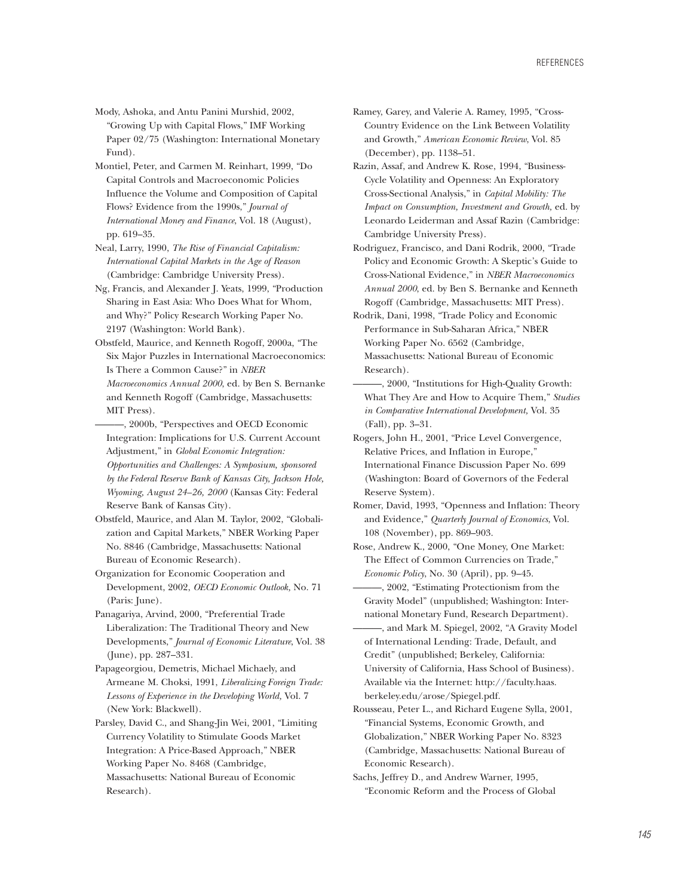Mody, Ashoka, and Antu Panini Murshid, 2002, "Growing Up with Capital Flows," IMF Working Paper 02/75 (Washington: International Monetary Fund).

Montiel, Peter, and Carmen M. Reinhart, 1999, "Do Capital Controls and Macroeconomic Policies Influence the Volume and Composition of Capital Flows? Evidence from the 1990s," *Journal of International Money and Finance*, Vol. 18 (August), pp. 619–35.

Neal, Larry, 1990, *The Rise of Financial Capitalism: International Capital Markets in the Age of Reason* (Cambridge: Cambridge University Press).

Ng, Francis, and Alexander J. Yeats, 1999, "Production Sharing in East Asia: Who Does What for Whom, and Why?" Policy Research Working Paper No. 2197 (Washington: World Bank).

Obstfeld, Maurice, and Kenneth Rogoff, 2000a, "The Six Major Puzzles in International Macroeconomics: Is There a Common Cause?" in *NBER Macroeconomics Annual 2000*, ed. by Ben S. Bernanke and Kenneth Rogoff (Cambridge, Massachusetts: MIT Press).

———, 2000b, "Perspectives and OECD Economic Integration: Implications for U.S. Current Account Adjustment," in *Global Economic Integration: Opportunities and Challenges: A Symposium, sponsored by the Federal Reserve Bank of Kansas City, Jackson Hole, Wyoming, August 24–26, 2000* (Kansas City: Federal Reserve Bank of Kansas City).

Obstfeld, Maurice, and Alan M. Taylor, 2002, "Globalization and Capital Markets," NBER Working Paper No. 8846 (Cambridge, Massachusetts: National Bureau of Economic Research).

Organization for Economic Cooperation and Development, 2002, *OECD Economic Outlook,* No. 71 (Paris: June).

Panagariya, Arvind, 2000, "Preferential Trade Liberalization: The Traditional Theory and New Developments," *Journal of Economic Literature*, Vol. 38 (June), pp. 287–331.

Papageorgiou, Demetris, Michael Michaely, and Armeane M. Choksi, 1991, *Liberalizing Foreign Trade: Lessons of Experience in the Developing World,* Vol. 7 (New York: Blackwell).

Parsley, David C., and Shang-Jin Wei, 2001, "Limiting Currency Volatility to Stimulate Goods Market Integration: A Price-Based Approach," NBER Working Paper No. 8468 (Cambridge, Massachusetts: National Bureau of Economic Research).

Ramey, Garey, and Valerie A. Ramey, 1995, "Cross-Country Evidence on the Link Between Volatility and Growth," *American Economic Review*, Vol. 85 (December), pp. 1138–51.

Razin, Assaf, and Andrew K. Rose, 1994, "Business-Cycle Volatility and Openness: An Exploratory Cross-Sectional Analysis," in *Capital Mobility: The Impact on Consumption, Investment and Growth*, ed. by Leonardo Leiderman and Assaf Razin (Cambridge: Cambridge University Press).

Rodriguez, Francisco, and Dani Rodrik, 2000, "Trade Policy and Economic Growth: A Skeptic's Guide to Cross-National Evidence," in *NBER Macroeconomics Annual 2000*, ed. by Ben S. Bernanke and Kenneth Rogoff (Cambridge, Massachusetts: MIT Press).

Rodrik, Dani, 1998, "Trade Policy and Economic Performance in Sub-Saharan Africa," NBER Working Paper No. 6562 (Cambridge, Massachusetts: National Bureau of Economic Research).

———, 2000, "Institutions for High-Quality Growth: What They Are and How to Acquire Them," *Studies in Comparative International Development,* Vol. 35 (Fall), pp. 3–31.

Rogers, John H., 2001, "Price Level Convergence, Relative Prices, and Inflation in Europe," International Finance Discussion Paper No. 699 (Washington: Board of Governors of the Federal Reserve System).

Romer, David, 1993, "Openness and Inflation: Theory and Evidence," *Quarterly Journal of Economics*, Vol. 108 (November), pp. 869–903.

Rose, Andrew K., 2000, "One Money, One Market: The Effect of Common Currencies on Trade," *Economic Policy*, No. 30 (April), pp. 9–45.

———, 2002, "Estimating Protectionism from the Gravity Model" (unpublished; Washington: International Monetary Fund, Research Department).

———, and Mark M. Spiegel, 2002, "A Gravity Model of International Lending: Trade, Default, and Credit" (unpublished; Berkeley, California: University of California, Hass School of Business). Available via the Internet: http://faculty.haas.berkeley.edu/arose/Spiegel.pdf.

Rousseau, Peter L., and Richard Eugene Sylla, 2001, "Financial Systems, Economic Growth, and Globalization," NBER Working Paper No. 8323 (Cambridge, Massachusetts: National Bureau of Economic Research).

Sachs, Jeffrey D., and Andrew Warner, 1995, "Economic Reform and the Process of Global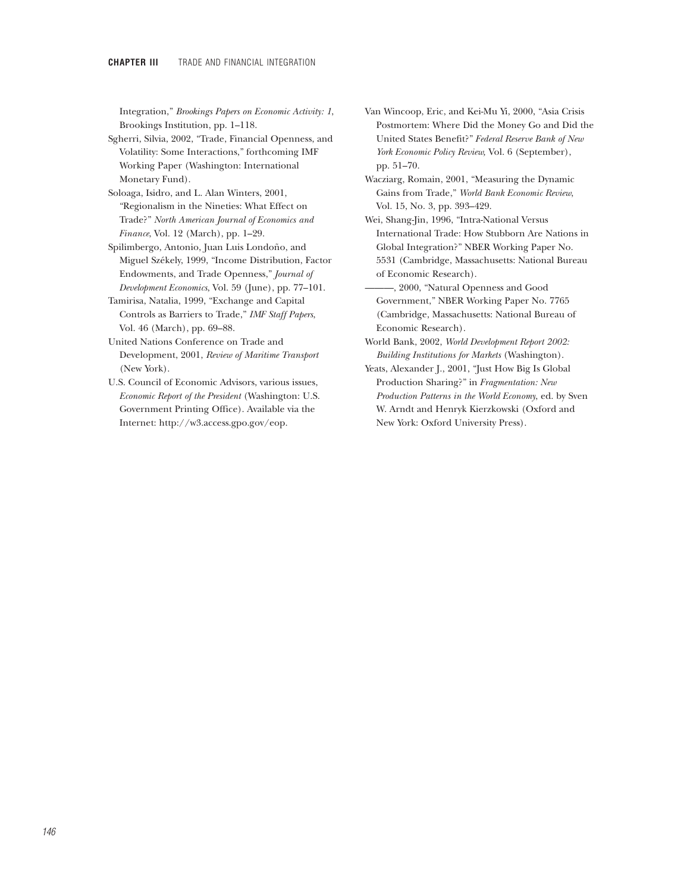Integration," *Brookings Papers on Economic Activity: 1*, Brookings Institution, pp. 1–118.

Sgherri, Silvia, 2002, "Trade, Financial Openness, and Volatility: Some Interactions," forthcoming IMF Working Paper (Washington: International Monetary Fund).

Soloaga, Isidro, and L. Alan Winters, 2001, "Regionalism in the Nineties: What Effect on Trade?" *North American Journal of Economics and Finance*, Vol. 12 (March), pp. 1–29.

Spilimbergo, Antonio, Juan Luis Londoño, and Miguel Székely, 1999, "Income Distribution, Factor Endowments, and Trade Openness," *Journal of Development Economics*, Vol. 59 (June), pp. 77–101.

Tamirisa, Natalia, 1999, "Exchange and Capital Controls as Barriers to Trade," *IMF Staff Papers*, Vol. 46 (March), pp. 69–88.

United Nations Conference on Trade and Development, 2001, *Review of Maritime Transport* (New York).

U.S. Council of Economic Advisors, various issues, *Economic Report of the President* (Washington: U.S. Government Printing Office). Available via the Internet: http://w3.access.gpo.gov/eop.

Van Wincoop, Eric, and Kei-Mu Yi, 2000, "Asia Crisis Postmortem: Where Did the Money Go and Did the United States Benefit?" *Federal Reserve Bank of New York Economic Policy Review*, Vol. 6 (September), pp. 51–70.

Wacziarg, Romain, 2001, "Measuring the Dynamic Gains from Trade," *World Bank Economic Review*, Vol. 15, No. 3, pp. 393–429.

Wei, Shang-Jin, 1996, "Intra-National Versus International Trade: How Stubborn Are Nations in Global Integration?" NBER Working Paper No. 5531 (Cambridge, Massachusetts: National Bureau of Economic Research).

———, 2000, "Natural Openness and Good Government," NBER Working Paper No. 7765 (Cambridge, Massachusetts: National Bureau of Economic Research).

World Bank, 2002, *World Development Report 2002: Building Institutions for Markets* (Washington).

Yeats, Alexander J., 2001, "Just How Big Is Global Production Sharing?" in *Fragmentation: New Production Patterns in the World Economy*, ed. by Sven W. Arndt and Henryk Kierzkowski (Oxford and New York: Oxford University Press).